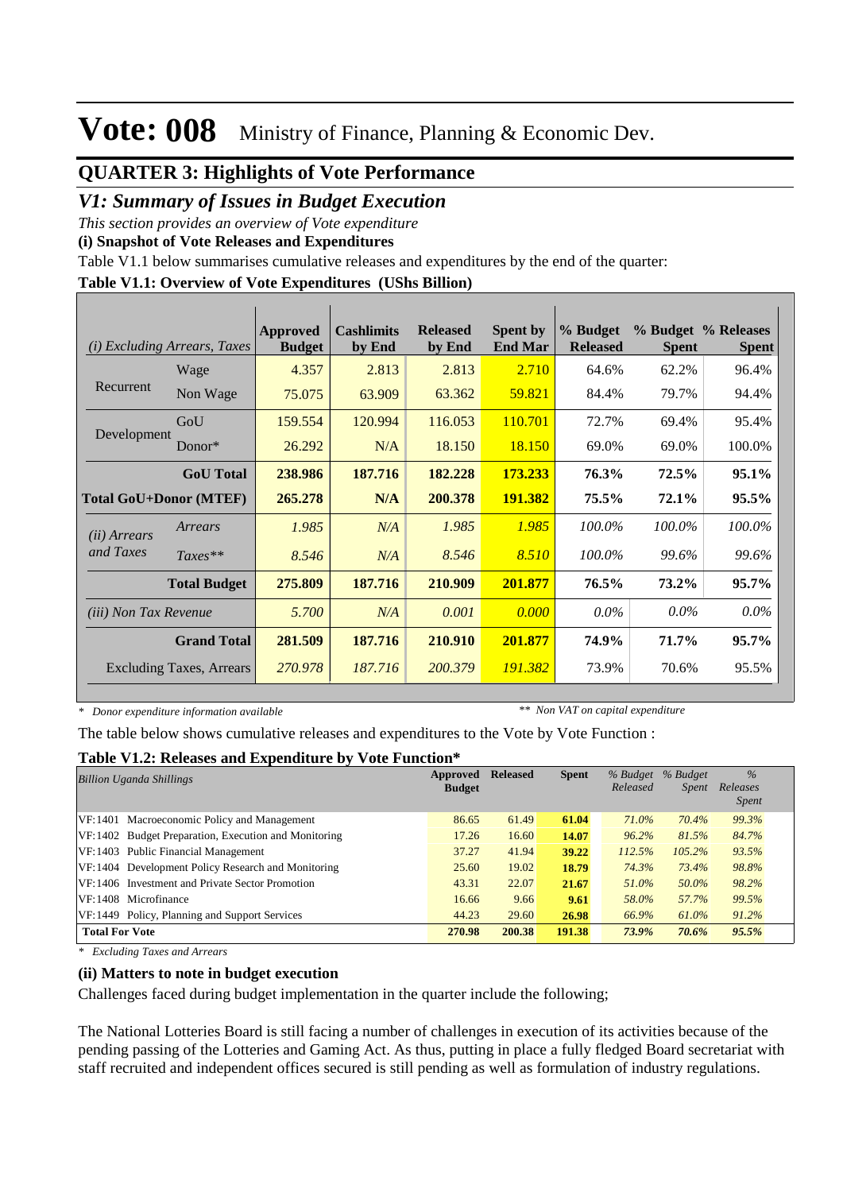# Vote: 008 Ministry of Finance, Planning & Economic Dev.

## QUARTER 3: Highlights of Vote Performance

### *V1: Summary of Issues in Budget Execution*

*This section provides an overview of Vote expenditure*

**(i) Snapshot of Vote Releases and Expenditures**

Table V1.1 below summarises cumulative releases and expenditures by the end of the quarter:

**Table V1.1: Overview of Vote Expenditures (UShs Billion)**

| *(i) Excluding Arrears, Taxes* | | Approved Budget | Cashlimits by End | Released by End | Spent by End Mar | % Budget Released | % Budget Spent | % Releases Spent |
|---|---|---|---|---|---|---|---|---|
| Recurrent | Wage | 4.357 | 2.813 | 2.813 | 2.710 | 64.6% | 62.2% | 96.4% |
| | Non Wage | 75.075 | 63.909 | 63.362 | 59.821 | 84.4% | 79.7% | 94.4% |
| Development | GoU | 159.554 | 120.994 | 116.053 | 110.701 | 72.7% | 69.4% | 95.4% |
| | Donor* | 26.292 | N/A | 18.150 | 18.150 | 69.0% | 69.0% | 100.0% |
| | **GoU Total** | **238.986** | **187.716** | **182.228** | **173.233** | **76.3%** | **72.5%** | **95.1%** |
| **Total GoU+Donor (MTEF)** | | **265.278** | **N/A** | **200.378** | **191.382** | **75.5%** | **72.1%** | **95.5%** |
| *(ii) Arrears and Taxes* | *Arrears* | *1.985* | *N/A* | *1.985* | *1.985* | *100.0%* | *100.0%* | *100.0%* |
| | *Taxes*** | *8.546* | *N/A* | *8.546* | *8.510* | *100.0%* | *99.6%* | *99.6%* |
| | **Total Budget** | **275.809** | **187.716** | **210.909** | **201.877** | **76.5%** | **73.2%** | **95.7%** |
| *(iii) Non Tax Revenue* | | *5.700* | *N/A* | *0.001* | *0.000* | *0.0%* | *0.0%* | *0.0%* |
| | **Grand Total** | **281.509** | **187.716** | **210.910** | **201.877** | **74.9%** | **71.7%** | **95.7%** |
| Excluding Taxes, Arrears | | *270.978* | *187.716* | *200.379* | *191.382* | 73.9% | 70.6% | 95.5% |

*\* Donor expenditure information available* &nbsp;&nbsp;&nbsp;&nbsp; *\*\* Non VAT on capital expenditure*

The table below shows cumulative releases and expenditures to the Vote by Vote Function :

**Table V1.2: Releases and Expenditure by Vote Function\***

| *Billion Uganda Shillings* | Approved Budget | Released | Spent | *% Budget Released* | *% Budget Spent* | *% Releases Spent* |
|---|---|---|---|---|---|---|
| VF:1401 Macroeconomic Policy and Management | 86.65 | 61.49 | **61.04** | *71.0%* | *70.4%* | *99.3%* |
| VF:1402 Budget Preparation, Execution and Monitoring | 17.26 | 16.60 | **14.07** | *96.2%* | *81.5%* | *84.7%* |
| VF:1403 Public Financial Management | 37.27 | 41.94 | **39.22** | *112.5%* | *105.2%* | *93.5%* |
| VF:1404 Development Policy Research and Monitoring | 25.60 | 19.02 | **18.79** | *74.3%* | *73.4%* | *98.8%* |
| VF:1406 Investment and Private Sector Promotion | 43.31 | 22.07 | **21.67** | *51.0%* | *50.0%* | *98.2%* |
| VF:1408 Microfinance | 16.66 | 9.66 | **9.61** | *58.0%* | *57.7%* | *99.5%* |
| VF:1449 Policy, Planning and Support Services | 44.23 | 29.60 | **26.98** | *66.9%* | *61.0%* | *91.2%* |
| **Total For Vote** | **270.98** | **200.38** | **191.38** | ***73.9%*** | ***70.6%*** | ***95.5%*** |

*\* Excluding Taxes and Arrears*

**(ii) Matters to note in budget execution**

Challenges faced during budget implementation in the quarter include the following;

The National Lotteries Board is still facing a number of challenges in execution of its activities because of the pending passing of the Lotteries and Gaming Act. As thus, putting in place a fully fledged Board secretariat with staff recruited and independent offices secured is still pending as well as formulation of industry regulations.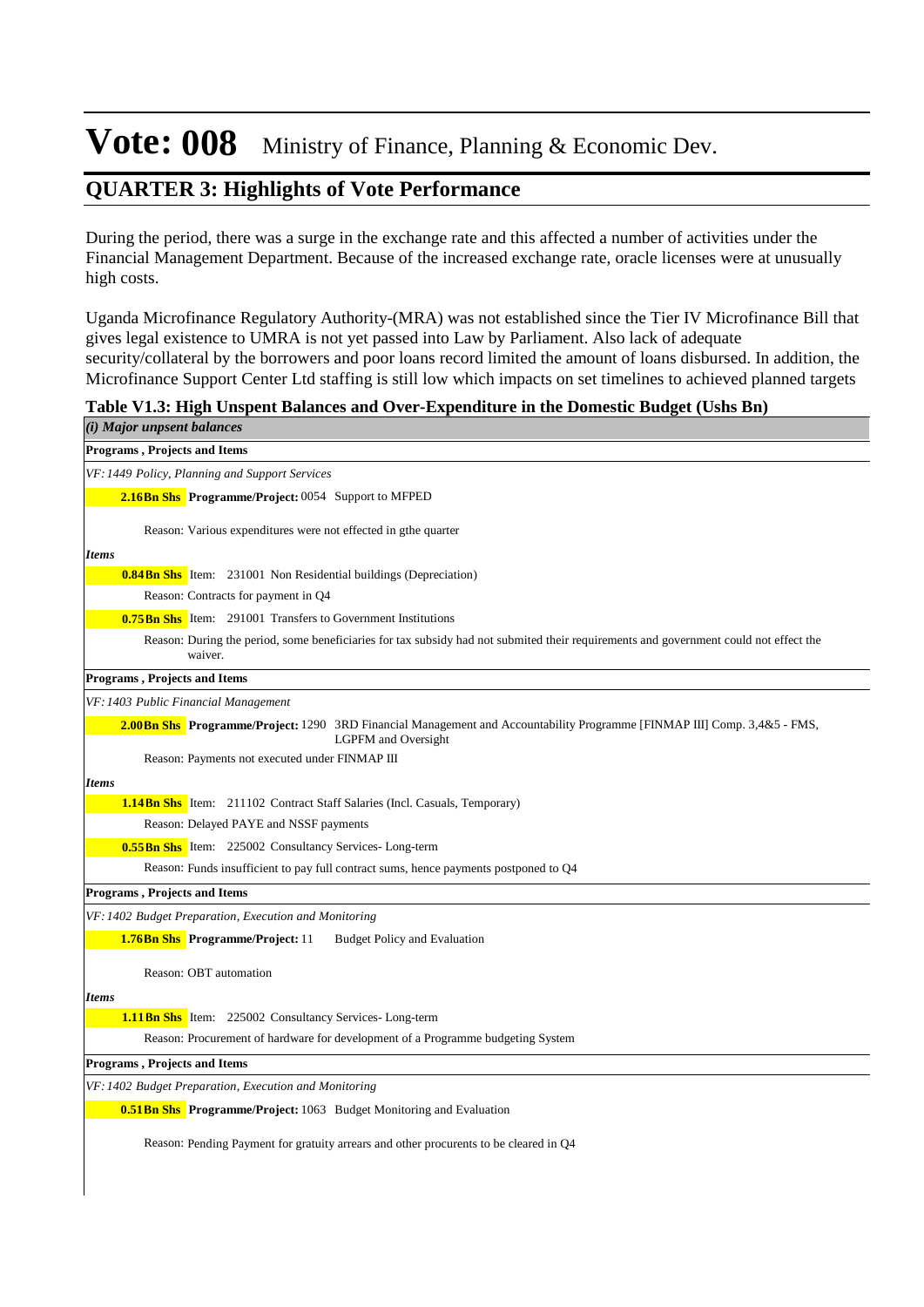# Vote: 008 Ministry of Finance, Planning & Economic Dev.

## QUARTER 3: Highlights of Vote Performance

During the period, there was a surge in the exchange rate and this affected a number of activities under the Financial Management Department. Because of the increased exchange rate, oracle licenses were at unusually high costs.

Uganda Microfinance Regulatory Authority-(MRA) was not established since the Tier IV Microfinance Bill that gives legal existence to UMRA is not yet passed into Law by Parliament. Also lack of adequate security/collateral by the borrowers and poor loans record limited the amount of loans disbursed. In addition, the Microfinance Support Center Ltd staffing is still low which impacts on set timelines to achieved planned targets

**Table V1.3: High Unspent Balances and Over-Expenditure in the Domestic Budget (Ushs Bn)**

***(i) Major unpsent balances***

**Programs , Projects and Items**

*VF: 1449 Policy, Planning and Support Services*

**2.16Bn Shs** **Programme/Project:** 0054 Support to MFPED

Reason: Various expenditures were not effected in gthe quarter

***Items***

**0.84Bn Shs** Item: 231001 Non Residential buildings (Depreciation)

Reason: Contracts for payment in Q4

**0.75Bn Shs** Item: 291001 Transfers to Government Institutions

Reason: During the period, some beneficiaries for tax subsidy had not submited their requirements and government could not effect the waiver.

**Programs , Projects and Items**

*VF: 1403 Public Financial Management*

**2.00Bn Shs** **Programme/Project:** 1290 3RD Financial Management and Accountability Programme [FINMAP III] Comp. 3,4&5 - FMS, LGPFM and Oversight

Reason: Payments not executed under FINMAP III

***Items***

**1.14Bn Shs** Item: 211102 Contract Staff Salaries (Incl. Casuals, Temporary)

Reason: Delayed PAYE and NSSF payments

**0.55Bn Shs** Item: 225002 Consultancy Services- Long-term

Reason: Funds insufficient to pay full contract sums, hence payments postponed to Q4

**Programs , Projects and Items**

*VF: 1402 Budget Preparation, Execution and Monitoring*

**1.76Bn Shs** **Programme/Project:** 11 Budget Policy and Evaluation

Reason: OBT automation

***Items***

**1.11Bn Shs** Item: 225002 Consultancy Services- Long-term

Reason: Procurement of hardware for development of a Programme budgeting System

**Programs , Projects and Items**

*VF: 1402 Budget Preparation, Execution and Monitoring*

**0.51Bn Shs** **Programme/Project:** 1063 Budget Monitoring and Evaluation

Reason: Pending Payment for gratuity arrears and other procurents to be cleared in Q4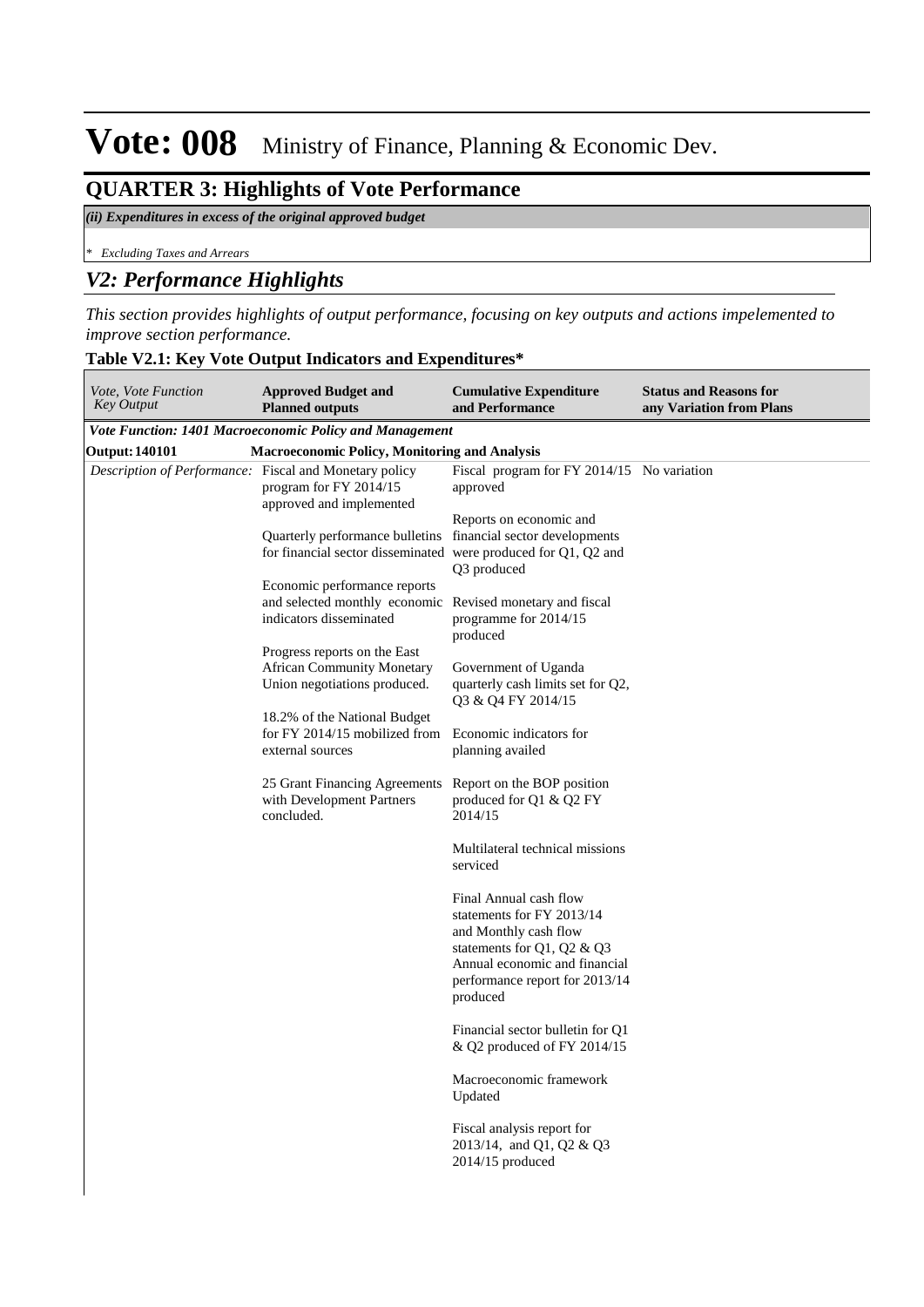# Vote: 008 Ministry of Finance, Planning & Economic Dev.

## QUARTER 3: Highlights of Vote Performance

*(ii) Expenditures in excess of the original approved budget*

*\* Excluding Taxes and Arrears*

## *V2: Performance Highlights*

*This section provides highlights of output performance, focusing on key outputs and actions impelemented to improve section performance.*

**Table V2.1: Key Vote Output Indicators and Expenditures\***

| *Vote, Vote Function Key Output* | **Approved Budget and Planned outputs** | **Cumulative Expenditure and Performance** | **Status and Reasons for any Variation from Plans** |
|---|---|---|---|
| ***Vote Function: 1401 Macroeconomic Policy and Management*** | | | |
| **Output: 140101** | **Macroeconomic Policy, Monitoring and Analysis** | | |
| *Description of Performance:* | Fiscal and Monetary policy program for FY 2014/15 approved and implemented<br><br>Quarterly performance bulletins for financial sector disseminated<br><br>Economic performance reports and selected monthly economic indicators disseminated<br><br>Progress reports on the East African Community Monetary Union negotiations produced.<br><br>18.2% of the National Budget for FY 2014/15 mobilized from external sources<br><br>25 Grant Financing Agreements with Development Partners concluded. | Fiscal program for FY 2014/15 approved<br><br>Reports on economic and financial sector developments were produced for Q1, Q2 and Q3 produced<br><br>Revised monetary and fiscal programme for 2014/15 produced<br><br>Government of Uganda quarterly cash limits set for Q2, Q3 & Q4 FY 2014/15<br><br>Economic indicators for planning availed<br><br>Report on the BOP position produced for Q1 & Q2 FY 2014/15<br><br>Multilateral technical missions serviced<br><br>Final Annual cash flow statements for FY 2013/14 and Monthly cash flow statements for Q1, Q2 & Q3 Annual economic and financial performance report for 2013/14 produced<br><br>Financial sector bulletin for Q1 & Q2 produced of FY 2014/15<br><br>Macroeconomic framework Updated<br><br>Fiscal analysis report for 2013/14, and Q1, Q2 & Q3 2014/15 produced | No variation |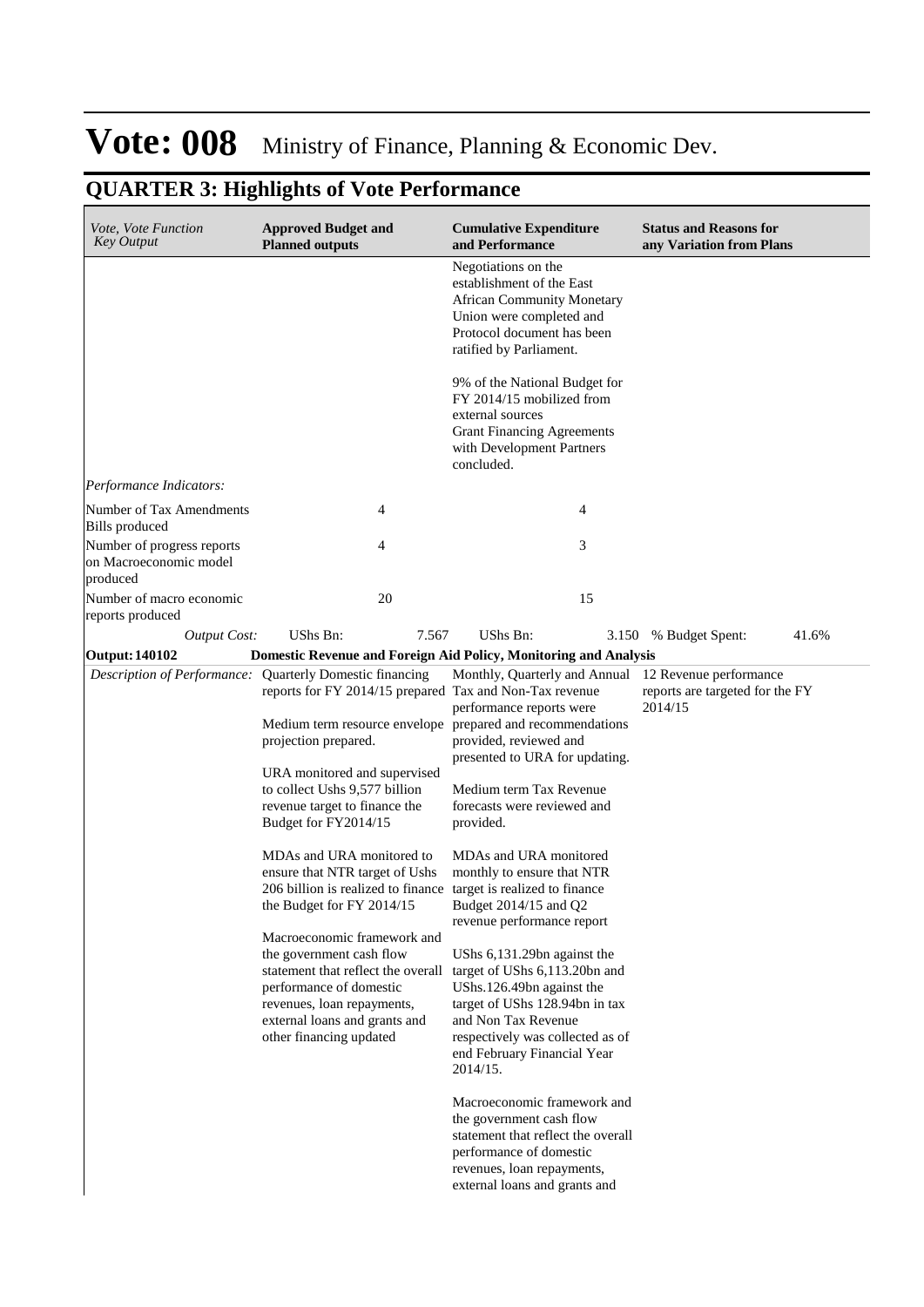# Vote: 008 Ministry of Finance, Planning & Economic Dev.

## QUARTER 3: Highlights of Vote Performance

| *Vote, Vote Function Key Output* | **Approved Budget and Planned outputs** | | **Cumulative Expenditure and Performance** | | **Status and Reasons for any Variation from Plans** | |
|---|---|---|---|---|---|---|
| | | | Negotiations on the establishment of the East African Community Monetary Union were completed and Protocol document has been ratified by Parliament.<br><br>9% of the National Budget for FY 2014/15 mobilized from external sources<br>Grant Financing Agreements with Development Partners concluded. | | | |
| *Performance Indicators:* | | | | | | |
| Number of Tax Amendments Bills produced | | 4 | | 4 | | |
| Number of progress reports on Macroeconomic model produced | | 4 | | 3 | | |
| Number of macro economic reports produced | | 20 | | 15 | | |
| *Output Cost:* | UShs Bn: | 7.567 | UShs Bn: | 3.150 | % Budget Spent: | 41.6% |
| **Output: 140102** | **Domestic Revenue and Foreign Aid Policy, Monitoring and Analysis** | | | | | |
| *Description of Performance:* | Quarterly Domestic financing reports for FY 2014/15 prepared<br><br>Medium term resource envelope projection prepared.<br><br>URA monitored and supervised to collect Ushs 9,577 billion revenue target to finance the Budget for FY2014/15<br><br>MDAs and URA monitored to ensure that NTR target of Ushs 206 billion is realized to finance the Budget for FY 2014/15<br><br>Macroeconomic framework and the government cash flow statement that reflect the overall performance of domestic revenues, loan repayments, external loans and grants and other financing updated | | Monthly, Quarterly and Annual Tax and Non-Tax revenue performance reports were prepared and recommendations provided, reviewed and presented to URA for updating.<br><br>Medium term Tax Revenue forecasts were reviewed and provided.<br><br>MDAs and URA monitored monthly to ensure that NTR target is realized to finance Budget 2014/15 and Q2 revenue performance report<br><br>UShs 6,131.29bn against the target of UShs 6,113.20bn and UShs.126.49bn against the target of UShs 128.94bn in tax and Non Tax Revenue respectively was collected as of end February Financial Year 2014/15.<br><br>Macroeconomic framework and the government cash flow statement that reflect the overall performance of domestic revenues, loan repayments, external loans and grants and | | 12 Revenue performance reports are targeted for the FY 2014/15 | |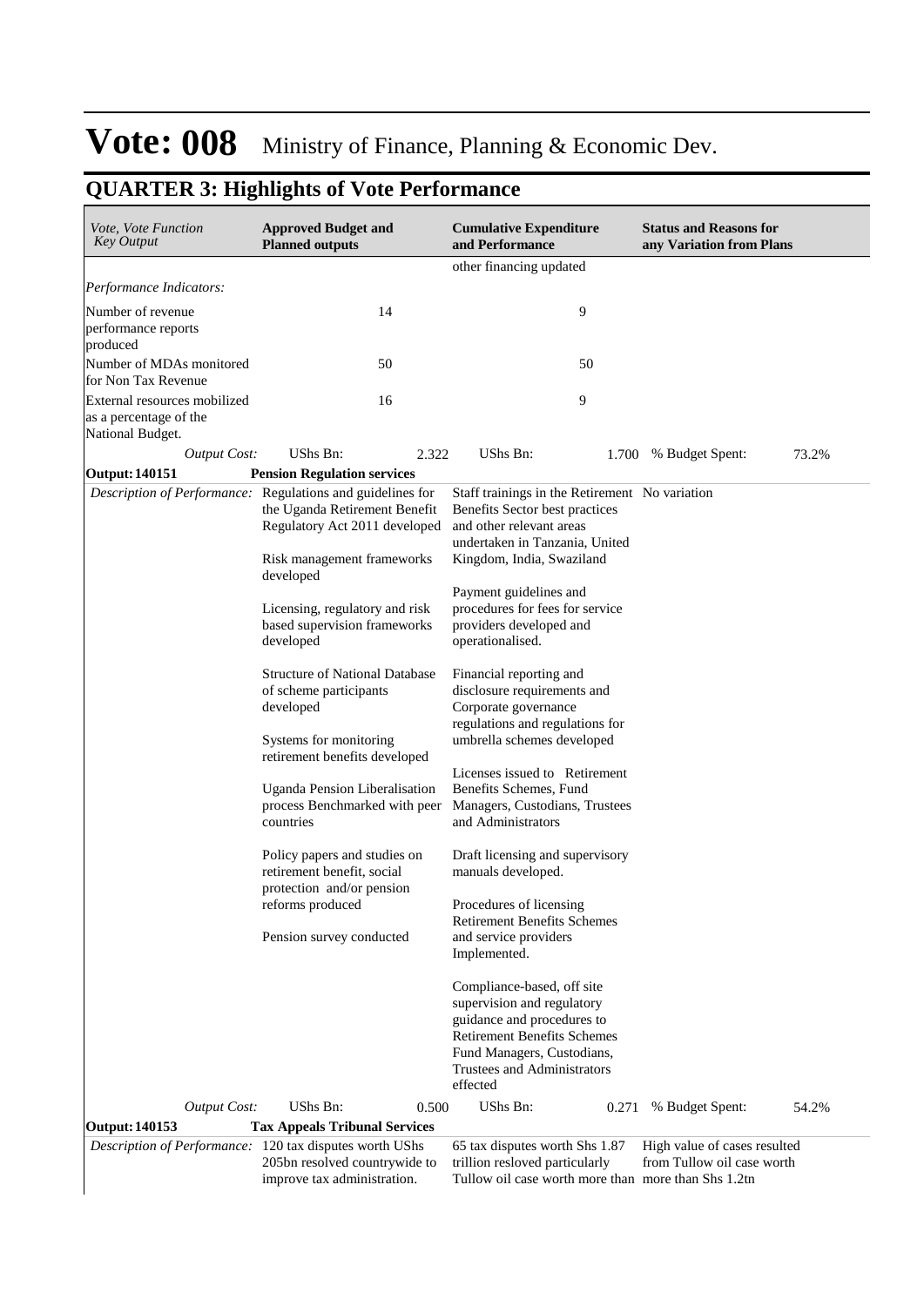# Vote: 008 Ministry of Finance, Planning & Economic Dev.

## QUARTER 3: Highlights of Vote Performance

| *Vote, Vote Function Key Output* | **Approved Budget and Planned outputs** | **Cumulative Expenditure and Performance** | **Status and Reasons for any Variation from Plans** |
|---|---|---|---|
| | | other financing updated | |
| *Performance Indicators:* | | | |
| Number of revenue performance reports produced | 14 | 9 | |
| Number of MDAs monitored for Non Tax Revenue | 50 | 50 | |
| External resources mobilized as a percentage of the National Budget. | 16 | 9 | |
| *Output Cost:* | UShs Bn: 2.322 | UShs Bn: 1.700 | % Budget Spent: 73.2% |
| **Output: 140151** | **Pension Regulation services** | | |
| *Description of Performance:* | Regulations and guidelines for the Uganda Retirement Benefit Regulatory Act 2011 developed<br><br>Risk management frameworks developed<br><br>Licensing, regulatory and risk based supervision frameworks developed<br><br>Structure of National Database of scheme participants developed<br><br>Systems for monitoring retirement benefits developed<br><br>Uganda Pension Liberalisation process Benchmarked with peer countries<br><br>Policy papers and studies on retirement benefit, social protection and/or pension reforms produced<br><br>Pension survey conducted | Staff trainings in the Retirement Benefits Sector best practices and other relevant areas undertaken in Tanzania, United Kingdom, India, Swaziland<br><br>Payment guidelines and procedures for fees for service providers developed and operationalised.<br><br>Financial reporting and disclosure requirements and Corporate governance regulations and regulations for umbrella schemes developed<br><br>Licenses issued to Retirement Benefits Schemes, Fund Managers, Custodians, Trustees and Administrators<br><br>Draft licensing and supervisory manuals developed.<br><br>Procedures of licensing Retirement Benefits Schemes and service providers Implemented.<br><br>Compliance-based, off site supervision and regulatory guidance and procedures to Retirement Benefits Schemes Fund Managers, Custodians, Trustees and Administrators effected | No variation |
| *Output Cost:* | UShs Bn: 0.500 | UShs Bn: 0.271 | % Budget Spent: 54.2% |
| **Output: 140153** | **Tax Appeals Tribunal Services** | | |
| *Description of Performance:* | 120 tax disputes worth UShs 205bn resolved countrywide to improve tax administration. | 65 tax disputes worth Shs 1.87 trillion resloved particularly Tullow oil case worth more than | High value of cases resulted from Tullow oil case worth more than Shs 1.2tn |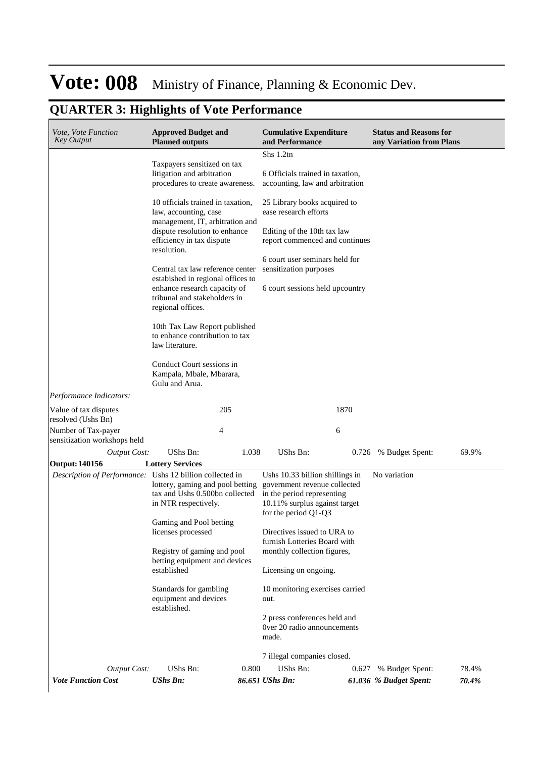# Vote: 008 Ministry of Finance, Planning & Economic Dev.

## QUARTER 3: Highlights of Vote Performance

| *Vote, Vote Function Key Output* | **Approved Budget and Planned outputs** | | **Cumulative Expenditure and Performance** | | **Status and Reasons for any Variation from Plans** | |
|---|---|---|---|---|---|---|
| | Taxpayers sensitized on tax litigation and arbitration procedures to create awareness.<br><br>10 officials trained in taxation, law, accounting, case management, IT, arbitration and dispute resolution to enhance efficiency in tax dispute resolution.<br><br>Central tax law reference center established in regional offices to enhance research capacity of tribunal and stakeholders in regional offices.<br><br>10th Tax Law Report published to enhance contribution to tax law literature.<br><br>Conduct Court sessions in Kampala, Mbale, Mbarara, Gulu and Arua. | | Shs 1.2tn<br><br>6 Officials trained in taxation, accounting, law and arbitration<br><br>25 Library books acquired to ease research efforts<br><br>Editing of the 10th tax law report commenced and continues<br><br>6 court user seminars held for sensitization purposes<br><br>6 court sessions held upcountry | | | |
| *Performance Indicators:* | | | | | | |
| Value of tax disputes resolved (Ushs Bn) | | 205 | | 1870 | | |
| Number of Tax-payer sensitization workshops held | | 4 | | 6 | | |
| *Output Cost:* | UShs Bn: | 1.038 | UShs Bn: | 0.726 | % Budget Spent: | 69.9% |
| **Output: 140156** | **Lottery Services** | | | | | |
| *Description of Performance:* | Ushs 12 billion collected in lottery, gaming and pool betting tax and Ushs 0.500bn collected in NTR respectively.<br><br>Gaming and Pool betting licenses processed<br><br>Registry of gaming and pool betting equipment and devices established<br><br>Standards for gambling equipment and devices established. | | Ushs 10.33 billion shillings in government revenue collected in the period representing 10.11% surplus against target for the period Q1-Q3<br><br>Directives issued to URA to furnish Lotteries Board with monthly collection figures,<br><br>Licensing on ongoing.<br><br>10 monitoring exercises carried out.<br><br>2 press conferences held and 0ver 20 radio announcements made.<br><br>7 illegal companies closed. | | No variation | |
| *Output Cost:* | UShs Bn: | 0.800 | UShs Bn: | 0.627 | % Budget Spent: | 78.4% |
| ***Vote Function Cost*** | ***UShs Bn:*** | ***86.651*** | ***UShs Bn:*** | ***61.036*** | ***% Budget Spent:*** | ***70.4%*** |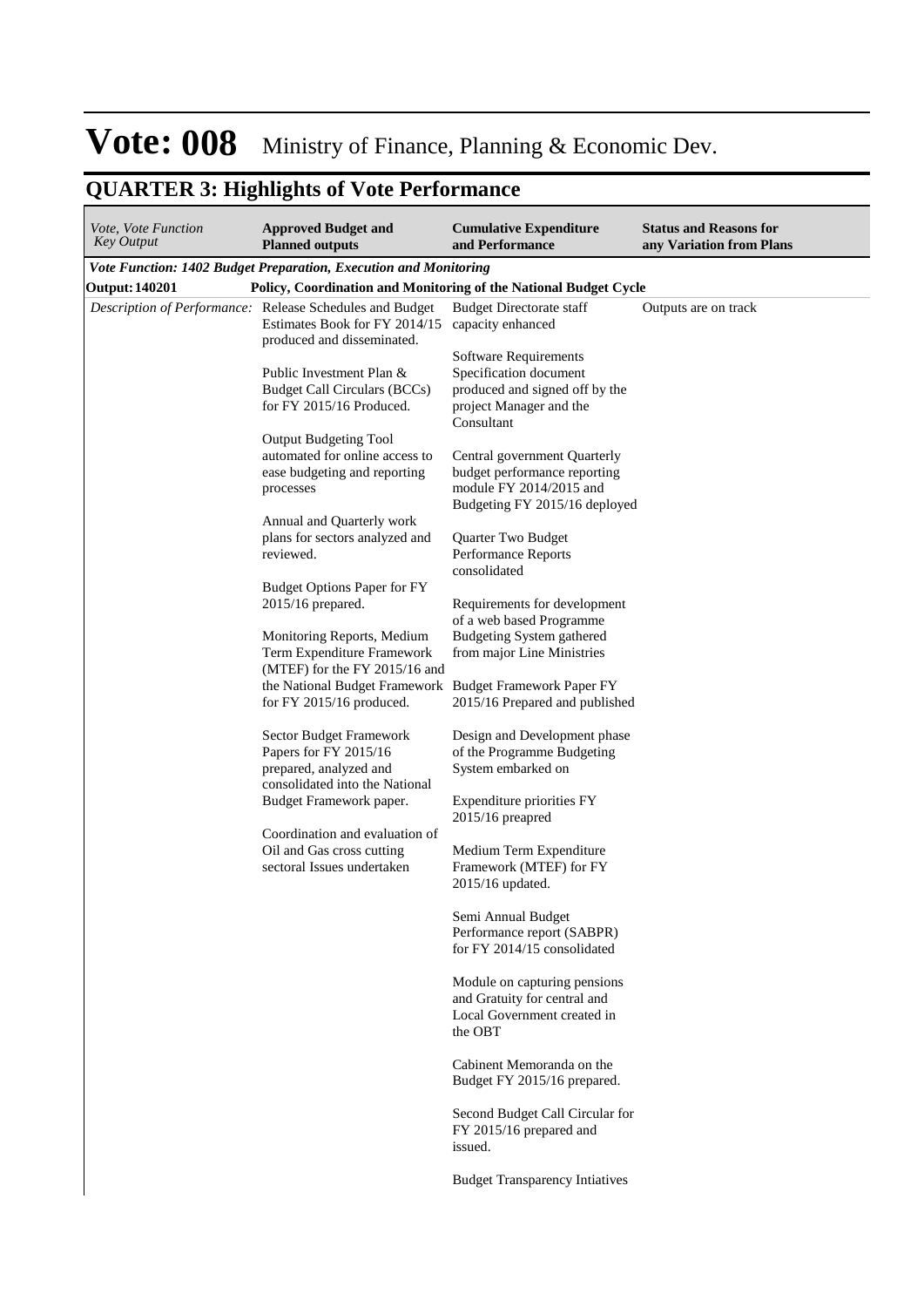# Vote: 008 Ministry of Finance, Planning & Economic Dev.

## QUARTER 3: Highlights of Vote Performance

| *Vote, Vote Function Key Output* | **Approved Budget and Planned outputs** | **Cumulative Expenditure and Performance** | **Status and Reasons for any Variation from Plans** |
|---|---|---|---|
| ***Vote Function: 1402 Budget Preparation, Execution and Monitoring*** | | | |
| **Output: 140201** | **Policy, Coordination and Monitoring of the National Budget Cycle** | | |
| *Description of Performance:* | Release Schedules and Budget Estimates Book for FY 2014/15 produced and disseminated.<br><br>Public Investment Plan & Budget Call Circulars (BCCs) for FY 2015/16 Produced.<br><br>Output Budgeting Tool automated for online access to ease budgeting and reporting processes<br><br>Annual and Quarterly work plans for sectors analyzed and reviewed.<br><br>Budget Options Paper for FY 2015/16 prepared.<br><br>Monitoring Reports, Medium Term Expenditure Framework (MTEF) for the FY 2015/16 and the National Budget Framework for FY 2015/16 produced.<br><br>Sector Budget Framework Papers for FY 2015/16 prepared, analyzed and consolidated into the National Budget Framework paper.<br><br>Coordination and evaluation of Oil and Gas cross cutting sectoral Issues undertaken | Budget Directorate staff capacity enhanced<br><br>Software Requirements Specification document produced and signed off by the project Manager and the Consultant<br><br>Central government Quarterly budget performance reporting module FY 2014/2015 and Budgeting FY 2015/16 deployed<br><br>Quarter Two Budget Performance Reports consolidated<br><br>Requirements for development of a web based Programme Budgeting System gathered from major Line Ministries<br><br>Budget Framework Paper FY 2015/16 Prepared and published<br><br>Design and Development phase of the Programme Budgeting System embarked on<br><br>Expenditure priorities FY 2015/16 preapred<br><br>Medium Term Expenditure Framework (MTEF) for FY 2015/16 updated.<br><br>Semi Annual Budget Performance report (SABPR) for FY 2014/15 consolidated<br><br>Module on capturing pensions and Gratuity for central and Local Government created in the OBT<br><br>Cabinent Memoranda on the Budget FY 2015/16 prepared.<br><br>Second Budget Call Circular for FY 2015/16 prepared and issued.<br><br>Budget Transparency Intiatives | Outputs are on track |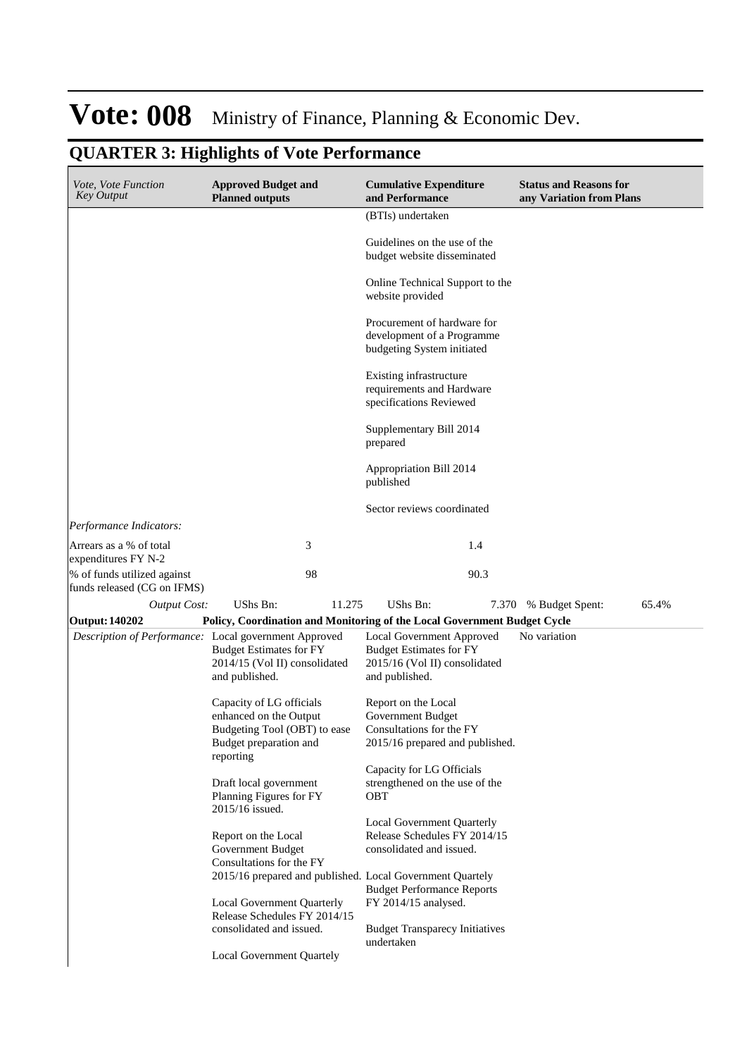# Vote: 008 Ministry of Finance, Planning & Economic Dev.

## QUARTER 3: Highlights of Vote Performance

| *Vote, Vote Function Key Output* | **Approved Budget and Planned outputs** | **Cumulative Expenditure and Performance** | **Status and Reasons for any Variation from Plans** |
|---|---|---|---|
| | | (BTIs) undertaken<br><br>Guidelines on the use of the budget website disseminated<br><br>Online Technical Support to the website provided<br><br>Procurement of hardware for development of a Programme budgeting System initiated<br><br>Existing infrastructure requirements and Hardware specifications Reviewed<br><br>Supplementary Bill 2014 prepared<br><br>Appropriation Bill 2014 published<br><br>Sector reviews coordinated | |
| *Performance Indicators:* | | | |
| Arrears as a % of total expenditures FY N-2 | 3 | 1.4 | |
| % of funds utilized against funds released (CG on IFMS) | 98 | 90.3 | |
| *Output Cost:* | UShs Bn: 11.275 | UShs Bn: 7.370 | % Budget Spent: 65.4% |
| **Output: 140202** | **Policy, Coordination and Monitoring of the Local Government Budget Cycle** | | |
| *Description of Performance:* | Local government Approved Budget Estimates for FY 2014/15 (Vol II) consolidated and published.<br><br>Capacity of LG officials enhanced on the Output Budgeting Tool (OBT) to ease Budget preparation and reporting<br><br>Draft local government Planning Figures for FY 2015/16 issued.<br><br>Report on the Local Government Budget Consultations for the FY 2015/16 prepared and published.<br><br>Local Government Quarterly Release Schedules FY 2014/15 consolidated and issued.<br><br>Local Government Quartely | Local Government Approved Budget Estimates for FY 2015/16 (Vol II) consolidated and published.<br><br>Report on the Local Government Budget Consultations for the FY 2015/16 prepared and published.<br><br>Capacity for LG Officials strengthened on the use of the OBT<br><br>Local Government Quarterly Release Schedules FY 2014/15 consolidated and issued.<br><br>Local Government Quartely Budget Performance Reports FY 2014/15 analysed.<br><br>Budget Transparecy Initiatives undertaken | No variation |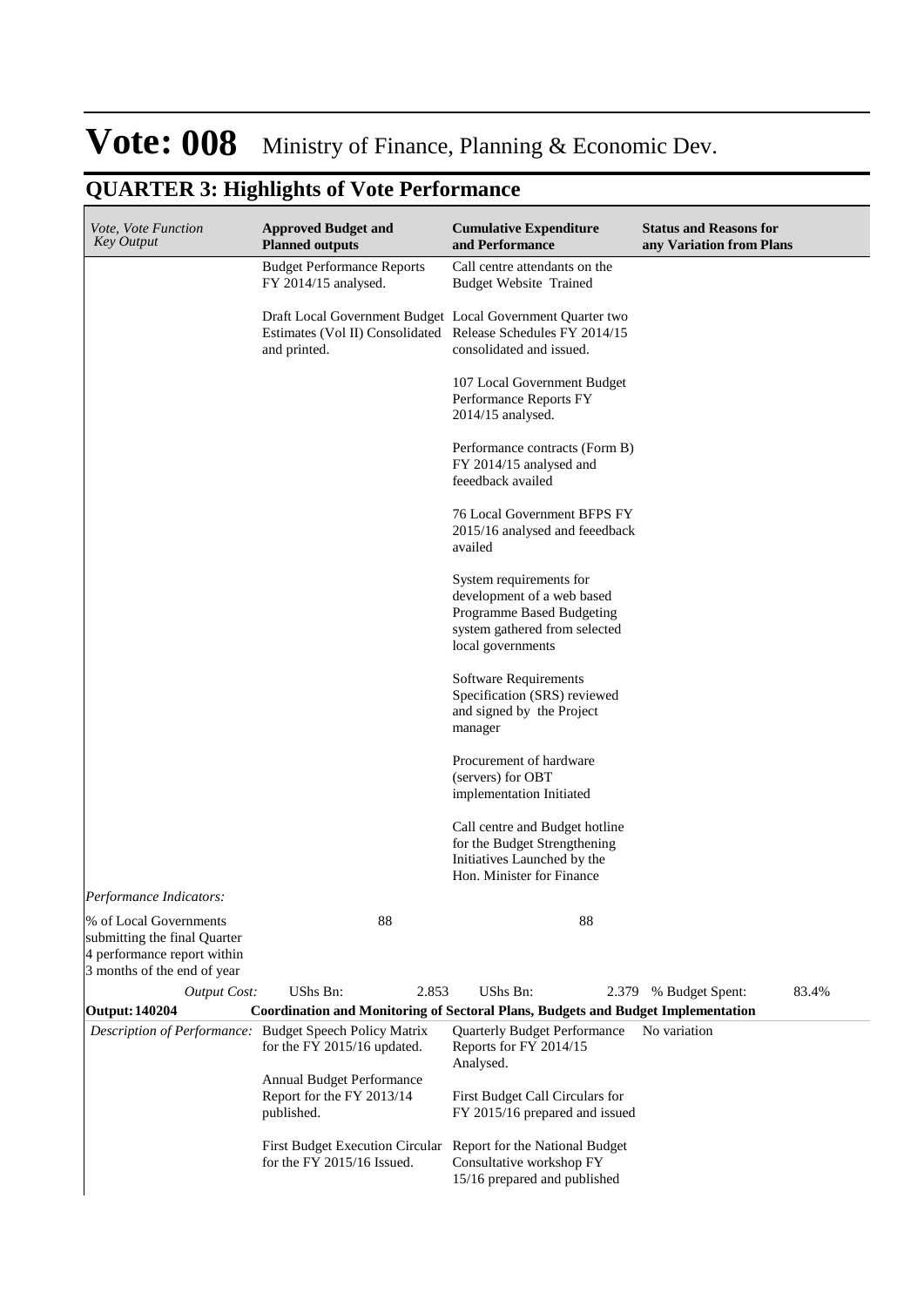# Vote: 008 Ministry of Finance, Planning & Economic Dev.

## QUARTER 3: Highlights of Vote Performance

| *Vote, Vote Function Key Output* | **Approved Budget and Planned outputs** | **Cumulative Expenditure and Performance** | **Status and Reasons for any Variation from Plans** |
|---|---|---|---|
| | Budget Performance Reports FY 2014/15 analysed.<br><br>Draft Local Government Budget Estimates (Vol II) Consolidated and printed. | Call centre attendants on the Budget Website Trained<br><br>Local Government Quarter two Release Schedules FY 2014/15 consolidated and issued.<br><br>107 Local Government Budget Performance Reports FY 2014/15 analysed.<br><br>Performance contracts (Form B) FY 2014/15 analysed and feeedback availed<br><br>76 Local Government BFPS FY 2015/16 analysed and feeedback availed<br><br>System requirements for development of a web based Programme Based Budgeting system gathered from selected local governments<br><br>Software Requirements Specification (SRS) reviewed and signed by the Project manager<br><br>Procurement of hardware (servers) for OBT implementation Initiated<br><br>Call centre and Budget hotline for the Budget Strengthening Initiatives Launched by the Hon. Minister for Finance | |
| *Performance Indicators:* | | | |
| % of Local Governments submitting the final Quarter 4 performance report within 3 months of the end of year | 88 | 88 | |
| *Output Cost:* | UShs Bn: 2.853 | UShs Bn: 2.379 | % Budget Spent: 83.4% |
| **Output: 140204** | **Coordination and Monitoring of Sectoral Plans, Budgets and Budget Implementation** | | |
| *Description of Performance:* | Budget Speech Policy Matrix for the FY 2015/16 updated.<br><br>Annual Budget Performance Report for the FY 2013/14 published.<br><br>First Budget Execution Circular for the FY 2015/16 Issued. | Quarterly Budget Performance Reports for FY 2014/15 Analysed.<br><br>First Budget Call Circulars for FY 2015/16 prepared and issued<br><br>Report for the National Budget Consultative workshop FY 15/16 prepared and published | No variation |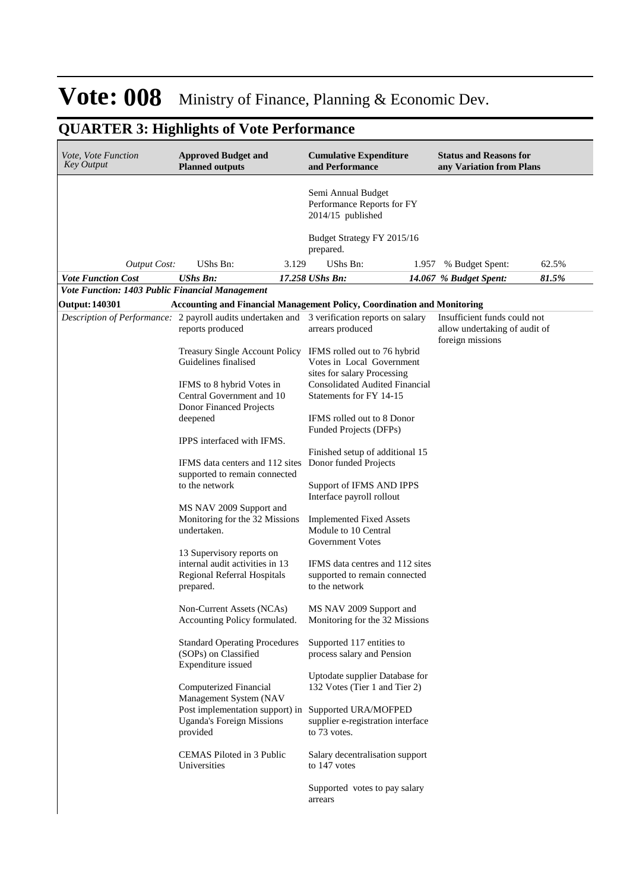# Vote: 008 Ministry of Finance, Planning & Economic Dev.

## QUARTER 3: Highlights of Vote Performance

| *Vote, Vote Function Key Output* | **Approved Budget and Planned outputs** | | **Cumulative Expenditure and Performance** | | **Status and Reasons for any Variation from Plans** | |
|---|---|---|---|---|---|---|
| | | | Semi Annual Budget Performance Reports for FY 2014/15 published<br><br>Budget Strategy FY 2015/16 prepared. | | | |
| *Output Cost:* | UShs Bn: | 3.129 | UShs Bn: | 1.957 | % Budget Spent: | 62.5% |
| ***Vote Function Cost*** | ***UShs Bn:*** | ***17.258*** | ***UShs Bn:*** | ***14.067*** | ***% Budget Spent:*** | ***81.5%*** |
| ***Vote Function: 1403 Public Financial Management*** | | | | | | |
| **Output: 140301** | **Accounting and Financial Management Policy, Coordination and Monitoring** | | | | | |
| *Description of Performance:* | 2 payroll audits undertaken and reports produced<br><br>Treasury Single Account Policy Guidelines finalised<br><br>IFMS to 8 hybrid Votes in Central Government and 10 Donor Financed Projects deepened<br><br>IPPS interfaced with IFMS.<br><br>IFMS data centers and 112 sites supported to remain connected to the network<br><br>MS NAV 2009 Support and Monitoring for the 32 Missions undertaken.<br><br>13 Supervisory reports on internal audit activities in 13 Regional Referral Hospitals prepared.<br><br>Non-Current Assets (NCAs) Accounting Policy formulated.<br><br>Standard Operating Procedures (SOPs) on Classified Expenditure issued<br><br>Computerized Financial Management System (NAV Post implementation support) in Uganda's Foreign Missions provided<br><br>CEMAS Piloted in 3 Public Universities | | 3 verification reports on salary arrears produced<br><br>IFMS rolled out to 76 hybrid Votes in Local Government sites for salary Processing<br>Consolidated Audited Financial Statements for FY 14-15<br><br>IFMS rolled out to 8 Donor Funded Projects (DFPs)<br><br>Finished setup of additional 15 Donor funded Projects<br><br>Support of IFMS AND IPPS Interface payroll rollout<br><br>Implemented Fixed Assets Module to 10 Central Government Votes<br><br>IFMS data centres and 112 sites supported to remain connected to the network<br><br>MS NAV 2009 Support and Monitoring for the 32 Missions<br><br>Supported 117 entities to process salary and Pension<br><br>Uptodate supplier Database for 132 Votes (Tier 1 and Tier 2)<br><br>Supported URA/MOFPED supplier e-registration interface to 73 votes.<br><br>Salary decentralisation support to 147 votes<br><br>Supported votes to pay salary arrears | | Insufficient funds could not allow undertaking of audit of foreign missions | |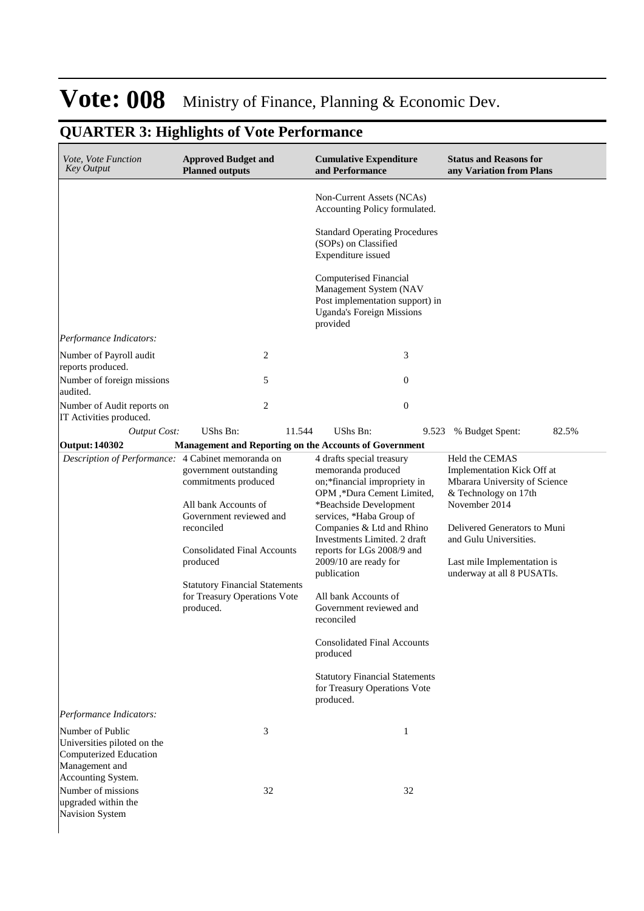# Vote: 008 Ministry of Finance, Planning & Economic Dev.

## QUARTER 3: Highlights of Vote Performance

| *Vote, Vote Function Key Output* | **Approved Budget and Planned outputs** | **Cumulative Expenditure and Performance** | **Status and Reasons for any Variation from Plans** |
|---|---|---|---|
| | | Non-Current Assets (NCAs) Accounting Policy formulated.<br><br>Standard Operating Procedures (SOPs) on Classified Expenditure issued<br><br>Computerised Financial Management System (NAV Post implementation support) in Uganda's Foreign Missions provided | |
| *Performance Indicators:* | | | |
| Number of Payroll audit reports produced. | 2 | 3 | |
| Number of foreign missions audited. | 5 | 0 | |
| Number of Audit reports on IT Activities produced. | 2 | 0 | |
| *Output Cost:* | UShs Bn: 11.544 | UShs Bn: 9.523 | % Budget Spent: 82.5% |
| **Output: 140302** | **Management and Reporting on the Accounts of Government** | | |
| *Description of Performance:* | 4 Cabinet memoranda on government outstanding commitments produced<br><br>All bank Accounts of Government reviewed and reconciled<br><br>Consolidated Final Accounts produced<br><br>Statutory Financial Statements for Treasury Operations Vote produced. | 4 drafts special treasury memoranda produced on;*financial impropriety in OPM ,*Dura Cement Limited, *Beachside Development services, *Haba Group of Companies & Ltd and Rhino Investments Limited. 2 draft reports for LGs 2008/9 and 2009/10 are ready for publication<br><br>All bank Accounts of Government reviewed and reconciled<br><br>Consolidated Final Accounts produced<br><br>Statutory Financial Statements for Treasury Operations Vote produced. | Held the CEMAS Implementation Kick Off at Mbarara University of Science & Technology on 17th November 2014<br><br>Delivered Generators to Muni and Gulu Universities.<br><br>Last mile Implementation is underway at all 8 PUSATIs. |
| *Performance Indicators:* | | | |
| Number of Public Universities piloted on the Computerized Education Management and Accounting System. | 3 | 1 | |
| Number of missions upgraded within the Navision System | 32 | 32 | |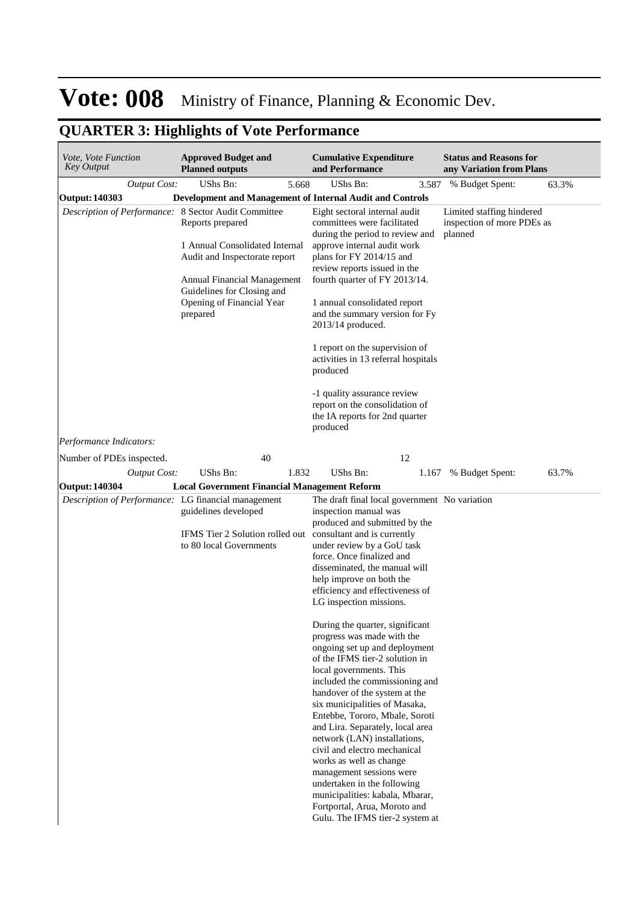# Vote: 008 Ministry of Finance, Planning & Economic Dev.

## QUARTER 3: Highlights of Vote Performance

| *Vote, Vote Function Key Output* | **Approved Budget and Planned outputs** | | **Cumulative Expenditure and Performance** | | **Status and Reasons for any Variation from Plans** | |
|---|---|---|---|---|---|---|
| *Output Cost:* | UShs Bn: | 5.668 | UShs Bn: | 3.587 | % Budget Spent: | 63.3% |
| **Output: 140303** | **Development and Management of Internal Audit and Controls** | | | | | |
| *Description of Performance:* | 8 Sector Audit Committee Reports prepared<br><br>1 Annual Consolidated Internal Audit and Inspectorate report<br><br>Annual Financial Management Guidelines for Closing and Opening of Financial Year prepared | | Eight sectoral internal audit committees were facilitated during the period to review and approve internal audit work plans for FY 2014/15 and review reports issued in the fourth quarter of FY 2013/14.<br><br>1 annual consolidated report and the summary version for Fy 2013/14 produced.<br><br>1 report on the supervision of activities in 13 referral hospitals produced<br><br>-1 quality assurance review report on the consolidation of the IA reports for 2nd quarter produced | | Limited staffing hindered inspection of more PDEs as planned | |
| *Performance Indicators:* | | | | | | |
| Number of PDEs inspected. | | 40 | | 12 | | |
| *Output Cost:* | UShs Bn: | 1.832 | UShs Bn: | 1.167 | % Budget Spent: | 63.7% |
| **Output: 140304** | **Local Government Financial Management Reform** | | | | | |
| *Description of Performance:* | LG financial management guidelines developed<br><br>IFMS Tier 2 Solution rolled out to 80 local Governments | | The draft final local government inspection manual was produced and submitted by the consultant and is currently under review by a GoU task force. Once finalized and disseminated, the manual will help improve on both the efficiency and effectiveness of LG inspection missions.<br><br>During the quarter, significant progress was made with the ongoing set up and deployment of the IFMS tier-2 solution in local governments. This included the commissioning and handover of the system at the six municipalities of Masaka, Entebbe, Tororo, Mbale, Soroti and Lira. Separately, local area network (LAN) installations, civil and electro mechanical works as well as change management sessions were undertaken in the following municipalities: kabala, Mbarar, Fortportal, Arua, Moroto and Gulu. The IFMS tier-2 system at | | No variation | |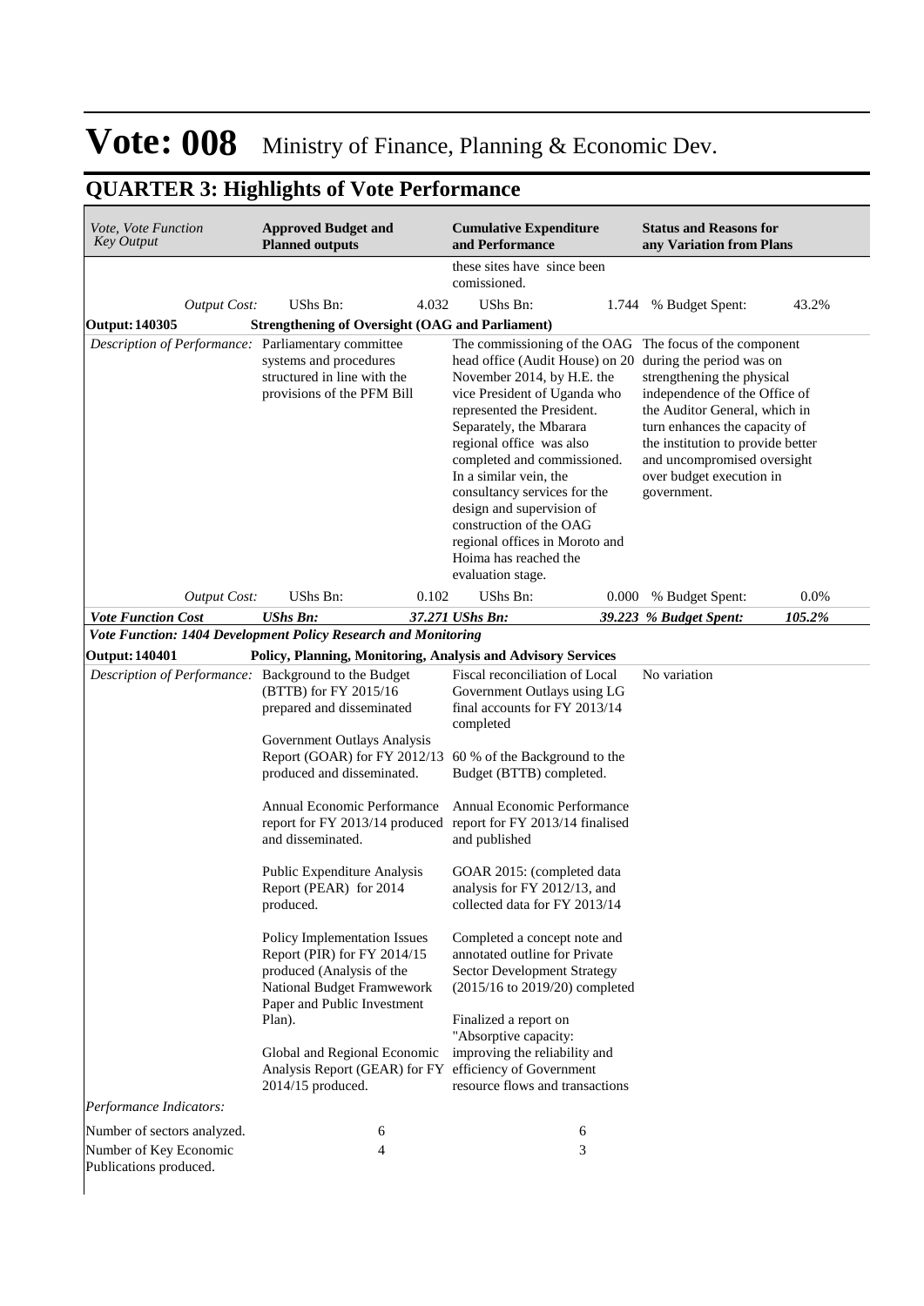# Vote: 008 Ministry of Finance, Planning & Economic Dev.

## QUARTER 3: Highlights of Vote Performance

| *Vote, Vote Function Key Output* | **Approved Budget and Planned outputs** | | **Cumulative Expenditure and Performance** | | **Status and Reasons for any Variation from Plans** | |
|---|---|---|---|---|---|---|
| | | | these sites have since been comissioned. | | | |
| *Output Cost:* | UShs Bn: | 4.032 | UShs Bn: | 1.744 | % Budget Spent: | 43.2% |
| **Output: 140305** | **Strengthening of Oversight (OAG and Parliament)** | | | | | |
| *Description of Performance:* | Parliamentary committee systems and procedures structured in line with the provisions of the PFM Bill | | The commissioning of the OAG head office (Audit House) on 20 November 2014, by H.E. the vice President of Uganda who represented the President. Separately, the Mbarara regional office was also completed and commissioned. In a similar vein, the consultancy services for the design and supervision of construction of the OAG regional offices in Moroto and Hoima has reached the evaluation stage. | | The focus of the component during the period was on strengthening the physical independence of the Office of the Auditor General, which in turn enhances the capacity of the institution to provide better and uncompromised oversight over budget execution in government. | |
| *Output Cost:* | UShs Bn: | 0.102 | UShs Bn: | 0.000 | % Budget Spent: | 0.0% |
| ***Vote Function Cost*** | ***UShs Bn:*** | ***37.271*** | ***UShs Bn:*** | ***39.223*** | ***% Budget Spent:*** | ***105.2%*** |
| ***Vote Function: 1404 Development Policy Research and Monitoring*** | | | | | | |
| **Output: 140401** | **Policy, Planning, Monitoring, Analysis and Advisory Services** | | | | | |
| *Description of Performance:* | Background to the Budget (BTTB) for FY 2015/16 prepared and disseminated<br><br>Government Outlays Analysis Report (GOAR) for FY 2012/13 produced and disseminated.<br><br>Annual Economic Performance report for FY 2013/14 produced and disseminated.<br><br>Public Expenditure Analysis Report (PEAR) for 2014 produced.<br><br>Policy Implementation Issues Report (PIR) for FY 2014/15 produced (Analysis of the National Budget Framwework Paper and Public Investment Plan).<br><br>Global and Regional Economic Analysis Report (GEAR) for FY 2014/15 produced. | | Fiscal reconciliation of Local Government Outlays using LG final accounts for FY 2013/14 completed<br><br>60 % of the Background to the Budget (BTTB) completed.<br><br>Annual Economic Performance report for FY 2013/14 finalised and published<br><br>GOAR 2015: (completed data analysis for FY 2012/13, and collected data for FY 2013/14<br><br>Completed a concept note and annotated outline for Private Sector Development Strategy (2015/16 to 2019/20) completed<br><br>Finalized a report on "Absorptive capacity: improving the reliability and efficiency of Government resource flows and transactions | | No variation | |
| *Performance Indicators:* | | | | | | |
| Number of sectors analyzed. | 6 | | 6 | | | |
| Number of Key Economic Publications produced. | 4 | | 3 | | | |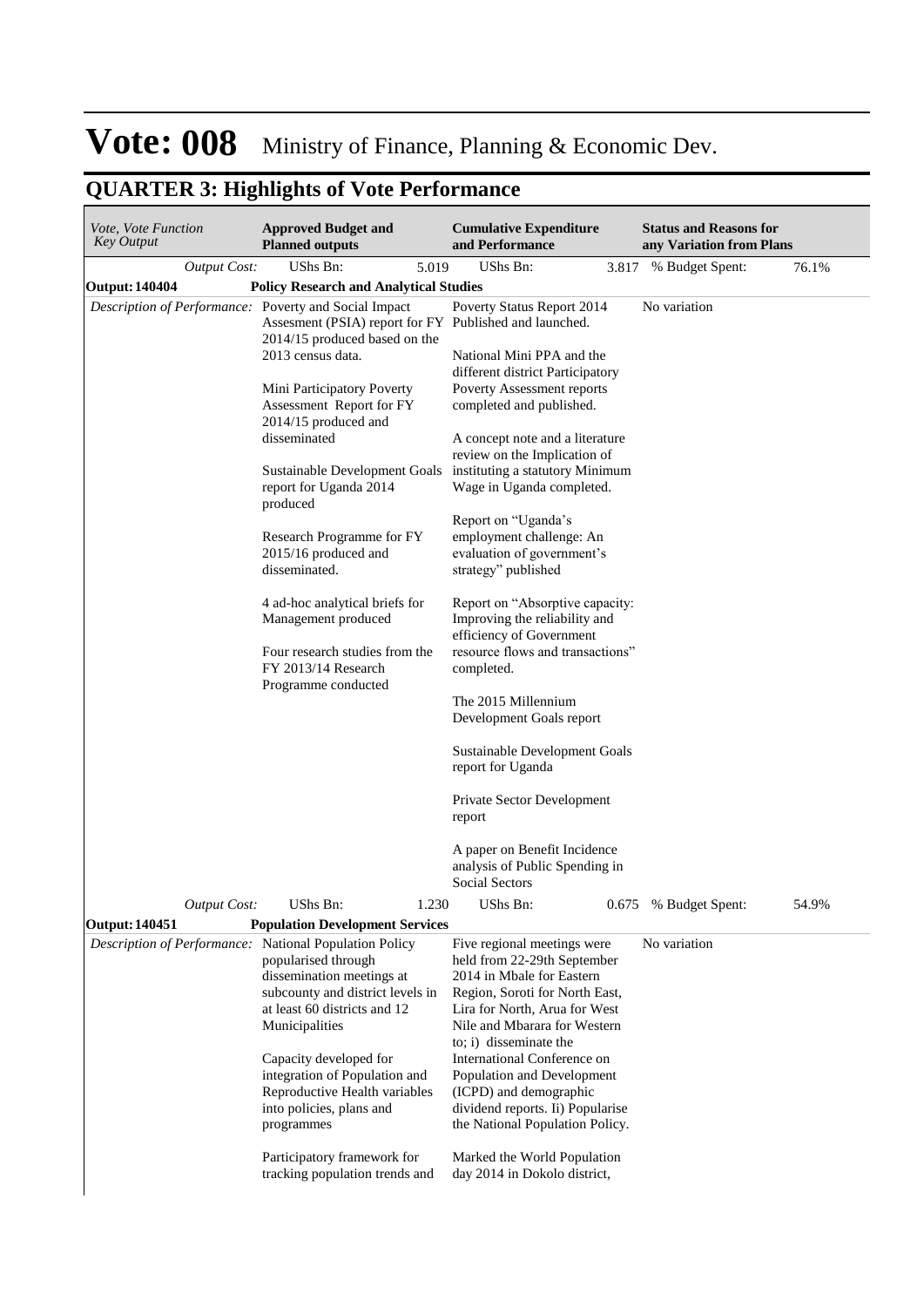# Vote: 008 Ministry of Finance, Planning & Economic Dev.

## QUARTER 3: Highlights of Vote Performance

| *Vote, Vote Function Key Output* | **Approved Budget and Planned outputs** | **Cumulative Expenditure and Performance** | **Status and Reasons for any Variation from Plans** |
|---|---|---|---|
| *Output Cost:* | UShs Bn: 5.019 | UShs Bn: 3.817 | % Budget Spent: 76.1% |
| **Output: 140404** | **Policy Research and Analytical Studies** | | |
| *Description of Performance:* | Poverty and Social Impact Assesment (PSIA) report for FY 2014/15 produced based on the 2013 census data.<br><br>Mini Participatory Poverty Assessment Report for FY 2014/15 produced and disseminated<br><br>Sustainable Development Goals report for Uganda 2014 produced<br><br>Research Programme for FY 2015/16 produced and disseminated.<br><br>4 ad-hoc analytical briefs for Management produced<br><br>Four research studies from the FY 2013/14 Research Programme conducted | Poverty Status Report 2014 Published and launched.<br><br>National Mini PPA and the different district Participatory Poverty Assessment reports completed and published.<br><br>A concept note and a literature review on the Implication of instituting a statutory Minimum Wage in Uganda completed.<br><br>Report on "Uganda's employment challenge: An evaluation of government's strategy" published<br><br>Report on "Absorptive capacity: Improving the reliability and efficiency of Government resource flows and transactions" completed.<br><br>The 2015 Millennium Development Goals report<br><br>Sustainable Development Goals report for Uganda<br><br>Private Sector Development report<br><br>A paper on Benefit Incidence analysis of Public Spending in Social Sectors | No variation |
| *Output Cost:* | UShs Bn: 1.230 | UShs Bn: 0.675 | % Budget Spent: 54.9% |
| **Output: 140451** | **Population Development Services** | | |
| *Description of Performance:* | National Population Policy popularised through dissemination meetings at subcounty and district levels in at least 60 districts and 12 Municipalities<br><br>Capacity developed for integration of Population and Reproductive Health variables into policies, plans and programmes<br><br>Participatory framework for tracking population trends and | Five regional meetings were held from 22-29th September 2014 in Mbale for Eastern Region, Soroti for North East, Lira for North, Arua for West Nile and Mbarara for Western to; i) disseminate the International Conference on Population and Development (ICPD) and demographic dividend reports. Ii) Popularise the National Population Policy.<br><br>Marked the World Population day 2014 in Dokolo district, | No variation |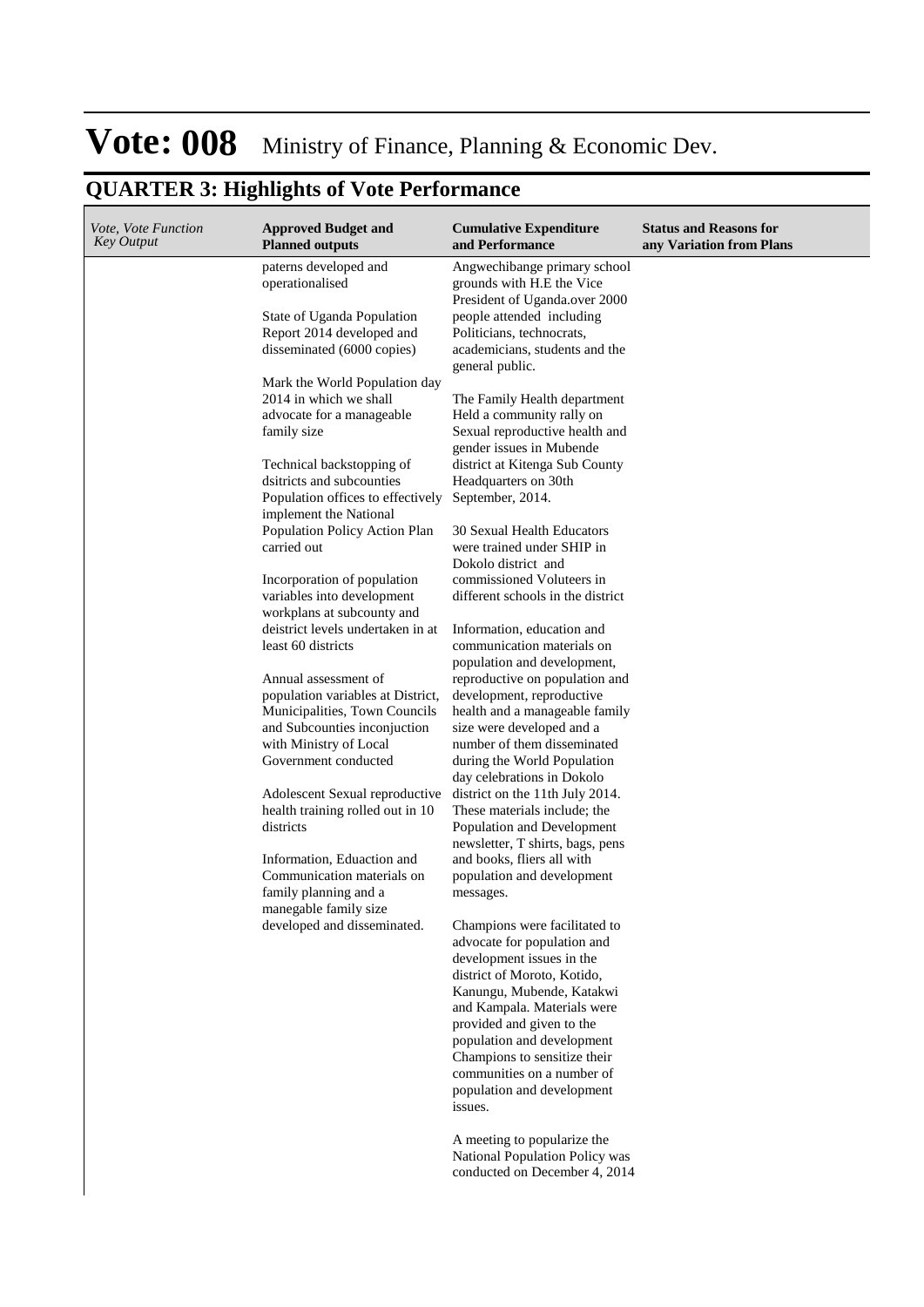# Vote: 008 Ministry of Finance, Planning & Economic Dev.

## QUARTER 3: Highlights of Vote Performance

| *Vote, Vote Function Key Output* | **Approved Budget and Planned outputs** | **Cumulative Expenditure and Performance** | **Status and Reasons for any Variation from Plans** |
|---|---|---|---|
| | paterns developed and operationalised<br><br>State of Uganda Population Report 2014 developed and disseminated (6000 copies)<br><br>Mark the World Population day 2014 in which we shall advocate for a manageable family size<br><br>Technical backstopping of dsitricts and subcounties Population offices to effectively implement the National Population Policy Action Plan carried out<br><br>Incorporation of population variables into development workplans at subcounty and deistrict levels undertaken in at least 60 districts<br><br>Annual assessment of population variables at District, Municipalities, Town Councils and Subcounties inconjuction with Ministry of Local Government conducted<br><br>Adolescent Sexual reproductive health training rolled out in 10 districts<br><br>Information, Eduaction and Communication materials on family planning and a manegable family size developed and disseminated. | Angwechibange primary school grounds with H.E the Vice President of Uganda.over 2000 people attended including Politicians, technocrats, academicians, students and the general public.<br><br>The Family Health department Held a community rally on Sexual reproductive health and gender issues in Mubende district at Kitenga Sub County Headquarters on 30th September, 2014.<br><br>30 Sexual Health Educators were trained under SHIP in Dokolo district and commissioned Voluteers in different schools in the district<br><br>Information, education and communication materials on population and development, reproductive on population and development, reproductive health and a manageable family size were developed and a number of them disseminated during the World Population day celebrations in Dokolo district on the 11th July 2014. These materials include; the Population and Development newsletter, T shirts, bags, pens and books, fliers all with population and development messages.<br><br>Champions were facilitated to advocate for population and development issues in the district of Moroto, Kotido, Kanungu, Mubende, Katakwi and Kampala. Materials were provided and given to the population and development Champions to sensitize their communities on a number of population and development issues.<br><br>A meeting to popularize the National Population Policy was conducted on December 4, 2014 | |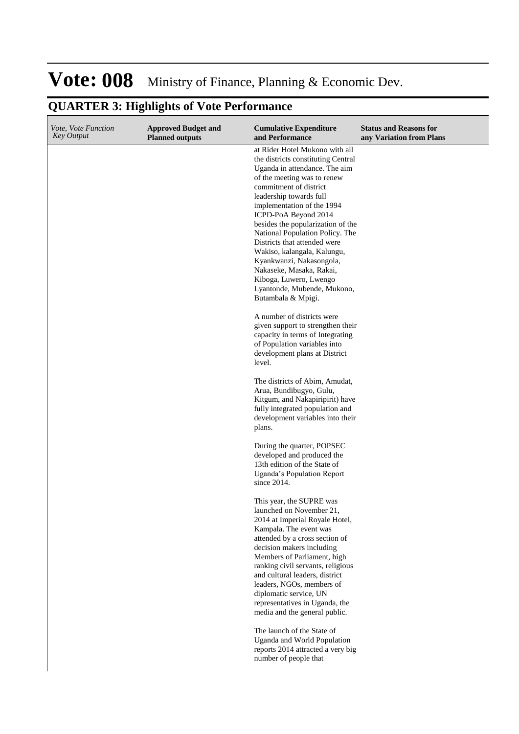# Vote: 008 Ministry of Finance, Planning & Economic Dev.

## QUARTER 3: Highlights of Vote Performance

| *Vote, Vote Function Key Output* | **Approved Budget and Planned outputs** | **Cumulative Expenditure and Performance** | **Status and Reasons for any Variation from Plans** |
|---|---|---|---|
| | | at Rider Hotel Mukono with all the districts constituting Central Uganda in attendance. The aim of the meeting was to renew commitment of district leadership towards full implementation of the 1994 ICPD-PoA Beyond 2014 besides the popularization of the National Population Policy. The Districts that attended were Wakiso, kalangala, Kalungu, Kyankwanzi, Nakasongola, Nakaseke, Masaka, Rakai, Kiboga, Luwero, Lwengo Lyantonde, Mubende, Mukono, Butambala & Mpigi.<br><br>A number of districts were given support to strengthen their capacity in terms of Integrating of Population variables into development plans at District level.<br><br>The districts of Abim, Amudat, Arua, Bundibugyo, Gulu, Kitgum, and Nakapiripirit) have fully integrated population and development variables into their plans.<br><br>During the quarter, POPSEC developed and produced the 13th edition of the State of Uganda's Population Report since 2014.<br><br>This year, the SUPRE was launched on November 21, 2014 at Imperial Royale Hotel, Kampala. The event was attended by a cross section of decision makers including Members of Parliament, high ranking civil servants, religious and cultural leaders, district leaders, NGOs, members of diplomatic service, UN representatives in Uganda, the media and the general public.<br><br>The launch of the State of Uganda and World Population reports 2014 attracted a very big number of people that | |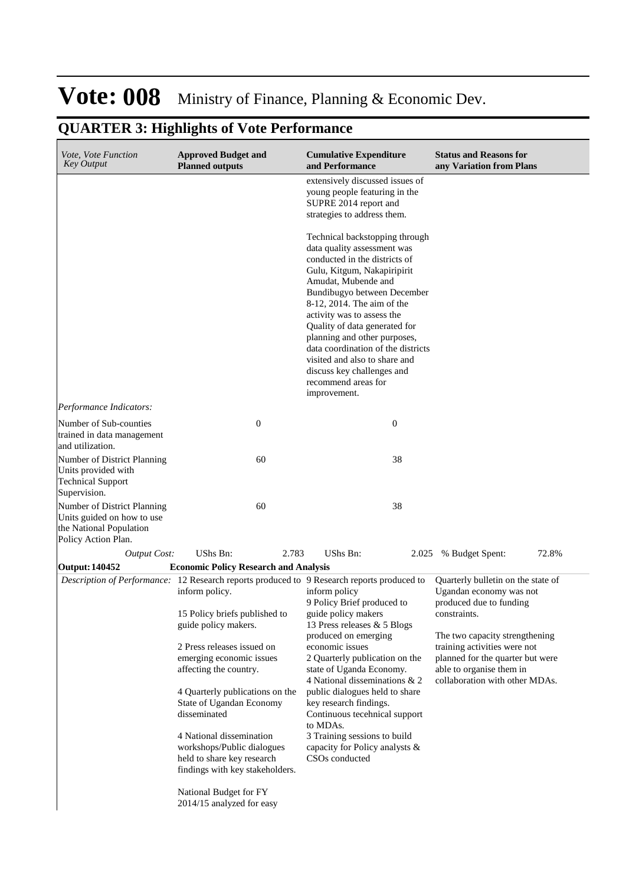# Vote: 008 Ministry of Finance, Planning & Economic Dev.

## QUARTER 3: Highlights of Vote Performance

| *Vote, Vote Function Key Output* | **Approved Budget and Planned outputs** | **Cumulative Expenditure and Performance** | **Status and Reasons for any Variation from Plans** |
|---|---|---|---|
| | | extensively discussed issues of young people featuring in the SUPRE 2014 report and strategies to address them.<br><br>Technical backstopping through data quality assessment was conducted in the districts of Gulu, Kitgum, Nakapiripirit Amudat, Mubende and Bundibugyo between December 8-12, 2014. The aim of the activity was to assess the Quality of data generated for planning and other purposes, data coordination of the districts visited and also to share and discuss key challenges and recommend areas for improvement. | |
| *Performance Indicators:* | | | |
| Number of Sub-counties trained in data management and utilization. | 0 | 0 | |
| Number of District Planning Units provided with Technical Support Supervision. | 60 | 38 | |
| Number of District Planning Units guided on how to use the National Population Policy Action Plan. | 60 | 38 | |
| *Output Cost:* | UShs Bn: 2.783 | UShs Bn: 2.025 | % Budget Spent: 72.8% |
| **Output: 140452** | **Economic Policy Research and Analysis** | | |
| *Description of Performance:* | 12 Research reports produced to inform policy.<br><br>15 Policy briefs published to guide policy makers.<br><br>2 Press releases issued on emerging economic issues affecting the country.<br><br>4 Quarterly publications on the State of Ugandan Economy disseminated<br><br>4 National dissemination workshops/Public dialogues held to share key research findings with key stakeholders.<br><br>National Budget for FY 2014/15 analyzed for easy | 9 Research reports produced to inform policy<br>9 Policy Brief produced to guide policy makers<br>13 Press releases & 5 Blogs produced on emerging economic issues<br>2 Quarterly publication on the state of Uganda Economy.<br>4 National disseminations & 2 public dialogues held to share key research findings.<br>Continuous tecehnical support to MDAs.<br>3 Training sessions to build capacity for Policy analysts & CSOs conducted | Quarterly bulletin on the state of Ugandan economy was not produced due to funding constraints.<br><br>The two capacity strengthening training activities were not planned for the quarter but were able to organise them in collaboration with other MDAs. |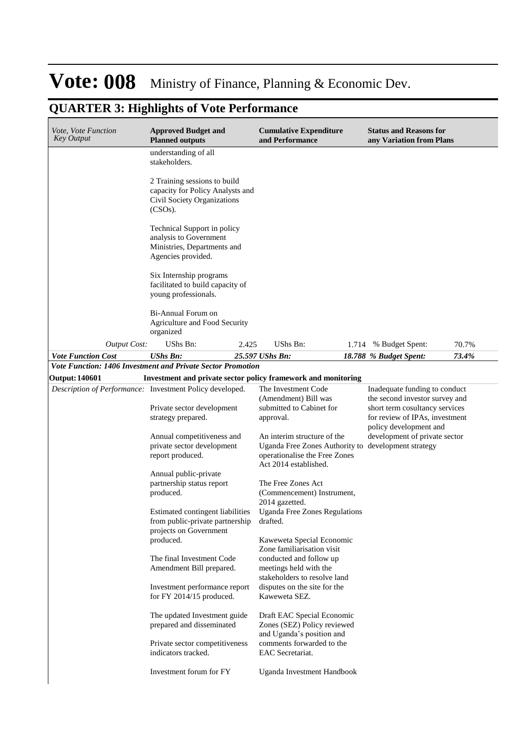# Vote: 008 Ministry of Finance, Planning & Economic Dev.

## QUARTER 3: Highlights of Vote Performance

| *Vote, Vote Function Key Output* | **Approved Budget and Planned outputs** | | **Cumulative Expenditure and Performance** | | **Status and Reasons for any Variation from Plans** | |
|---|---|---|---|---|---|---|
| | understanding of all stakeholders.<br><br>2 Training sessions to build capacity for Policy Analysts and Civil Society Organizations (CSOs).<br><br>Technical Support in policy analysis to Government Ministries, Departments and Agencies provided.<br><br>Six Internship programs facilitated to build capacity of young professionals.<br><br>Bi-Annual Forum on Agriculture and Food Security organized | | | | | |
| *Output Cost:* | UShs Bn: | 2.425 | UShs Bn: | 1.714 | % Budget Spent: | 70.7% |
| ***Vote Function Cost*** | ***UShs Bn:*** | ***25.597*** | ***UShs Bn:*** | ***18.788*** | ***% Budget Spent:*** | ***73.4%*** |
| ***Vote Function: 1406 Investment and Private Sector Promotion*** | | | | | | |
| **Output: 140601** | **Investment and private sector policy framework and monitoring** | | | | | |
| *Description of Performance:* | Investment Policy developed.<br><br>Private sector development strategy prepared.<br><br>Annual competitiveness and private sector development report produced.<br><br>Annual public-private partnership status report produced.<br><br>Estimated contingent liabilities from public-private partnership projects on Government produced.<br><br>The final Investment Code Amendment Bill prepared.<br><br>Investment performance report for FY 2014/15 produced.<br><br>The updated Investment guide prepared and disseminated<br><br>Private sector competitiveness indicators tracked.<br><br>Investment forum for FY | | The Investment Code (Amendment) Bill was submitted to Cabinet for approval.<br><br>An interim structure of the Uganda Free Zones Authority to operationalise the Free Zones Act 2014 established.<br><br>The Free Zones Act (Commencement) Instrument, 2014 gazetted.<br><br>Uganda Free Zones Regulations drafted.<br><br>Kaweweta Special Economic Zone familiarisation visit conducted and follow up meetings held with the stakeholders to resolve land disputes on the site for the Kaweweta SEZ.<br><br>Draft EAC Special Economic Zones (SEZ) Policy reviewed and Uganda's position and comments forwarded to the EAC Secretariat.<br><br>Uganda Investment Handbook | | Inadequate funding to conduct the second investor survey and short term cosultancy services for review of IPAs, investment policy development and development of private sector development strategy | |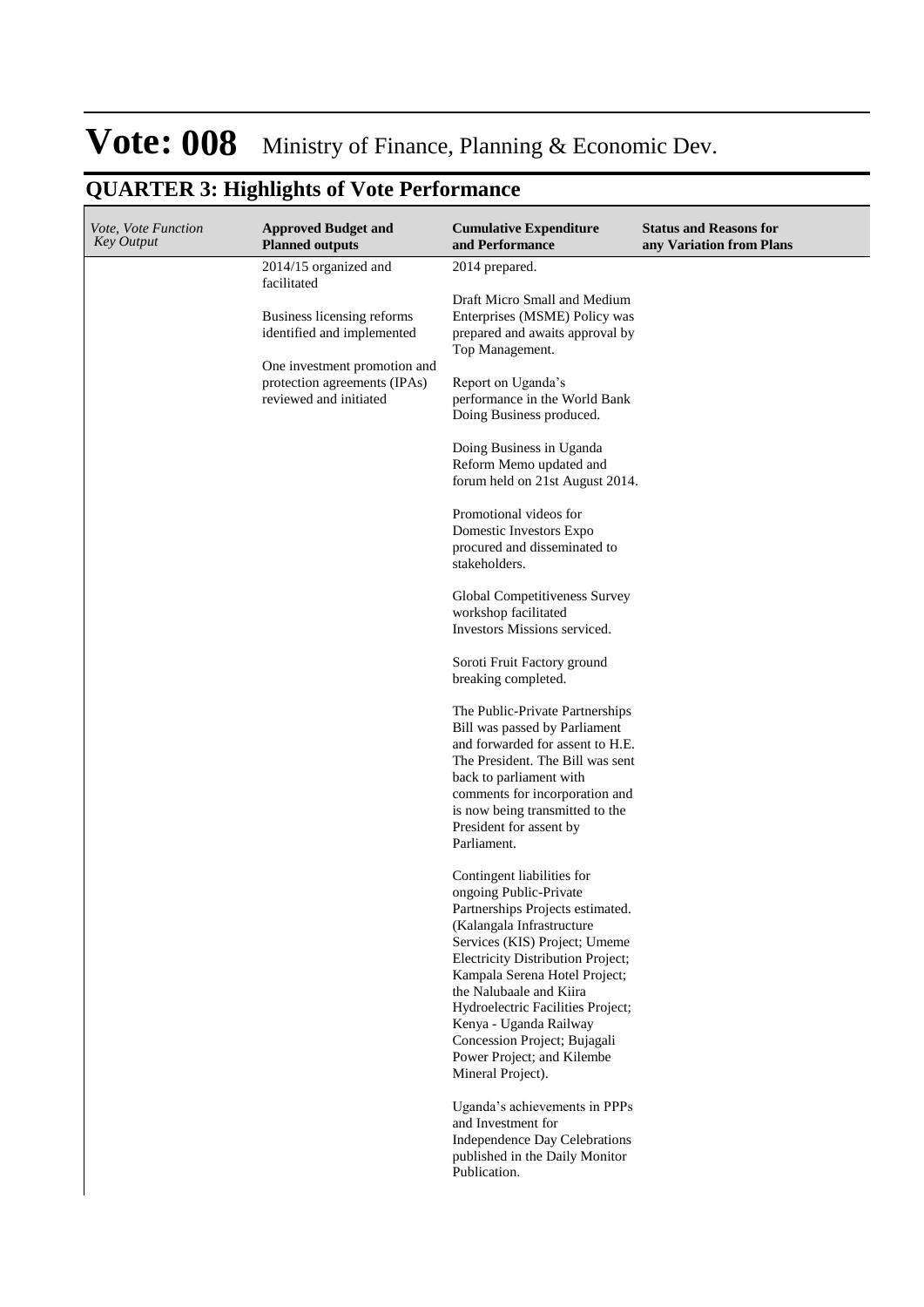# Vote: 008 Ministry of Finance, Planning & Economic Dev.

## QUARTER 3: Highlights of Vote Performance

| *Vote, Vote Function Key Output* | **Approved Budget and Planned outputs** | **Cumulative Expenditure and Performance** | **Status and Reasons for any Variation from Plans** |
|---|---|---|---|
| | 2014/15 organized and facilitated<br><br>Business licensing reforms identified and implemented<br><br>One investment promotion and protection agreements (IPAs) reviewed and initiated | 2014 prepared.<br><br>Draft Micro Small and Medium Enterprises (MSME) Policy was prepared and awaits approval by Top Management.<br><br>Report on Uganda's performance in the World Bank Doing Business produced.<br><br>Doing Business in Uganda Reform Memo updated and forum held on 21st August 2014.<br><br>Promotional videos for Domestic Investors Expo procured and disseminated to stakeholders.<br><br>Global Competitiveness Survey workshop facilitated<br>Investors Missions serviced.<br><br>Soroti Fruit Factory ground breaking completed.<br><br>The Public-Private Partnerships Bill was passed by Parliament and forwarded for assent to H.E. The President. The Bill was sent back to parliament with comments for incorporation and is now being transmitted to the President for assent by Parliament.<br><br>Contingent liabilities for ongoing Public-Private Partnerships Projects estimated. (Kalangala Infrastructure Services (KIS) Project; Umeme Electricity Distribution Project; Kampala Serena Hotel Project; the Nalubaale and Kiira Hydroelectric Facilities Project; Kenya - Uganda Railway Concession Project; Bujagali Power Project; and Kilembe Mineral Project).<br><br>Uganda's achievements in PPPs and Investment for Independence Day Celebrations published in the Daily Monitor Publication. | |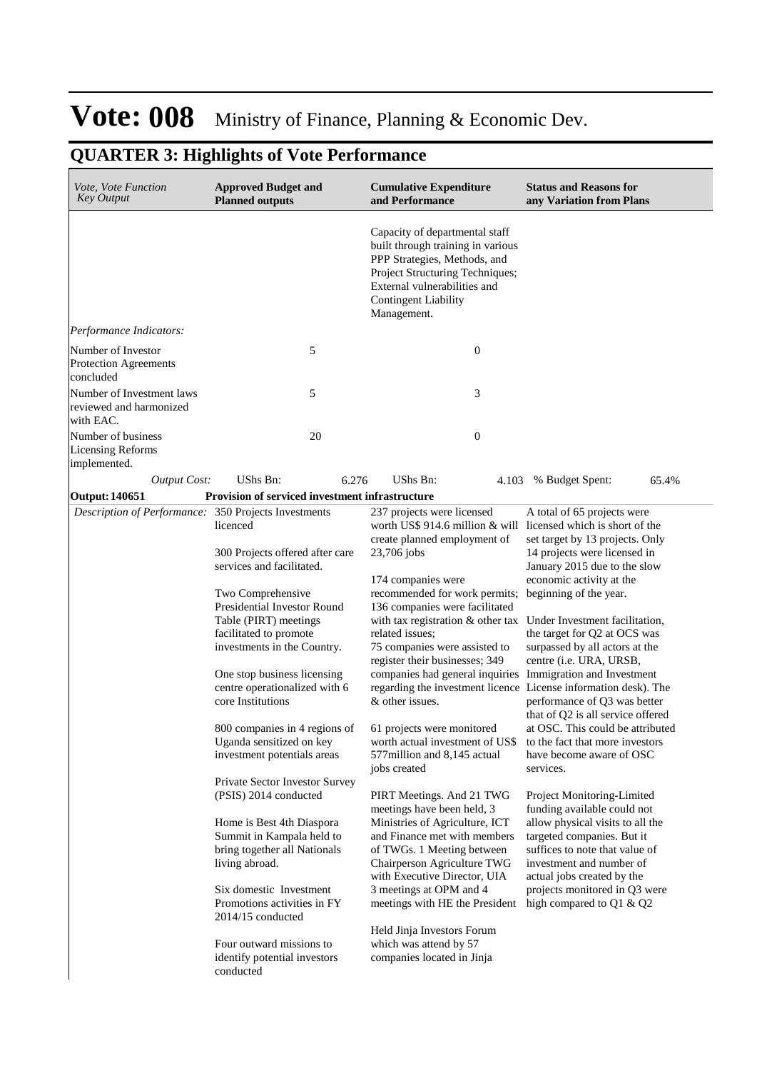# Vote: 008 Ministry of Finance, Planning & Economic Dev.

## QUARTER 3: Highlights of Vote Performance

| *Vote, Vote Function Key Output* | **Approved Budget and Planned outputs** | **Cumulative Expenditure and Performance** | **Status and Reasons for any Variation from Plans** |
|---|---|---|---|
| | | Capacity of departmental staff built through training in various PPP Strategies, Methods, and Project Structuring Techniques; External vulnerabilities and Contingent Liability Management. | |
| *Performance Indicators:* | | | |
| Number of Investor Protection Agreements concluded | 5 | 0 | |
| Number of Investment laws reviewed and harmonized with EAC. | 5 | 3 | |
| Number of business Licensing Reforms implemented. | 20 | 0 | |
| *Output Cost:* | UShs Bn: 6.276 | UShs Bn: 4.103 | % Budget Spent: 65.4% |
| **Output: 140651** | **Provision of serviced investment infrastructure** | | |
| *Description of Performance:* | 350 Projects Investments licenced<br><br>300 Projects offered after care services and facilitated.<br><br>Two Comprehensive Presidential Investor Round Table (PIRT) meetings facilitated to promote investments in the Country.<br><br>One stop business licensing centre operationalized with 6 core Institutions<br><br>800 companies in 4 regions of Uganda sensitized on key investment potentials areas<br><br>Private Sector Investor Survey (PSIS) 2014 conducted<br><br>Home is Best 4th Diaspora Summit in Kampala held to bring together all Nationals living abroad.<br><br>Six domestic Investment Promotions activities in FY 2014/15 conducted<br><br>Four outward missions to identify potential investors conducted | 237 projects were licensed worth US$ 914.6 million & will create planned employment of 23,706 jobs<br><br>174 companies were recommended for work permits; 136 companies were facilitated with tax registration & other tax related issues;<br>75 companies were assisted to register their businesses; 349 companies had general inquiries regarding the investment licence & other issues.<br><br>61 projects were monitored worth actual investment of US$ 577million and 8,145 actual jobs created<br><br>PIRT Meetings. And 21 TWG meetings have been held, 3 Ministries of Agriculture, ICT and Finance met with members of TWGs. 1 Meeting between Chairperson Agriculture TWG with Executive Director, UIA 3 meetings at OPM and 4 meetings with HE the President<br><br>Held Jinja Investors Forum which was attend by 57 companies located in Jinja | A total of 65 projects were licensed which is short of the set target by 13 projects. Only 14 projects were licensed in January 2015 due to the slow economic activity at the beginning of the year.<br><br>Under Investment facilitation, the target for Q2 at OCS was surpassed by all actors at the centre (i.e. URA, URSB, Immigration and Investment License information desk). The performance of Q3 was better that of Q2 is all service offered at OSC. This could be attributed to the fact that more investors have become aware of OSC services.<br><br>Project Monitoring-Limited funding available could not allow physical visits to all the targeted companies. But it suffices to note that value of investment and number of actual jobs created by the projects monitored in Q3 were high compared to Q1 & Q2 |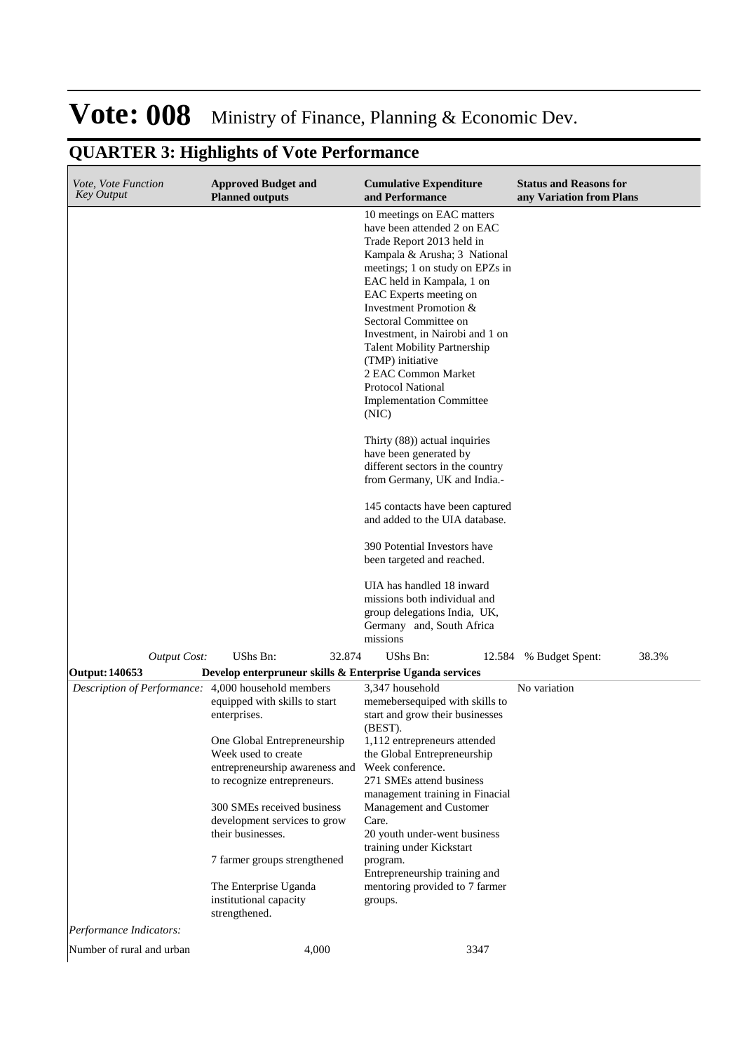# Vote: 008 Ministry of Finance, Planning & Economic Dev.

## QUARTER 3: Highlights of Vote Performance

| *Vote, Vote Function Key Output* | **Approved Budget and Planned outputs** | **Cumulative Expenditure and Performance** | **Status and Reasons for any Variation from Plans** |
|---|---|---|---|
| | | 10 meetings on EAC matters have been attended 2 on EAC Trade Report 2013 held in Kampala & Arusha; 3 National meetings; 1 on study on EPZs in EAC held in Kampala, 1 on EAC Experts meeting on Investment Promotion & Sectoral Committee on Investment, in Nairobi and 1 on Talent Mobility Partnership (TMP) initiative<br>2 EAC Common Market Protocol National Implementation Committee (NIC)<br><br>Thirty (88)) actual inquiries have been generated by different sectors in the country from Germany, UK and India.-<br><br>145 contacts have been captured and added to the UIA database.<br><br>390 Potential Investors have been targeted and reached.<br><br>UIA has handled 18 inward missions both individual and group delegations India, UK, Germany and, South Africa missions | |
| *Output Cost:* | UShs Bn: 32.874 | UShs Bn: 12.584 | % Budget Spent: 38.3% |
| **Output: 140653** | **Develop enterpruneur skills & Enterprise Uganda services** | | |
| *Description of Performance:* | 4,000 household members equipped with skills to start enterprises.<br><br>One Global Entrepreneurship Week used to create entrepreneurship awareness and to recognize entrepreneurs.<br><br>300 SMEs received business development services to grow their businesses.<br><br>7 farmer groups strengthened<br><br>The Enterprise Uganda institutional capacity strengthened. | 3,347 household memebersequiped with skills to start and grow their businesses (BEST).<br>1,112 entrepreneurs attended the Global Entrepreneurship Week conference.<br>271 SMEs attend business management training in Finacial Management and Customer Care.<br>20 youth under-went business training under Kickstart program.<br>Entrepreneurship training and mentoring provided to 7 farmer groups. | No variation |
| *Performance Indicators:* | | | |
| Number of rural and urban | 4,000 | 3347 | |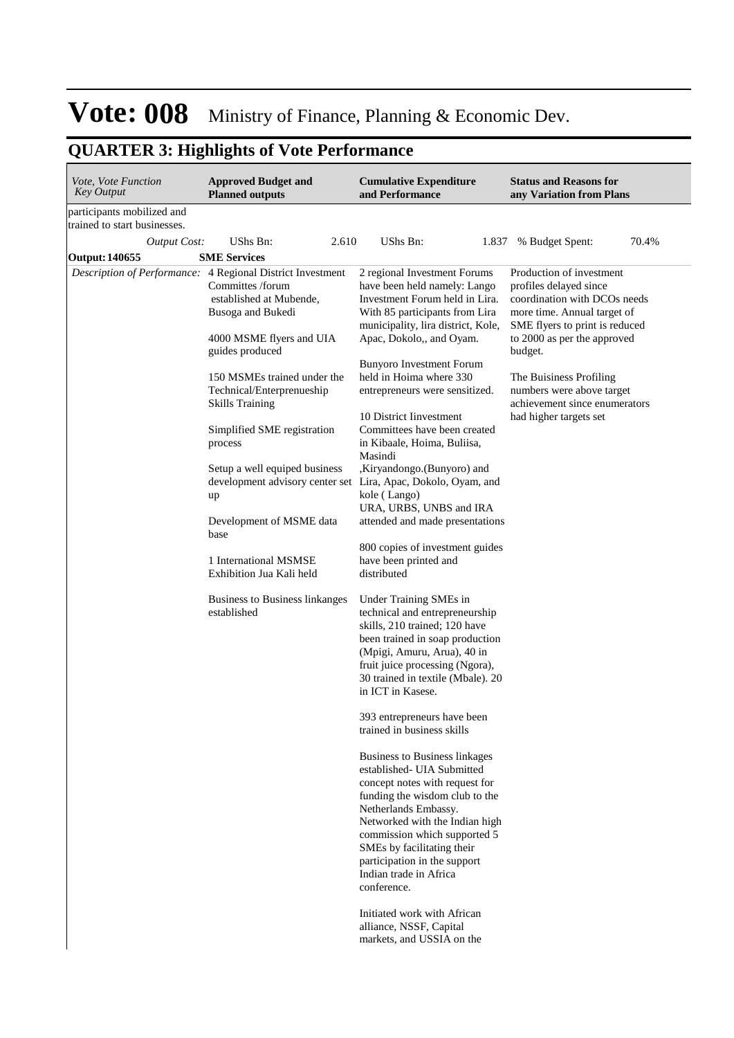# Vote: 008 Ministry of Finance, Planning & Economic Dev.

## QUARTER 3: Highlights of Vote Performance

| *Vote, Vote Function Key Output* | **Approved Budget and Planned outputs** | **Cumulative Expenditure and Performance** | **Status and Reasons for any Variation from Plans** |
|---|---|---|---|
| participants mobilized and trained to start businesses. | | | |
| *Output Cost:* | UShs Bn: 2.610 | UShs Bn: 1.837 | % Budget Spent: 70.4% |
| **Output: 140655** | **SME Services** | | |
| *Description of Performance:* | 4 Regional District Investment Committes /forum established at Mubende, Busoga and Bukedi<br><br>4000 MSME flyers and UIA guides produced<br><br>150 MSMEs trained under the Technical/Enterprenueship Skills Training<br><br>Simplified SME registration process<br><br>Setup a well equiped business development advisory center set up<br><br>Development of MSME data base<br><br>1 International MSMSE Exhibition Jua Kali held<br><br>Business to Business linkanges established | 2 regional Investment Forums have been held namely: Lango Investment Forum held in Lira. With 85 participants from Lira municipality, lira district, Kole, Apac, Dokolo,, and Oyam.<br><br>Bunyoro Investment Forum held in Hoima where 330 entrepreneurs were sensitized.<br><br>10 District Iinvestment Committees have been created in Kibaale, Hoima, Buliisa, Masindi ,Kiryandongo.(Bunyoro) and Lira, Apac, Dokolo, Oyam, and kole ( Lango)<br>URA, URBS, UNBS and IRA attended and made presentations<br><br>800 copies of investment guides have been printed and distributed<br><br>Under Training SMEs in technical and entrepreneurship skills, 210 trained; 120 have been trained in soap production (Mpigi, Amuru, Arua), 40 in fruit juice processing (Ngora), 30 trained in textile (Mbale). 20 in ICT in Kasese.<br><br>393 entrepreneurs have been trained in business skills<br><br>Business to Business linkages established- UIA Submitted concept notes with request for funding the wisdom club to the Netherlands Embassy.<br>Networked with the Indian high commission which supported 5 SMEs by facilitating their participation in the support Indian trade in Africa conference.<br><br>Initiated work with African alliance, NSSF, Capital markets, and USSIA on the | Production of investment profiles delayed since coordination with DCOs needs more time. Annual target of SME flyers to print is reduced to 2000 as per the approved budget.<br><br>The Buisiness Profiling numbers were above target achievement since enumerators had higher targets set |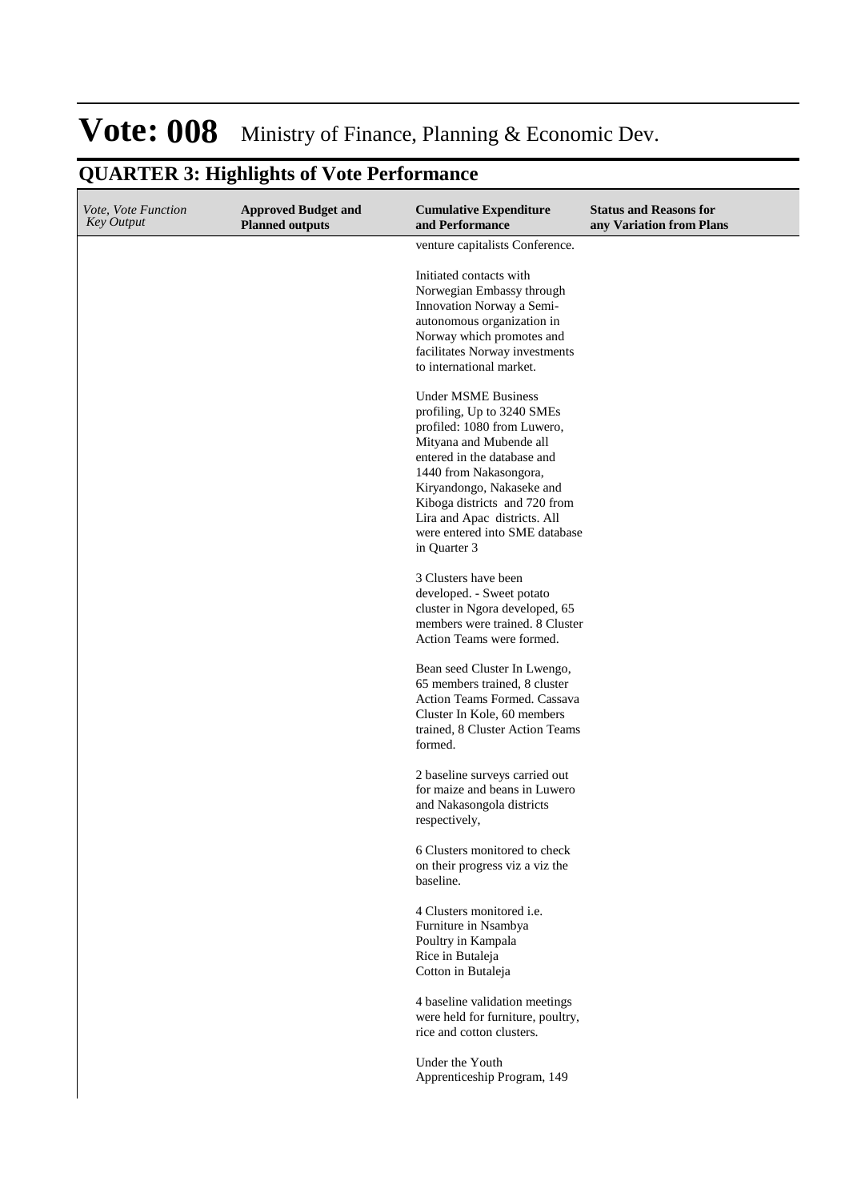# Vote: 008 Ministry of Finance, Planning & Economic Dev.

## QUARTER 3: Highlights of Vote Performance

| *Vote, Vote Function Key Output* | **Approved Budget and Planned outputs** | **Cumulative Expenditure and Performance** | **Status and Reasons for any Variation from Plans** |
|---|---|---|---|
| | | venture capitalists Conference.<br><br>Initiated contacts with Norwegian Embassy through Innovation Norway a Semi-autonomous organization in Norway which promotes and facilitates Norway investments to international market.<br><br>Under MSME Business profiling, Up to 3240 SMEs profiled: 1080 from Luwero, Mityana and Mubende all entered in the database and 1440 from Nakasongora, Kiryandongo, Nakaseke and Kiboga districts and 720 from Lira and Apac districts. All were entered into SME database in Quarter 3<br><br>3 Clusters have been developed. - Sweet potato cluster in Ngora developed, 65 members were trained. 8 Cluster Action Teams were formed.<br><br>Bean seed Cluster In Lwengo, 65 members trained, 8 cluster Action Teams Formed. Cassava Cluster In Kole, 60 members trained, 8 Cluster Action Teams formed.<br><br>2 baseline surveys carried out for maize and beans in Luwero and Nakasongola districts respectively,<br><br>6 Clusters monitored to check on their progress viz a viz the baseline.<br><br>4 Clusters monitored i.e.<br>Furniture in Nsambya<br>Poultry in Kampala<br>Rice in Butaleja<br>Cotton in Butaleja<br><br>4 baseline validation meetings were held for furniture, poultry, rice and cotton clusters.<br><br>Under the Youth Apprenticeship Program, 149 | |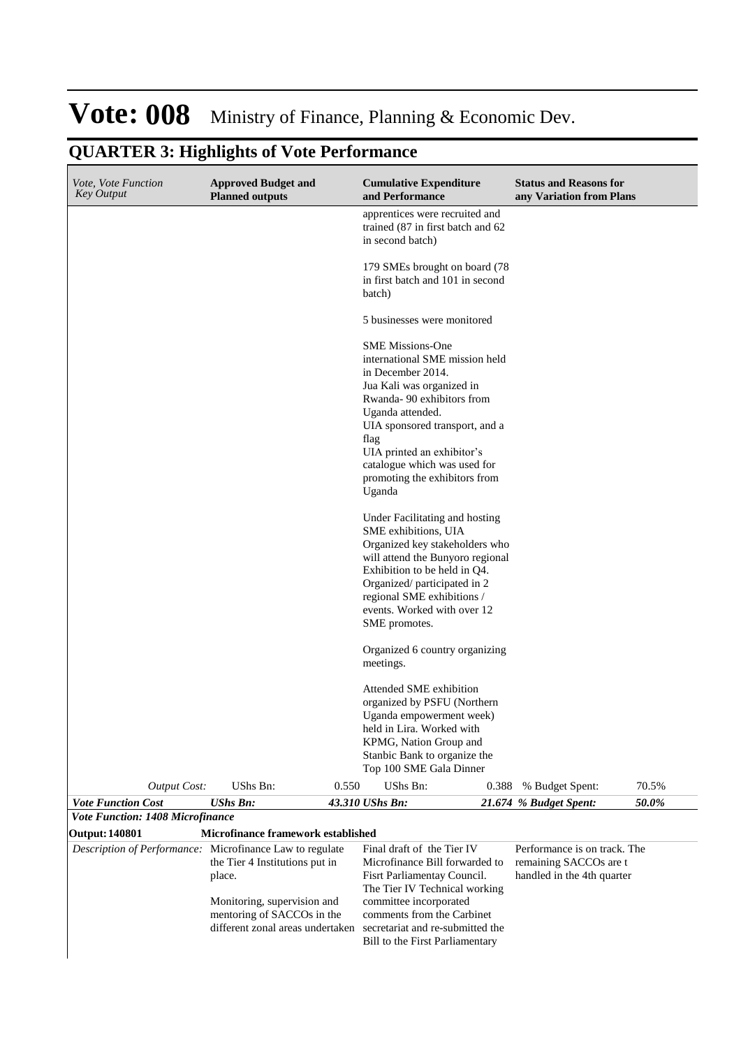# Vote: 008 Ministry of Finance, Planning & Economic Dev.

## QUARTER 3: Highlights of Vote Performance

| *Vote, Vote Function Key Output* | **Approved Budget and Planned outputs** | **Cumulative Expenditure and Performance** | **Status and Reasons for any Variation from Plans** |
|---|---|---|---|
| | | apprentices were recruited and trained (87 in first batch and 62 in second batch)<br><br>179 SMEs brought on board (78 in first batch and 101 in second batch)<br><br>5 businesses were monitored<br><br>SME Missions-One international SME mission held in December 2014.<br>Jua Kali was organized in Rwanda- 90 exhibitors from Uganda attended.<br>UIA sponsored transport, and a flag<br>UIA printed an exhibitor's catalogue which was used for promoting the exhibitors from Uganda<br><br>Under Facilitating and hosting SME exhibitions, UIA Organized key stakeholders who will attend the Bunyoro regional Exhibition to be held in Q4.<br>Organized/ participated in 2 regional SME exhibitions / events. Worked with over 12 SME promotes.<br><br>Organized 6 country organizing meetings.<br><br>Attended SME exhibition organized by PSFU (Northern Uganda empowerment week) held in Lira. Worked with KPMG, Nation Group and Stanbic Bank to organize the Top 100 SME Gala Dinner | |
| *Output Cost:* | UShs Bn: 0.550 | UShs Bn: 0.388 | % Budget Spent: 70.5% |
| ***Vote Function Cost*** | ***UShs Bn: 43.310*** | ***UShs Bn: 21.674*** | ***% Budget Spent: 50.0%*** |
| ***Vote Function: 1408 Microfinance*** | | | |
| **Output: 140801** | **Microfinance framework established** | | |
| *Description of Performance:* | Microfinance Law to regulate the Tier 4 Institutions put in place.<br><br>Monitoring, supervision and mentoring of SACCOs in the different zonal areas undertaken | Final draft of the Tier IV Microfinance Bill forwarded to Fisrt Parliamentay Council.<br>The Tier IV Technical working committee incorporated comments from the Carbinet secretariat and re-submitted the Bill to the First Parliamentary | Performance is on track. The remaining SACCOs are t handled in the 4th quarter |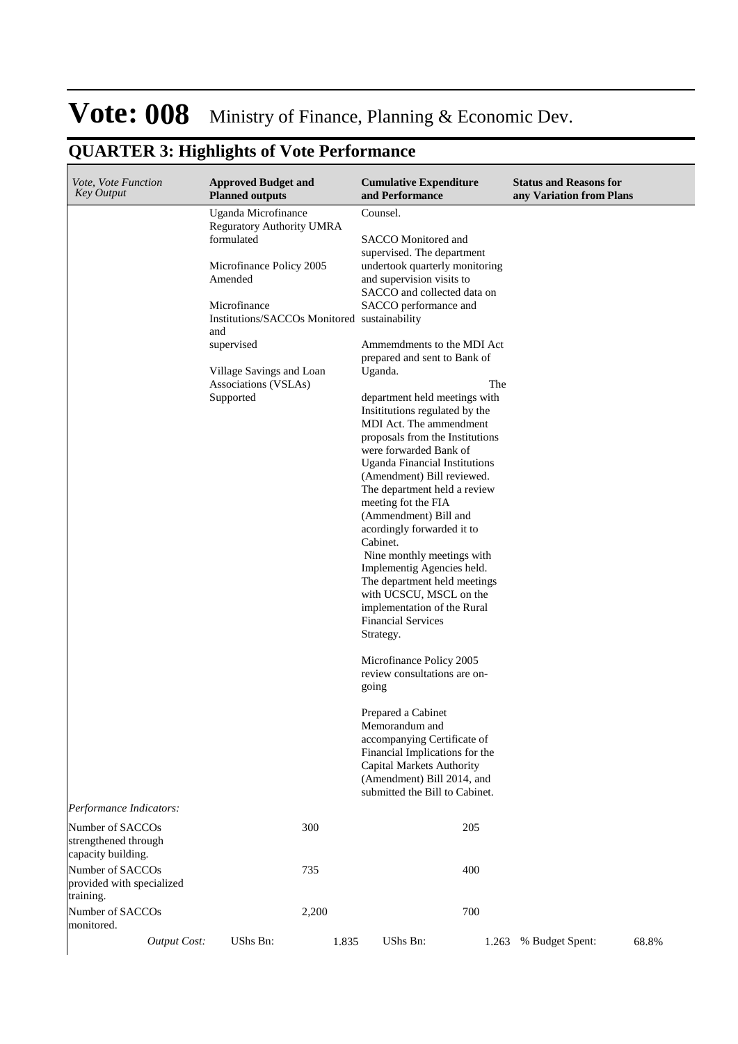# Vote: 008 Ministry of Finance, Planning & Economic Dev.

## QUARTER 3: Highlights of Vote Performance

| *Vote, Vote Function Key Output* | **Approved Budget and Planned outputs** | | **Cumulative Expenditure and Performance** | | **Status and Reasons for any Variation from Plans** | |
|---|---|---|---|---|---|---|
| | Uganda Microfinance Regulatory Authority UMRA formulated<br><br>Microfinance Policy 2005 Amended<br><br>Microfinance Institutions/SACCOs Monitored and supervised<br><br>Village Savings and Loan Associations (VSLAs) Supported | | Counsel.<br><br>SACCO Monitored and supervised. The department undertook quarterly monitoring and supervision visits to SACCO and collected data on SACCO performance and sustainability<br><br>Ammemdments to the MDI Act prepared and sent to Bank of Uganda. The department held meetings with Insititutions regulated by the MDI Act. The ammendment proposals from the Institutions were forwarded Bank of Uganda Financial Institutions (Amendment) Bill reviewed. The department held a review meeting fot the FIA (Ammendment) Bill and acordingly forwarded it to Cabinet.<br>Nine monthly meetings with Implementig Agencies held. The department held meetings with UCSCU, MSCL on the implementation of the Rural Financial Services Strategy.<br><br>Microfinance Policy 2005 review consultations are on-going<br><br>Prepared a Cabinet Memorandum and accompanying Certificate of Financial Implications for the Capital Markets Authority (Amendment) Bill 2014, and submitted the Bill to Cabinet. | | | |
| *Performance Indicators:* | | | | | | |
| Number of SACCOs strengthened through capacity building. | 300 | | 205 | | | |
| Number of SACCOs provided with specialized training. | 735 | | 400 | | | |
| Number of SACCOs monitored. | 2,200 | | 700 | | | |
| *Output Cost:* | UShs Bn: | 1.835 | UShs Bn: | 1.263 | % Budget Spent: | 68.8% |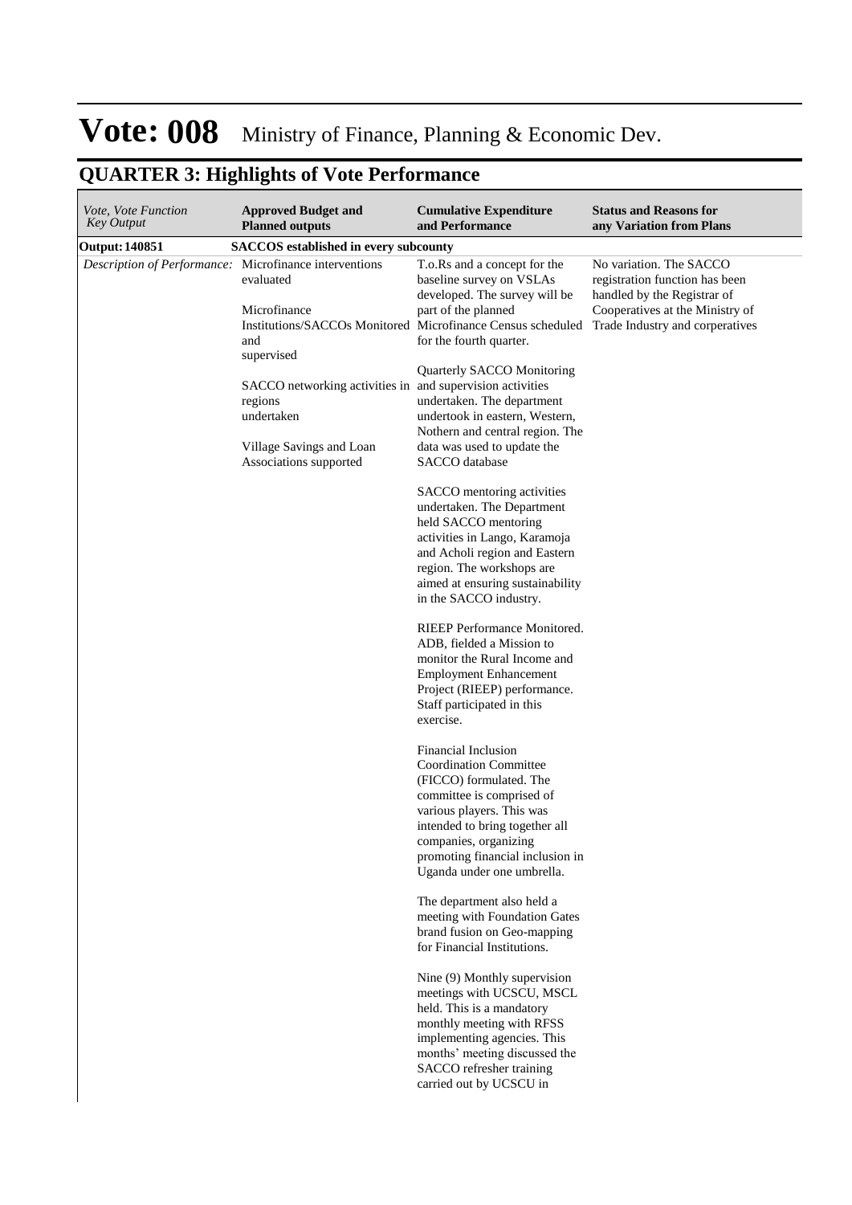# Vote: 008 Ministry of Finance, Planning & Economic Dev.

## QUARTER 3: Highlights of Vote Performance

| *Vote, Vote Function Key Output* | **Approved Budget and Planned outputs** | **Cumulative Expenditure and Performance** | **Status and Reasons for any Variation from Plans** |
|---|---|---|---|
| **Output: 140851** | **SACCOS established in every subcounty** | | |
| *Description of Performance:* | Microfinance interventions evaluated<br><br>Microfinance Institutions/SACCOs Monitored and supervised<br><br>SACCO networking activities in regions undertaken<br><br>Village Savings and Loan Associations supported | T.o.Rs and a concept for the baseline survey on VSLAs developed. The survey will be part of the planned Microfinance Census scheduled for the fourth quarter.<br><br>Quarterly SACCO Monitoring and supervision activities undertaken. The department undertook in eastern, Western, Nothern and central region. The data was used to update the SACCO database<br><br>SACCO mentoring activities undertaken. The Department held SACCO mentoring activities in Lango, Karamoja and Acholi region and Eastern region. The workshops are aimed at ensuring sustainability in the SACCO industry.<br><br>RIEEP Performance Monitored. ADB, fielded a Mission to monitor the Rural Income and Employment Enhancement Project (RIEEP) performance. Staff participated in this exercise.<br><br>Financial Inclusion Coordination Committee (FICCO) formulated. The committee is comprised of various players. This was intended to bring together all companies, organizing promoting financial inclusion in Uganda under one umbrella.<br><br>The department also held a meeting with Foundation Gates brand fusion on Geo-mapping for Financial Institutions.<br><br>Nine (9) Monthly supervision meetings with UCSCU, MSCL held. This is a mandatory monthly meeting with RFSS implementing agencies. This months' meeting discussed the SACCO refresher training carried out by UCSCU in | No variation. The SACCO registration function has been handled by the Registrar of Cooperatives at the Ministry of Trade Industry and corperatives |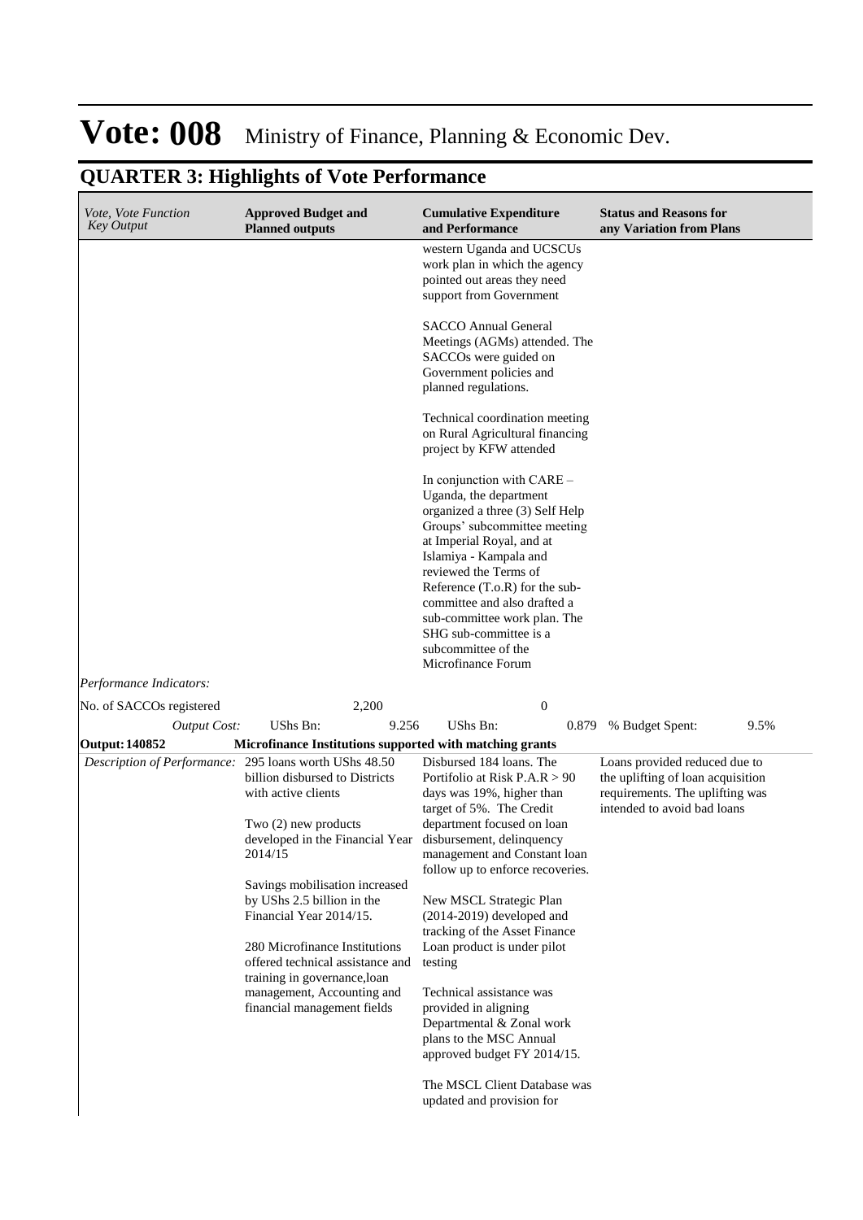# Vote: 008 Ministry of Finance, Planning & Economic Dev.

## QUARTER 3: Highlights of Vote Performance

| *Vote, Vote Function Key Output* | **Approved Budget and Planned outputs** | **Cumulative Expenditure and Performance** | **Status and Reasons for any Variation from Plans** |
|---|---|---|---|
| | | western Uganda and UCSCUs work plan in which the agency pointed out areas they need support from Government<br><br>SACCO Annual General Meetings (AGMs) attended. The SACCOs were guided on Government policies and planned regulations.<br><br>Technical coordination meeting on Rural Agricultural financing project by KFW attended<br><br>In conjunction with CARE – Uganda, the department organized a three (3) Self Help Groups' subcommittee meeting at Imperial Royal, and at Islamiya - Kampala and reviewed the Terms of Reference (T.o.R) for the sub-committee and also drafted a sub-committee work plan. The SHG sub-committee is a subcommittee of the Microfinance Forum | |
| *Performance Indicators:* | | | |
| No. of SACCOs registered | 2,200 | 0 | |
| *Output Cost:* | UShs Bn: 9.256 | UShs Bn: 0.879 | % Budget Spent: 9.5% |
| **Output: 140852** | **Microfinance Institutions supported with matching grants** | | |
| *Description of Performance:* | 295 loans worth UShs 48.50 billion disbursed to Districts with active clients<br><br>Two (2) new products developed in the Financial Year 2014/15<br><br>Savings mobilisation increased by UShs 2.5 billion in the Financial Year 2014/15.<br><br>280 Microfinance Institutions offered technical assistance and training in governance,loan management, Accounting and financial management fields | Disbursed 184 loans. The Portifolio at Risk P.A.R > 90 days was 19%, higher than target of 5%. The Credit department focused on loan disbursement, delinquency management and Constant loan follow up to enforce recoveries.<br><br>New MSCL Strategic Plan (2014-2019) developed and tracking of the Asset Finance Loan product is under pilot testing<br><br>Technical assistance was provided in aligning Departmental & Zonal work plans to the MSC Annual approved budget FY 2014/15.<br><br>The MSCL Client Database was updated and provision for | Loans provided reduced due to the uplifting of loan acquisition requirements. The uplifting was intended to avoid bad loans |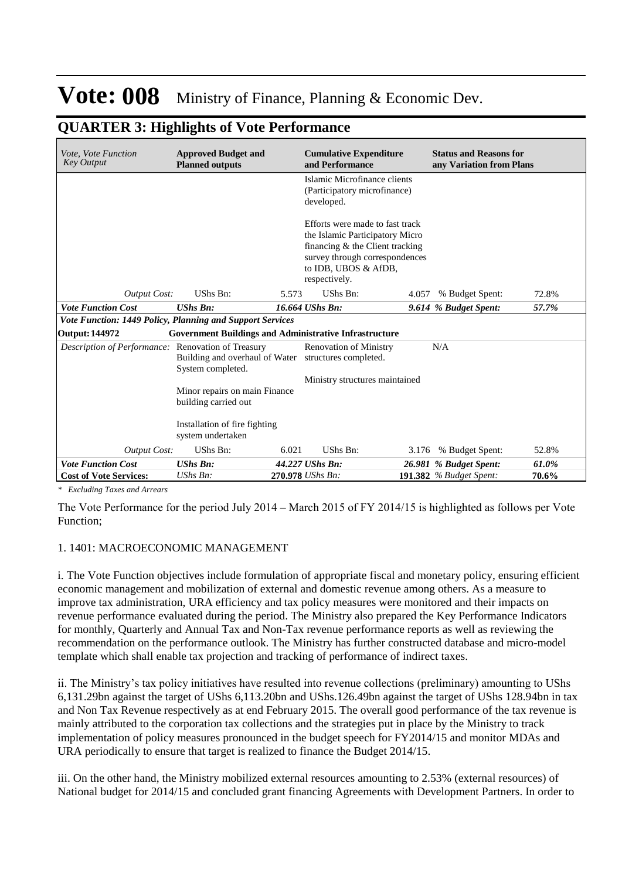# Vote: 008 Ministry of Finance, Planning & Economic Dev.

## QUARTER 3: Highlights of Vote Performance

| *Vote, Vote Function Key Output* | **Approved Budget and Planned outputs** | | **Cumulative Expenditure and Performance** | | **Status and Reasons for any Variation from Plans** | |
|---|---|---|---|---|---|---|
| | | | Islamic Microfinance clients (Participatory microfinance) developed.<br><br>Efforts were made to fast track the Islamic Participatory Micro financing & the Client tracking survey through correspondences to IDB, UBOS & AfDB, respectively. | | | |
| *Output Cost:* | UShs Bn: | 5.573 | UShs Bn: | 4.057 | % Budget Spent: | 72.8% |
| ***Vote Function Cost*** | ***UShs Bn:*** | *16.664* | ***UShs Bn:*** | ***9.614*** | ***% Budget Spent:*** | ***57.7%*** |
| ***Vote Function: 1449 Policy, Planning and Support Services*** | | | | | | |
| **Output: 144972** | **Government Buildings and Administrative Infrastructure** | | | | | |
| *Description of Performance:* | Renovation of Treasury Building and overhaul of Water System completed.<br><br>Minor repairs on main Finance building carried out<br><br>Installation of fire fighting system undertaken | | Renovation of Ministry structures completed.<br><br>Ministry structures maintained | | N/A | |
| *Output Cost:* | UShs Bn: | 6.021 | UShs Bn: | 3.176 | % Budget Spent: | 52.8% |
| ***Vote Function Cost*** | ***UShs Bn:*** | *44.227* | ***UShs Bn:*** | ***26.981*** | ***% Budget Spent:*** | ***61.0%*** |
| **Cost of Vote Services:** | *UShs Bn:* | **270.978** | *UShs Bn:* | **191.382** | *% Budget Spent:* | **70.6%** |

*\* Excluding Taxes and Arrears*

The Vote Performance for the period July 2014 – March 2015 of FY 2014/15 is highlighted as follows per Vote Function;

1. 1401: MACROECONOMIC MANAGEMENT

i. The Vote Function objectives include formulation of appropriate fiscal and monetary policy, ensuring efficient economic management and mobilization of external and domestic revenue among others. As a measure to improve tax administration, URA efficiency and tax policy measures were monitored and their impacts on revenue performance evaluated during the period. The Ministry also prepared the Key Performance Indicators for monthly, Quarterly and Annual Tax and Non-Tax revenue performance reports as well as reviewing the recommendation on the performance outlook. The Ministry has further constructed database and micro-model template which shall enable tax projection and tracking of performance of indirect taxes.

ii. The Ministry's tax policy initiatives have resulted into revenue collections (preliminary) amounting to UShs 6,131.29bn against the target of UShs 6,113.20bn and UShs.126.49bn against the target of UShs 128.94bn in tax and Non Tax Revenue respectively as at end February 2015. The overall good performance of the tax revenue is mainly attributed to the corporation tax collections and the strategies put in place by the Ministry to track implementation of policy measures pronounced in the budget speech for FY2014/15 and monitor MDAs and URA periodically to ensure that target is realized to finance the Budget 2014/15.

iii. On the other hand, the Ministry mobilized external resources amounting to 2.53% (external resources) of National budget for 2014/15 and concluded grant financing Agreements with Development Partners. In order to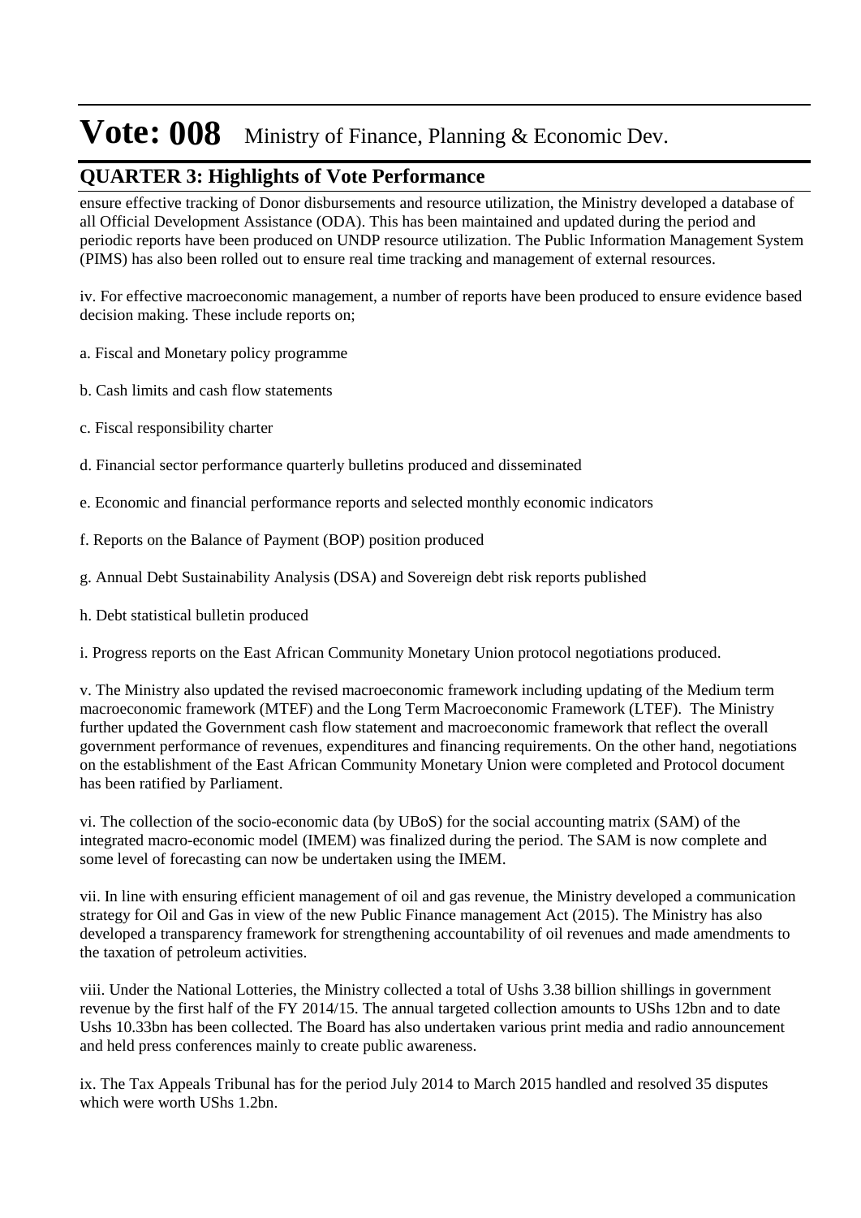ensure effective tracking of Donor disbursements and resource utilization, the Ministry developed a database of all Official Development Assistance (ODA). This has been maintained and updated during the period and periodic reports have been produced on UNDP resource utilization. The Public Information Management System (PIMS) has also been rolled out to ensure real time tracking and management of external resources.

iv. For effective macroeconomic management, a number of reports have been produced to ensure evidence based decision making. These include reports on;

a. Fiscal and Monetary policy programme

b. Cash limits and cash flow statements

c. Fiscal responsibility charter

d. Financial sector performance quarterly bulletins produced and disseminated

e. Economic and financial performance reports and selected monthly economic indicators

f. Reports on the Balance of Payment (BOP) position produced

g. Annual Debt Sustainability Analysis (DSA) and Sovereign debt risk reports published

h. Debt statistical bulletin produced

i. Progress reports on the East African Community Monetary Union protocol negotiations produced.

v. The Ministry also updated the revised macroeconomic framework including updating of the Medium term macroeconomic framework (MTEF) and the Long Term Macroeconomic Framework (LTEF). The Ministry further updated the Government cash flow statement and macroeconomic framework that reflect the overall government performance of revenues, expenditures and financing requirements. On the other hand, negotiations on the establishment of the East African Community Monetary Union were completed and Protocol document has been ratified by Parliament.

vi. The collection of the socio-economic data (by UBoS) for the social accounting matrix (SAM) of the integrated macro-economic model (IMEM) was finalized during the period. The SAM is now complete and some level of forecasting can now be undertaken using the IMEM.

vii. In line with ensuring efficient management of oil and gas revenue, the Ministry developed a communication strategy for Oil and Gas in view of the new Public Finance management Act (2015). The Ministry has also developed a transparency framework for strengthening accountability of oil revenues and made amendments to the taxation of petroleum activities.

viii. Under the National Lotteries, the Ministry collected a total of Ushs 3.38 billion shillings in government revenue by the first half of the FY 2014/15. The annual targeted collection amounts to UShs 12bn and to date Ushs 10.33bn has been collected. The Board has also undertaken various print media and radio announcement and held press conferences mainly to create public awareness.

ix. The Tax Appeals Tribunal has for the period July 2014 to March 2015 handled and resolved 35 disputes which were worth UShs 1.2bn.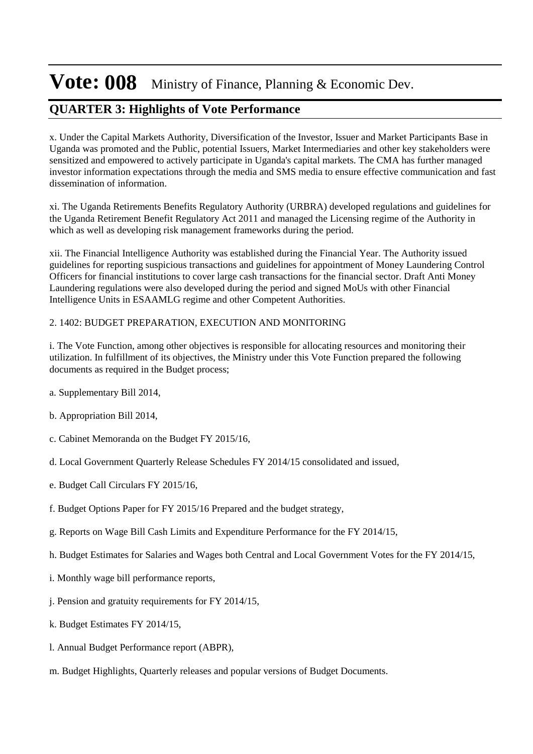x. Under the Capital Markets Authority, Diversification of the Investor, Issuer and Market Participants Base in Uganda was promoted and the Public, potential Issuers, Market Intermediaries and other key stakeholders were sensitized and empowered to actively participate in Uganda's capital markets. The CMA has further managed investor information expectations through the media and SMS media to ensure effective communication and fast dissemination of information.

xi. The Uganda Retirements Benefits Regulatory Authority (URBRA) developed regulations and guidelines for the Uganda Retirement Benefit Regulatory Act 2011 and managed the Licensing regime of the Authority in which as well as developing risk management frameworks during the period.

xii. The Financial Intelligence Authority was established during the Financial Year. The Authority issued guidelines for reporting suspicious transactions and guidelines for appointment of Money Laundering Control Officers for financial institutions to cover large cash transactions for the financial sector. Draft Anti Money Laundering regulations were also developed during the period and signed MoUs with other Financial Intelligence Units in ESAAMLG regime and other Competent Authorities.

2. 1402: BUDGET PREPARATION, EXECUTION AND MONITORING

i. The Vote Function, among other objectives is responsible for allocating resources and monitoring their utilization. In fulfillment of its objectives, the Ministry under this Vote Function prepared the following documents as required in the Budget process;

a. Supplementary Bill 2014,

b. Appropriation Bill 2014,

c. Cabinet Memoranda on the Budget FY 2015/16,

d. Local Government Quarterly Release Schedules FY 2014/15 consolidated and issued,

e. Budget Call Circulars FY 2015/16,

f. Budget Options Paper for FY 2015/16 Prepared and the budget strategy,

g. Reports on Wage Bill Cash Limits and Expenditure Performance for the FY 2014/15,

h. Budget Estimates for Salaries and Wages both Central and Local Government Votes for the FY 2014/15,

i. Monthly wage bill performance reports,

j. Pension and gratuity requirements for FY 2014/15,

k. Budget Estimates FY 2014/15,

l. Annual Budget Performance report (ABPR),

m. Budget Highlights, Quarterly releases and popular versions of Budget Documents.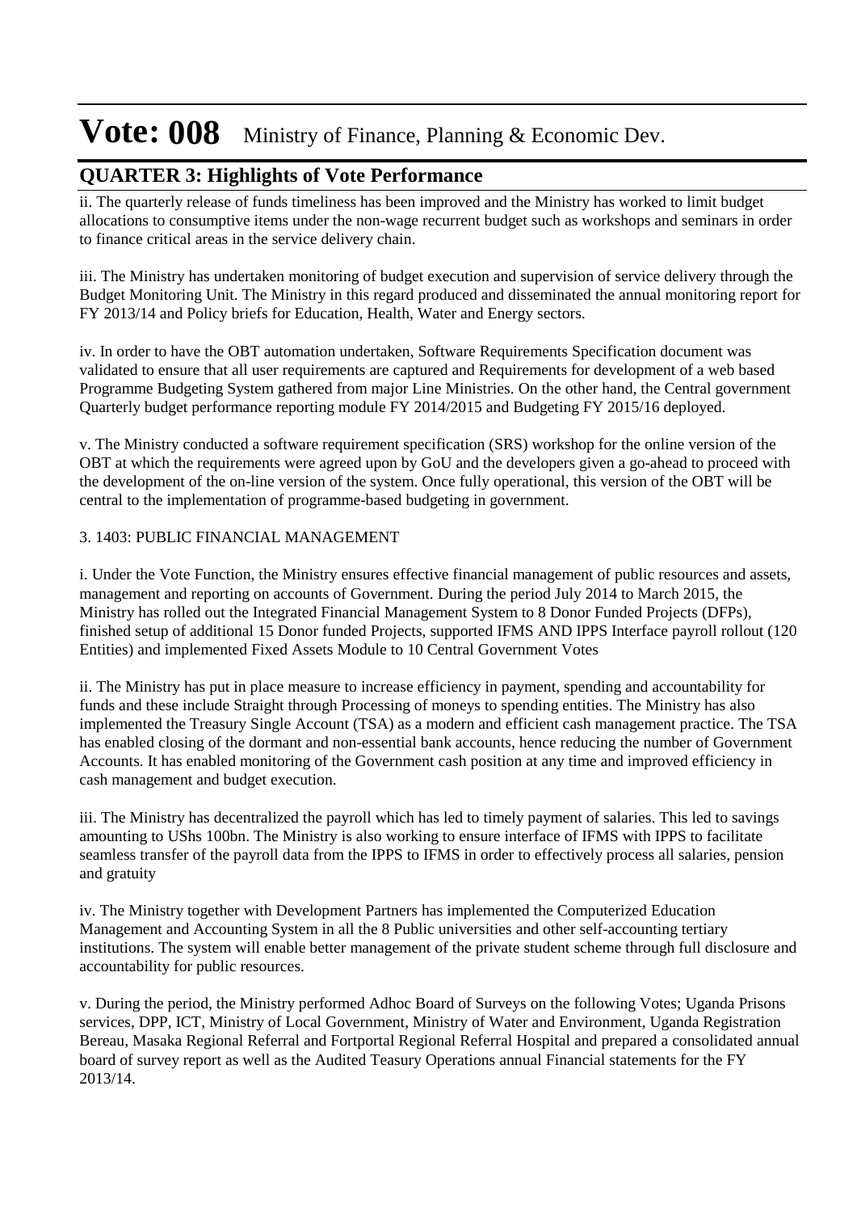# Vote: 008 Ministry of Finance, Planning & Economic Dev.

## QUARTER 3: Highlights of Vote Performance

ii. The quarterly release of funds timeliness has been improved and the Ministry has worked to limit budget allocations to consumptive items under the non-wage recurrent budget such as workshops and seminars in order to finance critical areas in the service delivery chain.

iii. The Ministry has undertaken monitoring of budget execution and supervision of service delivery through the Budget Monitoring Unit. The Ministry in this regard produced and disseminated the annual monitoring report for FY 2013/14 and Policy briefs for Education, Health, Water and Energy sectors.

iv. In order to have the OBT automation undertaken, Software Requirements Specification document was validated to ensure that all user requirements are captured and Requirements for development of a web based Programme Budgeting System gathered from major Line Ministries. On the other hand, the Central government Quarterly budget performance reporting module FY 2014/2015 and Budgeting FY 2015/16 deployed.

v. The Ministry conducted a software requirement specification (SRS) workshop for the online version of the OBT at which the requirements were agreed upon by GoU and the developers given a go-ahead to proceed with the development of the on-line version of the system. Once fully operational, this version of the OBT will be central to the implementation of programme-based budgeting in government.

3. 1403: PUBLIC FINANCIAL MANAGEMENT

i. Under the Vote Function, the Ministry ensures effective financial management of public resources and assets, management and reporting on accounts of Government. During the period July 2014 to March 2015, the Ministry has rolled out the Integrated Financial Management System to 8 Donor Funded Projects (DFPs), finished setup of additional 15 Donor funded Projects, supported IFMS AND IPPS Interface payroll rollout (120 Entities) and implemented Fixed Assets Module to 10 Central Government Votes

ii. The Ministry has put in place measure to increase efficiency in payment, spending and accountability for funds and these include Straight through Processing of moneys to spending entities. The Ministry has also implemented the Treasury Single Account (TSA) as a modern and efficient cash management practice. The TSA has enabled closing of the dormant and non-essential bank accounts, hence reducing the number of Government Accounts. It has enabled monitoring of the Government cash position at any time and improved efficiency in cash management and budget execution.

iii. The Ministry has decentralized the payroll which has led to timely payment of salaries. This led to savings amounting to UShs 100bn. The Ministry is also working to ensure interface of IFMS with IPPS to facilitate seamless transfer of the payroll data from the IPPS to IFMS in order to effectively process all salaries, pension and gratuity

iv. The Ministry together with Development Partners has implemented the Computerized Education Management and Accounting System in all the 8 Public universities and other self-accounting tertiary institutions. The system will enable better management of the private student scheme through full disclosure and accountability for public resources.

v. During the period, the Ministry performed Adhoc Board of Surveys on the following Votes; Uganda Prisons services, DPP, ICT, Ministry of Local Government, Ministry of Water and Environment, Uganda Registration Bereau, Masaka Regional Referral and Fortportal Regional Referral Hospital and prepared a consolidated annual board of survey report as well as the Audited Teasury Operations annual Financial statements for the FY 2013/14.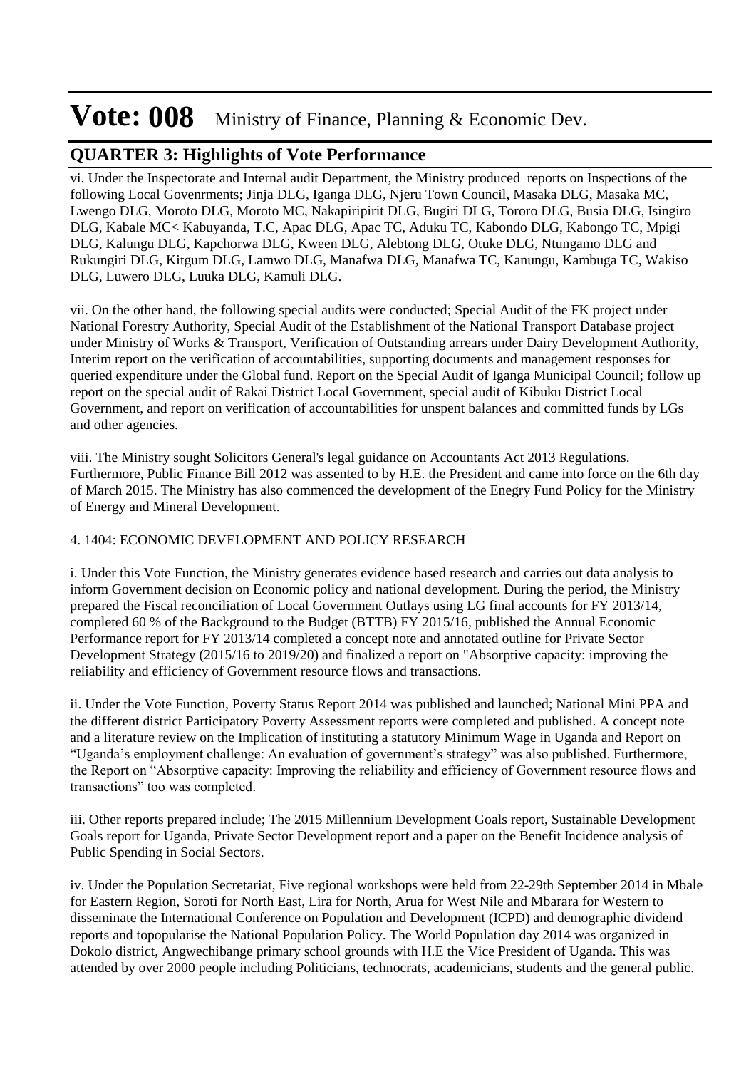# Vote: 008 Ministry of Finance, Planning & Economic Dev.

## QUARTER 3: Highlights of Vote Performance

vi. Under the Inspectorate and Internal audit Department, the Ministry produced reports on Inspections of the following Local Govenrments; Jinja DLG, Iganga DLG, Njeru Town Council, Masaka DLG, Masaka MC, Lwengo DLG, Moroto DLG, Moroto MC, Nakapiripirit DLG, Bugiri DLG, Tororo DLG, Busia DLG, Isingiro DLG, Kabale MC< Kabuyanda, T.C, Apac DLG, Apac TC, Aduku TC, Kabondo DLG, Kabongo TC, Mpigi DLG, Kalungu DLG, Kapchorwa DLG, Kween DLG, Alebtong DLG, Otuke DLG, Ntungamo DLG and Rukungiri DLG, Kitgum DLG, Lamwo DLG, Manafwa DLG, Manafwa TC, Kanungu, Kambuga TC, Wakiso DLG, Luwero DLG, Luuka DLG, Kamuli DLG.

vii. On the other hand, the following special audits were conducted; Special Audit of the FK project under National Forestry Authority, Special Audit of the Establishment of the National Transport Database project under Ministry of Works & Transport, Verification of Outstanding arrears under Dairy Development Authority, Interim report on the verification of accountabilities, supporting documents and management responses for queried expenditure under the Global fund. Report on the Special Audit of Iganga Municipal Council; follow up report on the special audit of Rakai District Local Government, special audit of Kibuku District Local Government, and report on verification of accountabilities for unspent balances and committed funds by LGs and other agencies.

viii. The Ministry sought Solicitors General's legal guidance on Accountants Act 2013 Regulations. Furthermore, Public Finance Bill 2012 was assented to by H.E. the President and came into force on the 6th day of March 2015. The Ministry has also commenced the development of the Enegry Fund Policy for the Ministry of Energy and Mineral Development.

4. 1404: ECONOMIC DEVELOPMENT AND POLICY RESEARCH

i. Under this Vote Function, the Ministry generates evidence based research and carries out data analysis to inform Government decision on Economic policy and national development. During the period, the Ministry prepared the Fiscal reconciliation of Local Government Outlays using LG final accounts for FY 2013/14, completed 60 % of the Background to the Budget (BTTB) FY 2015/16, published the Annual Economic Performance report for FY 2013/14 completed a concept note and annotated outline for Private Sector Development Strategy (2015/16 to 2019/20) and finalized a report on "Absorptive capacity: improving the reliability and efficiency of Government resource flows and transactions.

ii. Under the Vote Function, Poverty Status Report 2014 was published and launched; National Mini PPA and the different district Participatory Poverty Assessment reports were completed and published. A concept note and a literature review on the Implication of instituting a statutory Minimum Wage in Uganda and Report on "Uganda's employment challenge: An evaluation of government's strategy" was also published. Furthermore, the Report on "Absorptive capacity: Improving the reliability and efficiency of Government resource flows and transactions" too was completed.

iii. Other reports prepared include; The 2015 Millennium Development Goals report, Sustainable Development Goals report for Uganda, Private Sector Development report and a paper on the Benefit Incidence analysis of Public Spending in Social Sectors.

iv. Under the Population Secretariat, Five regional workshops were held from 22-29th September 2014 in Mbale for Eastern Region, Soroti for North East, Lira for North, Arua for West Nile and Mbarara for Western to disseminate the International Conference on Population and Development (ICPD) and demographic dividend reports and topopularise the National Population Policy. The World Population day 2014 was organized in Dokolo district, Angwechibange primary school grounds with H.E the Vice President of Uganda. This was attended by over 2000 people including Politicians, technocrats, academicians, students and the general public.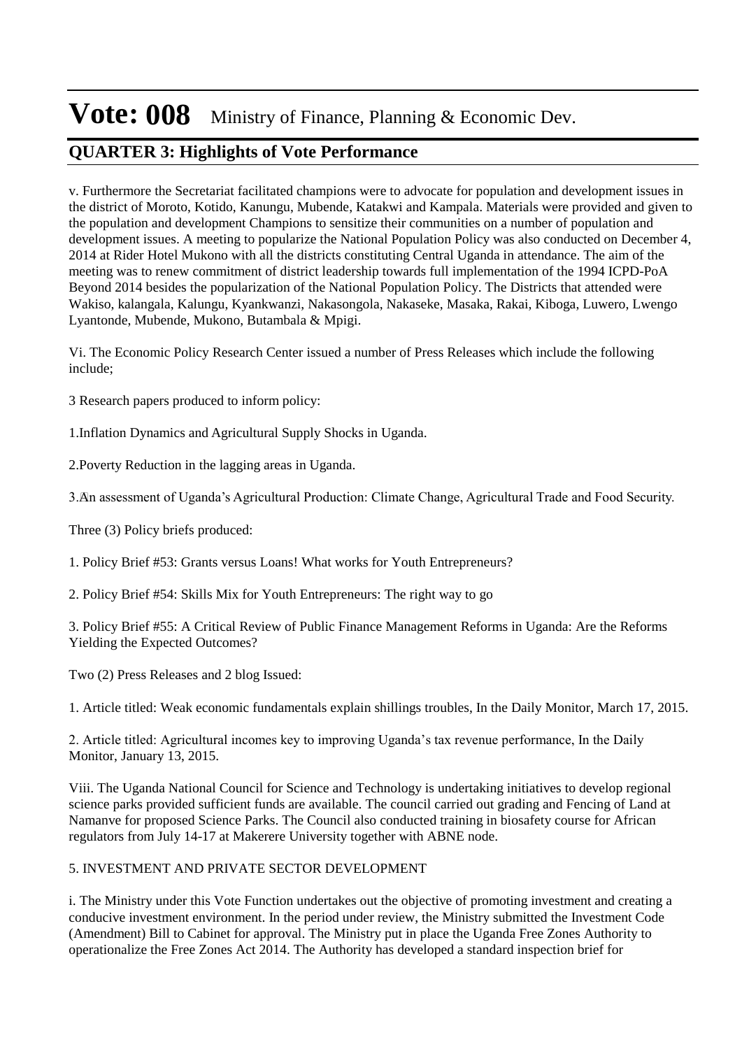# Vote: 008 Ministry of Finance, Planning & Economic Dev.

## QUARTER 3: Highlights of Vote Performance

v. Furthermore the Secretariat facilitated champions were to advocate for population and development issues in the district of Moroto, Kotido, Kanungu, Mubende, Katakwi and Kampala. Materials were provided and given to the population and development Champions to sensitize their communities on a number of population and development issues. A meeting to popularize the National Population Policy was also conducted on December 4, 2014 at Rider Hotel Mukono with all the districts constituting Central Uganda in attendance. The aim of the meeting was to renew commitment of district leadership towards full implementation of the 1994 ICPD-PoA Beyond 2014 besides the popularization of the National Population Policy. The Districts that attended were Wakiso, kalangala, Kalungu, Kyankwanzi, Nakasongola, Nakaseke, Masaka, Rakai, Kiboga, Luwero, Lwengo Lyantonde, Mubende, Mukono, Butambala & Mpigi.

Vi. The Economic Policy Research Center issued a number of Press Releases which include the following include;

3 Research papers produced to inform policy:

1.Inflation Dynamics and Agricultural Supply Shocks in Uganda.

2.Poverty Reduction in the lagging areas in Uganda.

3.An assessment of Uganda's Agricultural Production: Climate Change, Agricultural Trade and Food Security.

Three (3) Policy briefs produced:

1. Policy Brief #53: Grants versus Loans! What works for Youth Entrepreneurs?

2. Policy Brief #54: Skills Mix for Youth Entrepreneurs: The right way to go

3. Policy Brief #55: A Critical Review of Public Finance Management Reforms in Uganda: Are the Reforms Yielding the Expected Outcomes?

Two (2) Press Releases and 2 blog Issued:

1. Article titled: Weak economic fundamentals explain shillings troubles, In the Daily Monitor, March 17, 2015.

2. Article titled: Agricultural incomes key to improving Uganda's tax revenue performance, In the Daily Monitor, January 13, 2015.

Viii. The Uganda National Council for Science and Technology is undertaking initiatives to develop regional science parks provided sufficient funds are available. The council carried out grading and Fencing of Land at Namanve for proposed Science Parks. The Council also conducted training in biosafety course for African regulators from July 14-17 at Makerere University together with ABNE node.

5. INVESTMENT AND PRIVATE SECTOR DEVELOPMENT

i. The Ministry under this Vote Function undertakes out the objective of promoting investment and creating a conducive investment environment. In the period under review, the Ministry submitted the Investment Code (Amendment) Bill to Cabinet for approval. The Ministry put in place the Uganda Free Zones Authority to operationalize the Free Zones Act 2014. The Authority has developed a standard inspection brief for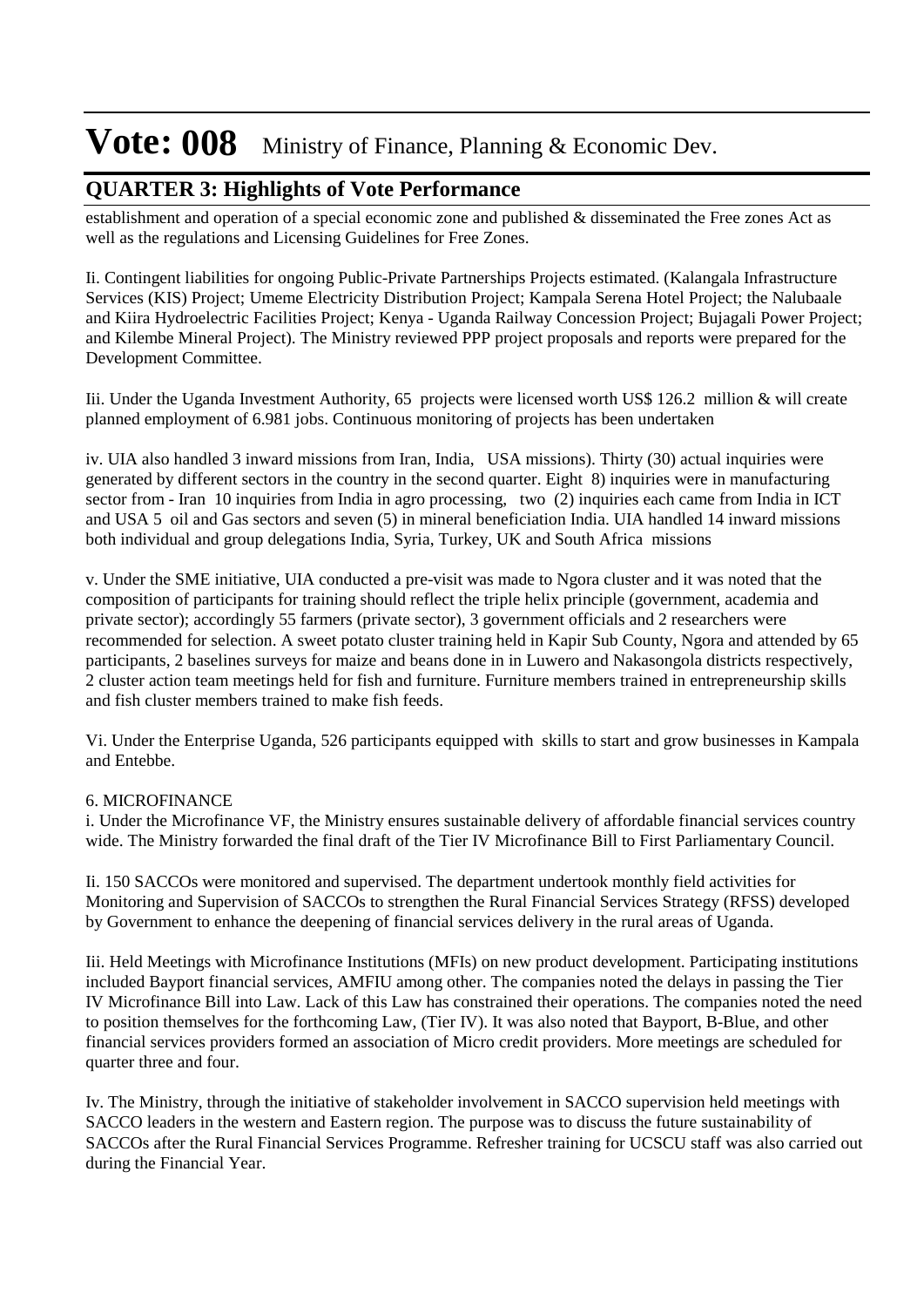# Vote: 008 Ministry of Finance, Planning & Economic Dev.

## QUARTER 3: Highlights of Vote Performance

establishment and operation of a special economic zone and published & disseminated the Free zones Act as well as the regulations and Licensing Guidelines for Free Zones.

Ii. Contingent liabilities for ongoing Public-Private Partnerships Projects estimated. (Kalangala Infrastructure Services (KIS) Project; Umeme Electricity Distribution Project; Kampala Serena Hotel Project; the Nalubaale and Kiira Hydroelectric Facilities Project; Kenya - Uganda Railway Concession Project; Bujagali Power Project; and Kilembe Mineral Project). The Ministry reviewed PPP project proposals and reports were prepared for the Development Committee.

Iii. Under the Uganda Investment Authority, 65 projects were licensed worth US$ 126.2 million & will create planned employment of 6.981 jobs. Continuous monitoring of projects has been undertaken

iv. UIA also handled 3 inward missions from Iran, India, USA missions). Thirty (30) actual inquiries were generated by different sectors in the country in the second quarter. Eight 8) inquiries were in manufacturing sector from - Iran 10 inquiries from India in agro processing, two (2) inquiries each came from India in ICT and USA 5 oil and Gas sectors and seven (5) in mineral beneficiation India. UIA handled 14 inward missions both individual and group delegations India, Syria, Turkey, UK and South Africa missions

v. Under the SME initiative, UIA conducted a pre-visit was made to Ngora cluster and it was noted that the composition of participants for training should reflect the triple helix principle (government, academia and private sector); accordingly 55 farmers (private sector), 3 government officials and 2 researchers were recommended for selection. A sweet potato cluster training held in Kapir Sub County, Ngora and attended by 65 participants, 2 baselines surveys for maize and beans done in in Luwero and Nakasongola districts respectively, 2 cluster action team meetings held for fish and furniture. Furniture members trained in entrepreneurship skills and fish cluster members trained to make fish feeds.

Vi. Under the Enterprise Uganda, 526 participants equipped with skills to start and grow businesses in Kampala and Entebbe.

6. MICROFINANCE

i. Under the Microfinance VF, the Ministry ensures sustainable delivery of affordable financial services country wide. The Ministry forwarded the final draft of the Tier IV Microfinance Bill to First Parliamentary Council.

Ii. 150 SACCOs were monitored and supervised. The department undertook monthly field activities for Monitoring and Supervision of SACCOs to strengthen the Rural Financial Services Strategy (RFSS) developed by Government to enhance the deepening of financial services delivery in the rural areas of Uganda.

Iii. Held Meetings with Microfinance Institutions (MFIs) on new product development. Participating institutions included Bayport financial services, AMFIU among other. The companies noted the delays in passing the Tier IV Microfinance Bill into Law. Lack of this Law has constrained their operations. The companies noted the need to position themselves for the forthcoming Law, (Tier IV). It was also noted that Bayport, B-Blue, and other financial services providers formed an association of Micro credit providers. More meetings are scheduled for quarter three and four.

Iv. The Ministry, through the initiative of stakeholder involvement in SACCO supervision held meetings with SACCO leaders in the western and Eastern region. The purpose was to discuss the future sustainability of SACCOs after the Rural Financial Services Programme. Refresher training for UCSCU staff was also carried out during the Financial Year.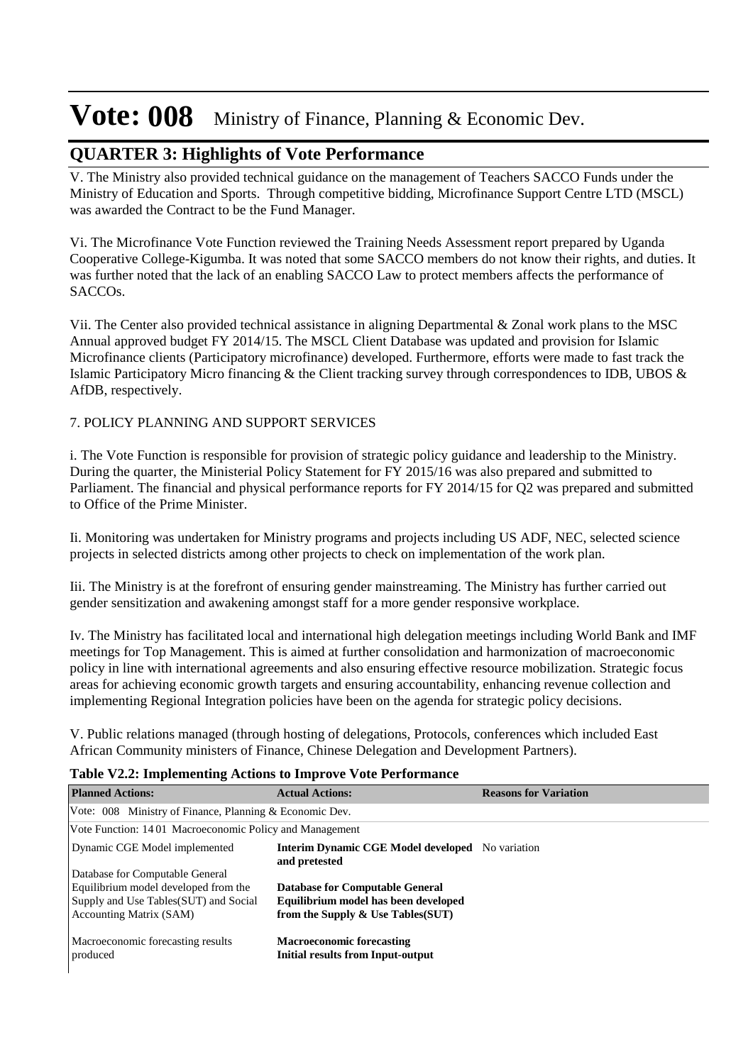# Vote: 008 Ministry of Finance, Planning & Economic Dev.

## QUARTER 3: Highlights of Vote Performance

V. The Ministry also provided technical guidance on the management of Teachers SACCO Funds under the Ministry of Education and Sports. Through competitive bidding, Microfinance Support Centre LTD (MSCL) was awarded the Contract to be the Fund Manager.

Vi. The Microfinance Vote Function reviewed the Training Needs Assessment report prepared by Uganda Cooperative College-Kigumba. It was noted that some SACCO members do not know their rights, and duties. It was further noted that the lack of an enabling SACCO Law to protect members affects the performance of SACCOs.

Vii. The Center also provided technical assistance in aligning Departmental & Zonal work plans to the MSC Annual approved budget FY 2014/15. The MSCL Client Database was updated and provision for Islamic Microfinance clients (Participatory microfinance) developed. Furthermore, efforts were made to fast track the Islamic Participatory Micro financing & the Client tracking survey through correspondences to IDB, UBOS & AfDB, respectively.

7. POLICY PLANNING AND SUPPORT SERVICES

i. The Vote Function is responsible for provision of strategic policy guidance and leadership to the Ministry. During the quarter, the Ministerial Policy Statement for FY 2015/16 was also prepared and submitted to Parliament. The financial and physical performance reports for FY 2014/15 for Q2 was prepared and submitted to Office of the Prime Minister.

Ii. Monitoring was undertaken for Ministry programs and projects including US ADF, NEC, selected science projects in selected districts among other projects to check on implementation of the work plan.

Iii. The Ministry is at the forefront of ensuring gender mainstreaming. The Ministry has further carried out gender sensitization and awakening amongst staff for a more gender responsive workplace.

Iv. The Ministry has facilitated local and international high delegation meetings including World Bank and IMF meetings for Top Management. This is aimed at further consolidation and harmonization of macroeconomic policy in line with international agreements and also ensuring effective resource mobilization. Strategic focus areas for achieving economic growth targets and ensuring accountability, enhancing revenue collection and implementing Regional Integration policies have been on the agenda for strategic policy decisions.

V. Public relations managed (through hosting of delegations, Protocols, conferences which included East African Community ministers of Finance, Chinese Delegation and Development Partners).

**Table V2.2: Implementing Actions to Improve Vote Performance**

| Planned Actions: | Actual Actions: | Reasons for Variation |
|---|---|---|
| Vote: 008 Ministry of Finance, Planning & Economic Dev. | | |
| Vote Function: 14 01 Macroeconomic Policy and Management | | |
| Dynamic CGE Model implemented<br><br>Database for Computable General Equilibrium model developed from the Supply and Use Tables(SUT) and Social Accounting Matrix (SAM)<br><br>Macroeconomic forecasting results produced | **Interim Dynamic CGE Model developed and pretested**<br><br>**Database for Computable General Equilibrium model has been developed from the Supply & Use Tables(SUT)**<br><br>**Macroeconomic forecasting Initial results from Input-output** | No variation |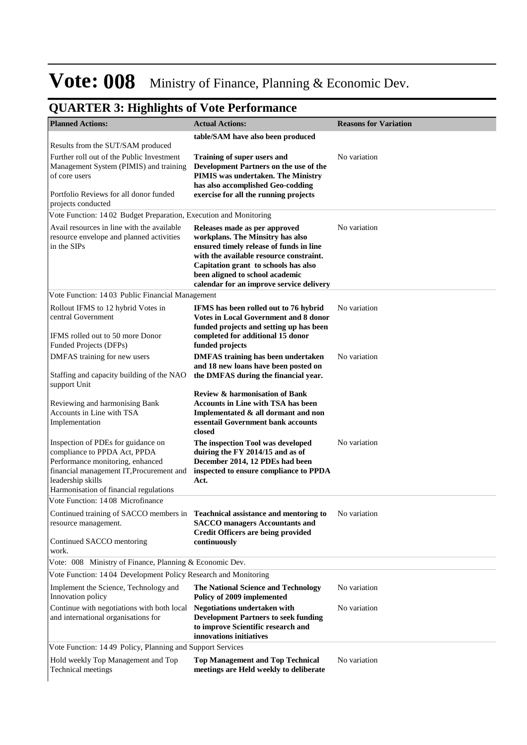# Vote: 008 Ministry of Finance, Planning & Economic Dev.

## QUARTER 3: Highlights of Vote Performance

| Planned Actions: | Actual Actions: | Reasons for Variation |
|---|---|---|
| Results from the SUT/SAM produced | **table/SAM have also been produced** | |
| Further roll out of the Public Investment Management System (PIMIS) and training of core users<br><br>Portfolio Reviews for all donor funded projects conducted | **Training of super users and Development Partners on the use of the PIMIS was undertaken. The Ministry has also accomplished Geo-codding exercise for all the running projects** | No variation |
| Vote Function: 14 02 Budget Preparation, Execution and Monitoring | | |
| Avail resources in line with the available resource envelope and planned activities in the SIPs | **Releases made as per approved workplans. The Minsitry has also ensured timely release of funds in line with the available resource constraint. Capitation grant to schools has also been aligned to school academic calendar for an improve service delivery** | No variation |
| Vote Function: 14 03 Public Financial Management | | |
| Rollout IFMS to 12 hybrid Votes in central Government<br><br>IFMS rolled out to 50 more Donor Funded Projects (DFPs) | **IFMS has been rolled out to 76 hybrid Votes in Local Government and 8 donor funded projects and setting up has been completed for additional 15 donor funded projects** | No variation |
| DMFAS training for new users<br><br>Staffing and capacity building of the NAO support Unit<br><br>Reviewing and harmonising Bank Accounts in Line with TSA Implementation | **DMFAS training has been undertaken and 18 new loans have been posted on the DMFAS during the financial year.**<br><br>**Review & harmonisation of Bank Accounts in Line with TSA has been Implementated & all dormant and non essentail Government bank accounts closed** | No variation |
| Inspection of PDEs for guidance on compliance to PPDA Act, PPDA Performance monitoring, enhanced financial management IT,Procurement and leadership skills<br>Harmonisation of financial regulations | **The inspection Tool was developed duiring the FY 2014/15 and as of December 2014, 12 PDEs had been inspected to ensure compliance to PPDA Act.** | No variation |
| Vote Function: 14 08 Microfinance | | |
| Continued training of SACCO members in resource management.<br><br>Continued SACCO mentoring work. | **Teachnical assistance and mentoring to SACCO managers Accountants and Credit Officers are being provided continuously** | No variation |
| Vote: 008 Ministry of Finance, Planning & Economic Dev. | | |
| Vote Function: 14 04 Development Policy Research and Monitoring | | |
| Implement the Science, Technology and Innovation policy | **The National Science and Technology Policy of 2009 implemented** | No variation |
| Continue with negotiations with both local and international organisations for | **Negotiations undertaken with Development Partners to seek funding to improve Scientific research and innovations initiatives** | No variation |
| Vote Function: 14 49 Policy, Planning and Support Services | | |
| Hold weekly Top Management and Top Technical meetings | **Top Management and Top Technical meetings are Held weekly to deliberate** | No variation |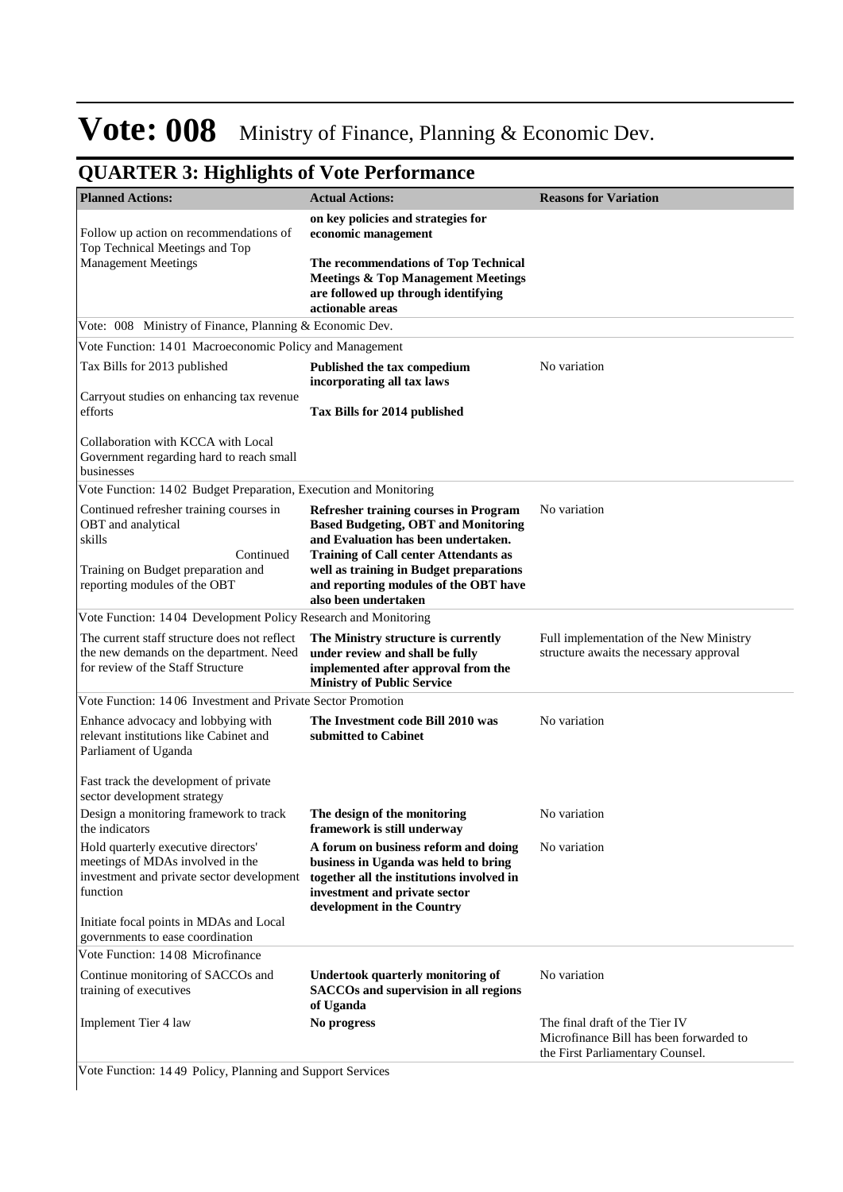# Vote: 008 Ministry of Finance, Planning & Economic Dev.

## QUARTER 3: Highlights of Vote Performance

| Planned Actions: | Actual Actions: | Reasons for Variation |
|---|---|---|
| Follow up action on recommendations of Top Technical Meetings and Top Management Meetings | **on key policies and strategies for economic management**<br><br>**The recommendations of Top Technical Meetings & Top Management Meetings are followed up through identifying actionable areas** | |
| Vote: 008 Ministry of Finance, Planning & Economic Dev. | | |
| Vote Function: 14 01 Macroeconomic Policy and Management | | |
| Tax Bills for 2013 published<br><br>Carryout studies on enhancing tax revenue efforts<br><br>Collaboration with KCCA with Local Government regarding hard to reach small businesses | **Published the tax compedium incorporating all tax laws**<br><br>**Tax Bills for 2014 published** | No variation |
| Vote Function: 14 02 Budget Preparation, Execution and Monitoring | | |
| Continued refresher training courses in OBT and analytical skills<br>Continued Training on Budget preparation and reporting modules of the OBT | **Refresher training courses in Program Based Budgeting, OBT and Monitoring and Evaluation has been undertaken. Training of Call center Attendants as well as training in Budget preparations and reporting modules of the OBT have also been undertaken** | No variation |
| Vote Function: 14 04 Development Policy Research and Monitoring | | |
| The current staff structure does not reflect the new demands on the department. Need for review of the Staff Structure | **The Ministry structure is currently under review and shall be fully implemented after approval from the Ministry of Public Service** | Full implementation of the New Ministry structure awaits the necessary approval |
| Vote Function: 14 06 Investment and Private Sector Promotion | | |
| Enhance advocacy and lobbying with relevant institutions like Cabinet and Parliament of Uganda<br><br>Fast track the development of private sector development strategy | **The Investment code Bill 2010 was submitted to Cabinet** | No variation |
| Design a monitoring framework to track the indicators | **The design of the monitoring framework is still underway** | No variation |
| Hold quarterly executive directors' meetings of MDAs involved in the investment and private sector development function<br><br>Initiate focal points in MDAs and Local governments to ease coordination | **A forum on business reform and doing business in Uganda was held to bring together all the institutions involved in investment and private sector development in the Country** | No variation |
| Vote Function: 14 08 Microfinance | | |
| Continue monitoring of SACCOs and training of executives | **Undertook quarterly monitoring of SACCOs and supervision in all regions of Uganda** | No variation |
| Implement Tier 4 law | **No progress** | The final draft of the Tier IV Microfinance Bill has been forwarded to the First Parliamentary Counsel. |
| Vote Function: 14 49 Policy, Planning and Support Services | | |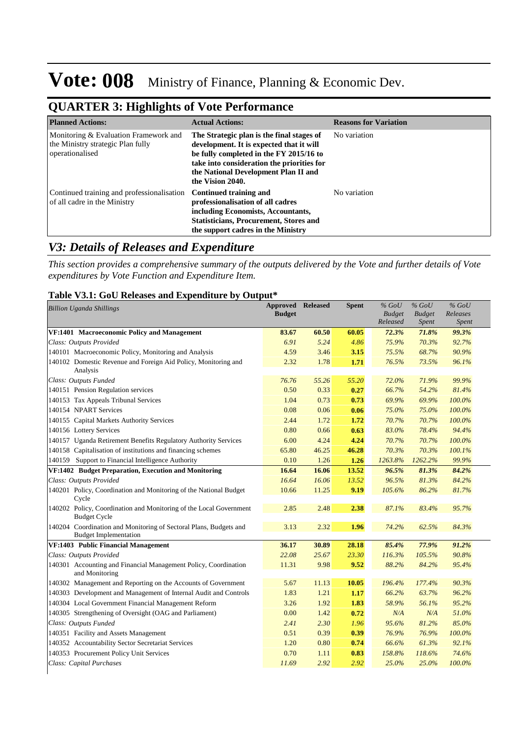# Vote: 008 Ministry of Finance, Planning & Economic Dev.

## QUARTER 3: Highlights of Vote Performance

| Planned Actions: | Actual Actions: | Reasons for Variation |
|---|---|---|
| Monitoring & Evaluation Framework and the Ministry strategic Plan fully operationalised | **The Strategic plan is the final stages of development. It is expected that it will be fully completed in the FY 2015/16 to take into consideration the priorities for the National Development Plan II and the Vision 2040.** | No variation |
| Continued training and professionalisation of all cadre in the Ministry | **Continued training and professionalisation of all cadres including Economists, Accountants, Statisticians, Procurement, Stores and the support cadres in the Ministry** | No variation |

## *V3: Details of Releases and Expenditure*

*This section provides a comprehensive summary of the outputs delivered by the Vote and further details of Vote expenditures by Vote Function and Expenditure Item.*

### Table V3.1: GoU Releases and Expenditure by Output*

| *Billion Uganda Shillings* | Approved Budget | Released | Spent | *% GoU Budget Released* | *% GoU Budget Spent* | *% GoU Releases Spent* |
|---|---|---|---|---|---|---|
| **VF:1401 Macroeconomic Policy and Management** | **83.67** | **60.50** | **60.05** | ***72.3%*** | ***71.8%*** | ***99.3%*** |
| *Class: Outputs Provided* | *6.91* | *5.24* | *4.86* | *75.9%* | *70.3%* | *92.7%* |
| 140101 Macroeconomic Policy, Monitoring and Analysis | 4.59 | 3.46 | **3.15** | *75.5%* | *68.7%* | *90.9%* |
| 140102 Domestic Revenue and Foreign Aid Policy, Monitoring and Analysis | 2.32 | 1.78 | **1.71** | *76.5%* | *73.5%* | *96.1%* |
| *Class: Outputs Funded* | *76.76* | *55.26* | *55.20* | *72.0%* | *71.9%* | *99.9%* |
| 140151 Pension Regulation services | 0.50 | 0.33 | **0.27** | *66.7%* | *54.2%* | *81.4%* |
| 140153 Tax Appeals Tribunal Services | 1.04 | 0.73 | **0.73** | *69.9%* | *69.9%* | *100.0%* |
| 140154 NPART Services | 0.08 | 0.06 | **0.06** | *75.0%* | *75.0%* | *100.0%* |
| 140155 Capital Markets Authority Services | 2.44 | 1.72 | **1.72** | *70.7%* | *70.7%* | *100.0%* |
| 140156 Lottery Services | 0.80 | 0.66 | **0.63** | *83.0%* | *78.4%* | *94.4%* |
| 140157 Uganda Retirement Benefits Regulatory Authority Services | 6.00 | 4.24 | **4.24** | *70.7%* | *70.7%* | *100.0%* |
| 140158 Capitalisation of institutions and financing schemes | 65.80 | 46.25 | **46.28** | *70.3%* | *70.3%* | *100.1%* |
| 140159 Support to Financial Intelligence Authority | 0.10 | 1.26 | **1.26** | *1263.8%* | *1262.2%* | *99.9%* |
| **VF:1402 Budget Preparation, Execution and Monitoring** | **16.64** | **16.06** | **13.52** | ***96.5%*** | ***81.3%*** | ***84.2%*** |
| *Class: Outputs Provided* | *16.64* | *16.06* | *13.52* | *96.5%* | *81.3%* | *84.2%* |
| 140201 Policy, Coordination and Monitoring of the National Budget Cycle | 10.66 | 11.25 | **9.19** | *105.6%* | *86.2%* | *81.7%* |
| 140202 Policy, Coordination and Monitoring of the Local Government Budget Cycle | 2.85 | 2.48 | **2.38** | *87.1%* | *83.4%* | *95.7%* |
| 140204 Coordination and Monitoring of Sectoral Plans, Budgets and Budget Implementation | 3.13 | 2.32 | **1.96** | *74.2%* | *62.5%* | *84.3%* |
| **VF:1403 Public Financial Management** | **36.17** | **30.89** | **28.18** | ***85.4%*** | ***77.9%*** | ***91.2%*** |
| *Class: Outputs Provided* | *22.08* | *25.67* | *23.30* | *116.3%* | *105.5%* | *90.8%* |
| 140301 Accounting and Financial Management Policy, Coordination and Monitoring | 11.31 | 9.98 | **9.52** | *88.2%* | *84.2%* | *95.4%* |
| 140302 Management and Reporting on the Accounts of Government | 5.67 | 11.13 | **10.05** | *196.4%* | *177.4%* | *90.3%* |
| 140303 Development and Management of Internal Audit and Controls | 1.83 | 1.21 | **1.17** | *66.2%* | *63.7%* | *96.2%* |
| 140304 Local Government Financial Management Reform | 3.26 | 1.92 | **1.83** | *58.9%* | *56.1%* | *95.2%* |
| 140305 Strengthening of Oversight (OAG and Parliament) | 0.00 | 1.42 | **0.72** | *N/A* | *N/A* | *51.0%* |
| *Class: Outputs Funded* | *2.41* | *2.30* | *1.96* | *95.6%* | *81.2%* | *85.0%* |
| 140351 Facility and Assets Management | 0.51 | 0.39 | **0.39** | *76.9%* | *76.9%* | *100.0%* |
| 140352 Accountability Sector Secretariat Services | 1.20 | 0.80 | **0.74** | *66.6%* | *61.3%* | *92.1%* |
| 140353 Procurement Policy Unit Services | 0.70 | 1.11 | **0.83** | *158.8%* | *118.6%* | *74.6%* |
| *Class: Capital Purchases* | *11.69* | *2.92* | *2.92* | *25.0%* | *25.0%* | *100.0%* |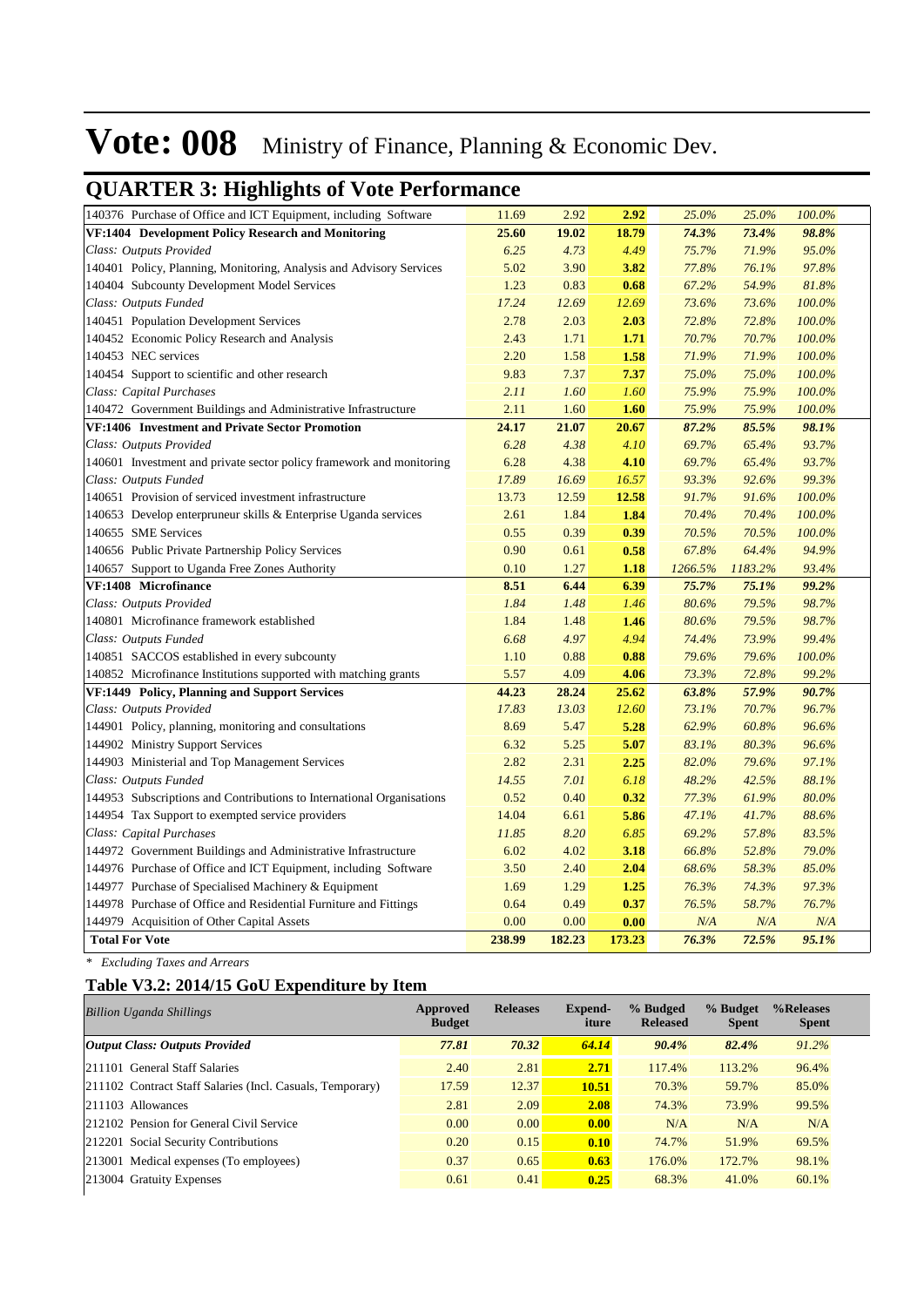# Vote: 008 Ministry of Finance, Planning & Economic Dev.

## QUARTER 3: Highlights of Vote Performance

| | | | | | | |
|---|---|---|---|---|---|---|
| 140376 Purchase of Office and ICT Equipment, including Software | 11.69 | 2.92 | **2.92** | *25.0%* | *25.0%* | *100.0%* |
| **VF:1404 Development Policy Research and Monitoring** | **25.60** | **19.02** | **18.79** | ***74.3%*** | ***73.4%*** | ***98.8%*** |
| *Class: Outputs Provided* | *6.25* | *4.73* | *4.49* | *75.7%* | *71.9%* | *95.0%* |
| 140401 Policy, Planning, Monitoring, Analysis and Advisory Services | 5.02 | 3.90 | **3.82** | *77.8%* | *76.1%* | *97.8%* |
| 140404 Subcounty Development Model Services | 1.23 | 0.83 | **0.68** | *67.2%* | *54.9%* | *81.8%* |
| *Class: Outputs Funded* | *17.24* | *12.69* | *12.69* | *73.6%* | *73.6%* | *100.0%* |
| 140451 Population Development Services | 2.78 | 2.03 | **2.03** | *72.8%* | *72.8%* | *100.0%* |
| 140452 Economic Policy Research and Analysis | 2.43 | 1.71 | **1.71** | *70.7%* | *70.7%* | *100.0%* |
| 140453 NEC services | 2.20 | 1.58 | **1.58** | *71.9%* | *71.9%* | *100.0%* |
| 140454 Support to scientific and other research | 9.83 | 7.37 | **7.37** | *75.0%* | *75.0%* | *100.0%* |
| *Class: Capital Purchases* | *2.11* | *1.60* | *1.60* | *75.9%* | *75.9%* | *100.0%* |
| 140472 Government Buildings and Administrative Infrastructure | 2.11 | 1.60 | **1.60** | *75.9%* | *75.9%* | *100.0%* |
| **VF:1406 Investment and Private Sector Promotion** | **24.17** | **21.07** | **20.67** | ***87.2%*** | ***85.5%*** | ***98.1%*** |
| *Class: Outputs Provided* | *6.28* | *4.38* | *4.10* | *69.7%* | *65.4%* | *93.7%* |
| 140601 Investment and private sector policy framework and monitoring | 6.28 | 4.38 | **4.10** | *69.7%* | *65.4%* | *93.7%* |
| *Class: Outputs Funded* | *17.89* | *16.69* | *16.57* | *93.3%* | *92.6%* | *99.3%* |
| 140651 Provision of serviced investment infrastructure | 13.73 | 12.59 | **12.58** | *91.7%* | *91.6%* | *100.0%* |
| 140653 Develop enterpruneur skills & Enterprise Uganda services | 2.61 | 1.84 | **1.84** | *70.4%* | *70.4%* | *100.0%* |
| 140655 SME Services | 0.55 | 0.39 | **0.39** | *70.5%* | *70.5%* | *100.0%* |
| 140656 Public Private Partnership Policy Services | 0.90 | 0.61 | **0.58** | *67.8%* | *64.4%* | *94.9%* |
| 140657 Support to Uganda Free Zones Authority | 0.10 | 1.27 | **1.18** | *1266.5%* | *1183.2%* | *93.4%* |
| **VF:1408 Microfinance** | **8.51** | **6.44** | **6.39** | ***75.7%*** | ***75.1%*** | ***99.2%*** |
| *Class: Outputs Provided* | *1.84* | *1.48* | *1.46* | *80.6%* | *79.5%* | *98.7%* |
| 140801 Microfinance framework established | 1.84 | 1.48 | **1.46** | *80.6%* | *79.5%* | *98.7%* |
| *Class: Outputs Funded* | *6.68* | *4.97* | *4.94* | *74.4%* | *73.9%* | *99.4%* |
| 140851 SACCOS established in every subcounty | 1.10 | 0.88 | **0.88** | *79.6%* | *79.6%* | *100.0%* |
| 140852 Microfinance Institutions supported with matching grants | 5.57 | 4.09 | **4.06** | *73.3%* | *72.8%* | *99.2%* |
| **VF:1449 Policy, Planning and Support Services** | **44.23** | **28.24** | **25.62** | ***63.8%*** | ***57.9%*** | ***90.7%*** |
| *Class: Outputs Provided* | *17.83* | *13.03* | *12.60* | *73.1%* | *70.7%* | *96.7%* |
| 144901 Policy, planning, monitoring and consultations | 8.69 | 5.47 | **5.28** | *62.9%* | *60.8%* | *96.6%* |
| 144902 Ministry Support Services | 6.32 | 5.25 | **5.07** | *83.1%* | *80.3%* | *96.6%* |
| 144903 Ministerial and Top Management Services | 2.82 | 2.31 | **2.25** | *82.0%* | *79.6%* | *97.1%* |
| *Class: Outputs Funded* | *14.55* | *7.01* | *6.18* | *48.2%* | *42.5%* | *88.1%* |
| 144953 Subscriptions and Contributions to International Organisations | 0.52 | 0.40 | **0.32** | *77.3%* | *61.9%* | *80.0%* |
| 144954 Tax Support to exempted service providers | 14.04 | 6.61 | **5.86** | *47.1%* | *41.7%* | *88.6%* |
| *Class: Capital Purchases* | *11.85* | *8.20* | *6.85* | *69.2%* | *57.8%* | *83.5%* |
| 144972 Government Buildings and Administrative Infrastructure | 6.02 | 4.02 | **3.18** | *66.8%* | *52.8%* | *79.0%* |
| 144976 Purchase of Office and ICT Equipment, including Software | 3.50 | 2.40 | **2.04** | *68.6%* | *58.3%* | *85.0%* |
| 144977 Purchase of Specialised Machinery & Equipment | 1.69 | 1.29 | **1.25** | *76.3%* | *74.3%* | *97.3%* |
| 144978 Purchase of Office and Residential Furniture and Fittings | 0.64 | 0.49 | **0.37** | *76.5%* | *58.7%* | *76.7%* |
| 144979 Acquisition of Other Capital Assets | 0.00 | 0.00 | **0.00** | *N/A* | *N/A* | *N/A* |
| **Total For Vote** | **238.99** | **182.23** | **173.23** | ***76.3%*** | ***72.5%*** | ***95.1%*** |

*\* Excluding Taxes and Arrears*

### Table V3.2: 2014/15 GoU Expenditure by Item

| *Billion Uganda Shillings* | Approved Budget | Releases | Expend-iture | % Budged Released | % Budget Spent | %Releases Spent |
|---|---|---|---|---|---|---|
| ***Output Class: Outputs Provided*** | ***77.81*** | ***70.32*** | ***64.14*** | ***90.4%*** | ***82.4%*** | *91.2%* |
| 211101 General Staff Salaries | 2.40 | 2.81 | **2.71** | 117.4% | 113.2% | 96.4% |
| 211102 Contract Staff Salaries (Incl. Casuals, Temporary) | 17.59 | 12.37 | **10.51** | 70.3% | 59.7% | 85.0% |
| 211103 Allowances | 2.81 | 2.09 | **2.08** | 74.3% | 73.9% | 99.5% |
| 212102 Pension for General Civil Service | 0.00 | 0.00 | **0.00** | N/A | N/A | N/A |
| 212201 Social Security Contributions | 0.20 | 0.15 | **0.10** | 74.7% | 51.9% | 69.5% |
| 213001 Medical expenses (To employees) | 0.37 | 0.65 | **0.63** | 176.0% | 172.7% | 98.1% |
| 213004 Gratuity Expenses | 0.61 | 0.41 | **0.25** | 68.3% | 41.0% | 60.1% |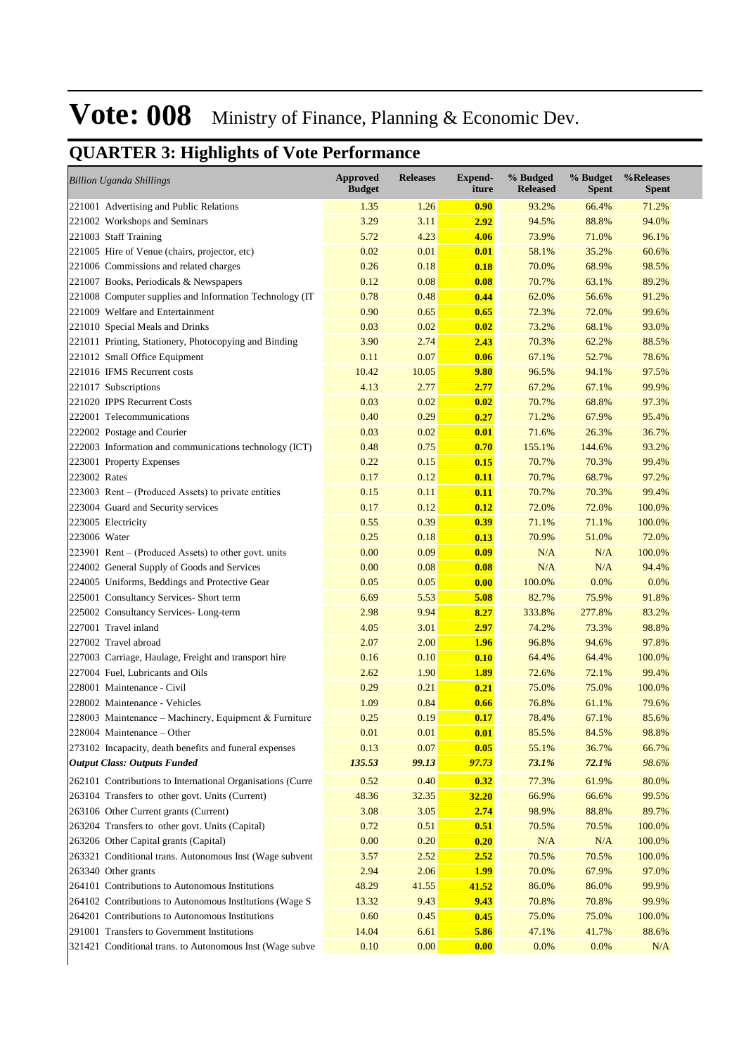# Vote: 008 Ministry of Finance, Planning & Economic Dev.

## QUARTER 3: Highlights of Vote Performance

| *Billion Uganda Shillings* | Approved Budget | Releases | Expend-iture | % Budged Released | % Budget Spent | %Releases Spent |
|---|---|---|---|---|---|---|
| 221001 Advertising and Public Relations | 1.35 | 1.26 | **0.90** | 93.2% | 66.4% | 71.2% |
| 221002 Workshops and Seminars | 3.29 | 3.11 | **2.92** | 94.5% | 88.8% | 94.0% |
| 221003 Staff Training | 5.72 | 4.23 | **4.06** | 73.9% | 71.0% | 96.1% |
| 221005 Hire of Venue (chairs, projector, etc) | 0.02 | 0.01 | **0.01** | 58.1% | 35.2% | 60.6% |
| 221006 Commissions and related charges | 0.26 | 0.18 | **0.18** | 70.0% | 68.9% | 98.5% |
| 221007 Books, Periodicals & Newspapers | 0.12 | 0.08 | **0.08** | 70.7% | 63.1% | 89.2% |
| 221008 Computer supplies and Information Technology (IT | 0.78 | 0.48 | **0.44** | 62.0% | 56.6% | 91.2% |
| 221009 Welfare and Entertainment | 0.90 | 0.65 | **0.65** | 72.3% | 72.0% | 99.6% |
| 221010 Special Meals and Drinks | 0.03 | 0.02 | **0.02** | 73.2% | 68.1% | 93.0% |
| 221011 Printing, Stationery, Photocopying and Binding | 3.90 | 2.74 | **2.43** | 70.3% | 62.2% | 88.5% |
| 221012 Small Office Equipment | 0.11 | 0.07 | **0.06** | 67.1% | 52.7% | 78.6% |
| 221016 IFMS Recurrent costs | 10.42 | 10.05 | **9.80** | 96.5% | 94.1% | 97.5% |
| 221017 Subscriptions | 4.13 | 2.77 | **2.77** | 67.2% | 67.1% | 99.9% |
| 221020 IPPS Recurrent Costs | 0.03 | 0.02 | **0.02** | 70.7% | 68.8% | 97.3% |
| 222001 Telecommunications | 0.40 | 0.29 | **0.27** | 71.2% | 67.9% | 95.4% |
| 222002 Postage and Courier | 0.03 | 0.02 | **0.01** | 71.6% | 26.3% | 36.7% |
| 222003 Information and communications technology (ICT) | 0.48 | 0.75 | **0.70** | 155.1% | 144.6% | 93.2% |
| 223001 Property Expenses | 0.22 | 0.15 | **0.15** | 70.7% | 70.3% | 99.4% |
| 223002 Rates | 0.17 | 0.12 | **0.11** | 70.7% | 68.7% | 97.2% |
| 223003 Rent – (Produced Assets) to private entities | 0.15 | 0.11 | **0.11** | 70.7% | 70.3% | 99.4% |
| 223004 Guard and Security services | 0.17 | 0.12 | **0.12** | 72.0% | 72.0% | 100.0% |
| 223005 Electricity | 0.55 | 0.39 | **0.39** | 71.1% | 71.1% | 100.0% |
| 223006 Water | 0.25 | 0.18 | **0.13** | 70.9% | 51.0% | 72.0% |
| 223901 Rent – (Produced Assets) to other govt. units | 0.00 | 0.09 | **0.09** | N/A | N/A | 100.0% |
| 224002 General Supply of Goods and Services | 0.00 | 0.08 | **0.08** | N/A | N/A | 94.4% |
| 224005 Uniforms, Beddings and Protective Gear | 0.05 | 0.05 | **0.00** | 100.0% | 0.0% | 0.0% |
| 225001 Consultancy Services- Short term | 6.69 | 5.53 | **5.08** | 82.7% | 75.9% | 91.8% |
| 225002 Consultancy Services- Long-term | 2.98 | 9.94 | **8.27** | 333.8% | 277.8% | 83.2% |
| 227001 Travel inland | 4.05 | 3.01 | **2.97** | 74.2% | 73.3% | 98.8% |
| 227002 Travel abroad | 2.07 | 2.00 | **1.96** | 96.8% | 94.6% | 97.8% |
| 227003 Carriage, Haulage, Freight and transport hire | 0.16 | 0.10 | **0.10** | 64.4% | 64.4% | 100.0% |
| 227004 Fuel, Lubricants and Oils | 2.62 | 1.90 | **1.89** | 72.6% | 72.1% | 99.4% |
| 228001 Maintenance - Civil | 0.29 | 0.21 | **0.21** | 75.0% | 75.0% | 100.0% |
| 228002 Maintenance - Vehicles | 1.09 | 0.84 | **0.66** | 76.8% | 61.1% | 79.6% |
| 228003 Maintenance – Machinery, Equipment & Furniture | 0.25 | 0.19 | **0.17** | 78.4% | 67.1% | 85.6% |
| 228004 Maintenance – Other | 0.01 | 0.01 | **0.01** | 85.5% | 84.5% | 98.8% |
| 273102 Incapacity, death benefits and funeral expenses | 0.13 | 0.07 | **0.05** | 55.1% | 36.7% | 66.7% |
| ***Output Class: Outputs Funded*** | ***135.53*** | ***99.13*** | ***97.73*** | ***73.1%*** | ***72.1%*** | *98.6%* |
| 262101 Contributions to International Organisations (Curre | 0.52 | 0.40 | **0.32** | 77.3% | 61.9% | 80.0% |
| 263104 Transfers to other govt. Units (Current) | 48.36 | 32.35 | **32.20** | 66.9% | 66.6% | 99.5% |
| 263106 Other Current grants (Current) | 3.08 | 3.05 | **2.74** | 98.9% | 88.8% | 89.7% |
| 263204 Transfers to other govt. Units (Capital) | 0.72 | 0.51 | **0.51** | 70.5% | 70.5% | 100.0% |
| 263206 Other Capital grants (Capital) | 0.00 | 0.20 | **0.20** | N/A | N/A | 100.0% |
| 263321 Conditional trans. Autonomous Inst (Wage subvent | 3.57 | 2.52 | **2.52** | 70.5% | 70.5% | 100.0% |
| 263340 Other grants | 2.94 | 2.06 | **1.99** | 70.0% | 67.9% | 97.0% |
| 264101 Contributions to Autonomous Institutions | 48.29 | 41.55 | **41.52** | 86.0% | 86.0% | 99.9% |
| 264102 Contributions to Autonomous Institutions (Wage S | 13.32 | 9.43 | **9.43** | 70.8% | 70.8% | 99.9% |
| 264201 Contributions to Autonomous Institutions | 0.60 | 0.45 | **0.45** | 75.0% | 75.0% | 100.0% |
| 291001 Transfers to Government Institutions | 14.04 | 6.61 | **5.86** | 47.1% | 41.7% | 88.6% |
| 321421 Conditional trans. to Autonomous Inst (Wage subve | 0.10 | 0.00 | **0.00** | 0.0% | 0.0% | N/A |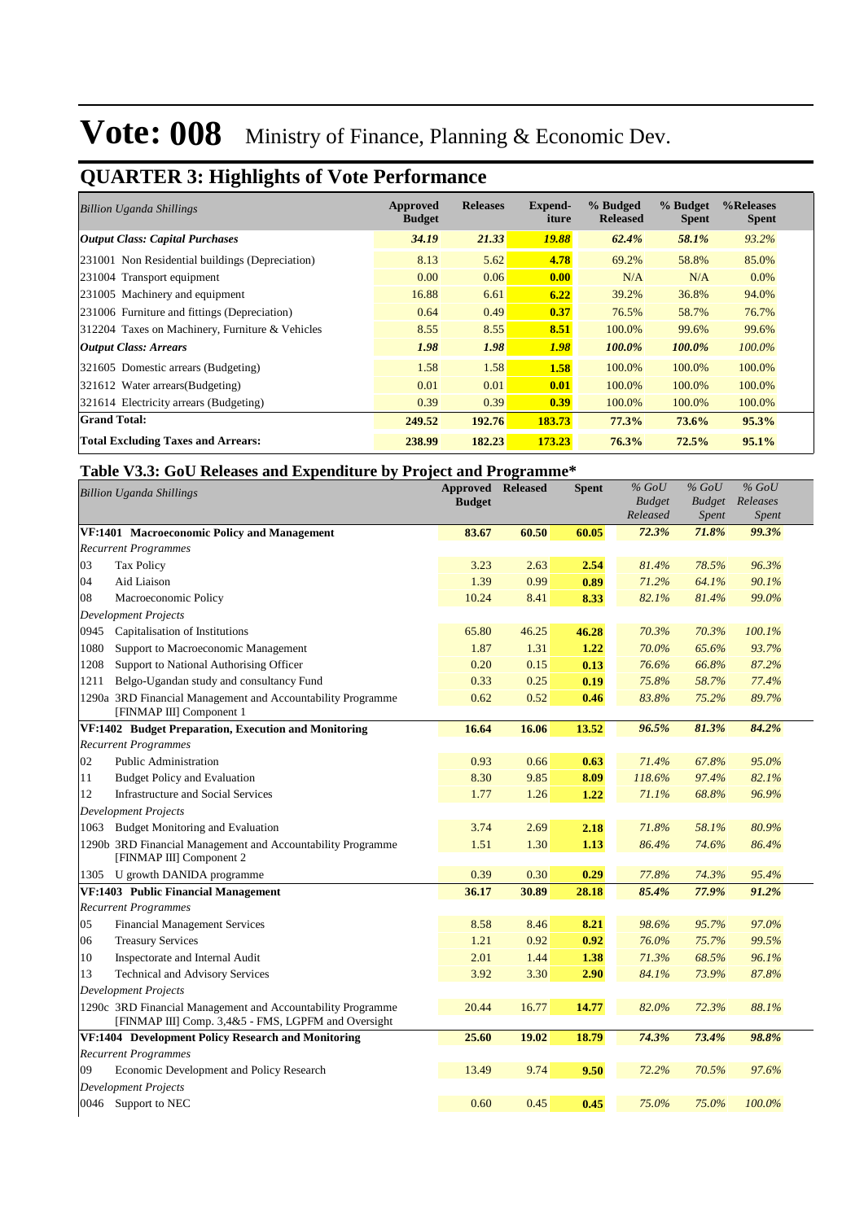# Vote: 008 Ministry of Finance, Planning & Economic Dev.

## QUARTER 3: Highlights of Vote Performance

| *Billion Uganda Shillings* | Approved Budget | Releases | Expend-iture | % Budged Released | % Budget Spent | %Releases Spent |
|---|---|---|---|---|---|---|
| ***Output Class: Capital Purchases*** | ***34.19*** | ***21.33*** | ***19.88*** | ***62.4%*** | ***58.1%*** | *93.2%* |
| 231001 Non Residential buildings (Depreciation) | 8.13 | 5.62 | **4.78** | 69.2% | 58.8% | 85.0% |
| 231004 Transport equipment | 0.00 | 0.06 | **0.00** | N/A | N/A | 0.0% |
| 231005 Machinery and equipment | 16.88 | 6.61 | **6.22** | 39.2% | 36.8% | 94.0% |
| 231006 Furniture and fittings (Depreciation) | 0.64 | 0.49 | **0.37** | 76.5% | 58.7% | 76.7% |
| 312204 Taxes on Machinery, Furniture & Vehicles | 8.55 | 8.55 | **8.51** | 100.0% | 99.6% | 99.6% |
| ***Output Class: Arrears*** | ***1.98*** | ***1.98*** | ***1.98*** | ***100.0%*** | ***100.0%*** | *100.0%* |
| 321605 Domestic arrears (Budgeting) | 1.58 | 1.58 | **1.58** | 100.0% | 100.0% | 100.0% |
| 321612 Water arrears(Budgeting) | 0.01 | 0.01 | **0.01** | 100.0% | 100.0% | 100.0% |
| 321614 Electricity arrears (Budgeting) | 0.39 | 0.39 | **0.39** | 100.0% | 100.0% | 100.0% |
| **Grand Total:** | **249.52** | **192.76** | **183.73** | **77.3%** | **73.6%** | **95.3%** |
| **Total Excluding Taxes and Arrears:** | **238.99** | **182.23** | **173.23** | **76.3%** | **72.5%** | **95.1%** |

### Table V3.3: GoU Releases and Expenditure by Project and Programme*

| *Billion Uganda Shillings* | Approved Budget | Released | Spent | *% GoU Budget Released* | *% GoU Budget Spent* | *% GoU Releases Spent* |
|---|---|---|---|---|---|---|
| **VF:1401 Macroeconomic Policy and Management** | **83.67** | **60.50** | **60.05** | ***72.3%*** | ***71.8%*** | ***99.3%*** |
| *Recurrent Programmes* | | | | | | |
| 03 Tax Policy | 3.23 | 2.63 | **2.54** | *81.4%* | *78.5%* | *96.3%* |
| 04 Aid Liaison | 1.39 | 0.99 | **0.89** | *71.2%* | *64.1%* | *90.1%* |
| 08 Macroeconomic Policy | 10.24 | 8.41 | **8.33** | *82.1%* | *81.4%* | *99.0%* |
| *Development Projects* | | | | | | |
| 0945 Capitalisation of Institutions | 65.80 | 46.25 | **46.28** | *70.3%* | *70.3%* | *100.1%* |
| 1080 Support to Macroeconomic Management | 1.87 | 1.31 | **1.22** | *70.0%* | *65.6%* | *93.7%* |
| 1208 Support to National Authorising Officer | 0.20 | 0.15 | **0.13** | *76.6%* | *66.8%* | *87.2%* |
| 1211 Belgo-Ugandan study and consultancy Fund | 0.33 | 0.25 | **0.19** | *75.8%* | *58.7%* | *77.4%* |
| 1290a 3RD Financial Management and Accountability Programme [FINMAP III] Component 1 | 0.62 | 0.52 | **0.46** | *83.8%* | *75.2%* | *89.7%* |
| **VF:1402 Budget Preparation, Execution and Monitoring** | **16.64** | **16.06** | **13.52** | ***96.5%*** | ***81.3%*** | ***84.2%*** |
| *Recurrent Programmes* | | | | | | |
| 02 Public Administration | 0.93 | 0.66 | **0.63** | *71.4%* | *67.8%* | *95.0%* |
| 11 Budget Policy and Evaluation | 8.30 | 9.85 | **8.09** | *118.6%* | *97.4%* | *82.1%* |
| 12 Infrastructure and Social Services | 1.77 | 1.26 | **1.22** | *71.1%* | *68.8%* | *96.9%* |
| *Development Projects* | | | | | | |
| 1063 Budget Monitoring and Evaluation | 3.74 | 2.69 | **2.18** | *71.8%* | *58.1%* | *80.9%* |
| 1290b 3RD Financial Management and Accountability Programme [FINMAP III] Component 2 | 1.51 | 1.30 | **1.13** | *86.4%* | *74.6%* | *86.4%* |
| 1305 U growth DANIDA programme | 0.39 | 0.30 | **0.29** | *77.8%* | *74.3%* | *95.4%* |
| **VF:1403 Public Financial Management** | **36.17** | **30.89** | **28.18** | ***85.4%*** | ***77.9%*** | ***91.2%*** |
| *Recurrent Programmes* | | | | | | |
| 05 Financial Management Services | 8.58 | 8.46 | **8.21** | *98.6%* | *95.7%* | *97.0%* |
| 06 Treasury Services | 1.21 | 0.92 | **0.92** | *76.0%* | *75.7%* | *99.5%* |
| 10 Inspectorate and Internal Audit | 2.01 | 1.44 | **1.38** | *71.3%* | *68.5%* | *96.1%* |
| 13 Technical and Advisory Services | 3.92 | 3.30 | **2.90** | *84.1%* | *73.9%* | *87.8%* |
| *Development Projects* | | | | | | |
| 1290c 3RD Financial Management and Accountability Programme [FINMAP III] Comp. 3,4&5 - FMS, LGPFM and Oversight | 20.44 | 16.77 | **14.77** | *82.0%* | *72.3%* | *88.1%* |
| **VF:1404 Development Policy Research and Monitoring** | **25.60** | **19.02** | **18.79** | ***74.3%*** | ***73.4%*** | ***98.8%*** |
| *Recurrent Programmes* | | | | | | |
| 09 Economic Development and Policy Research | 13.49 | 9.74 | **9.50** | *72.2%* | *70.5%* | *97.6%* |
| *Development Projects* | | | | | | |
| 0046 Support to NEC | 0.60 | 0.45 | **0.45** | *75.0%* | *75.0%* | *100.0%* |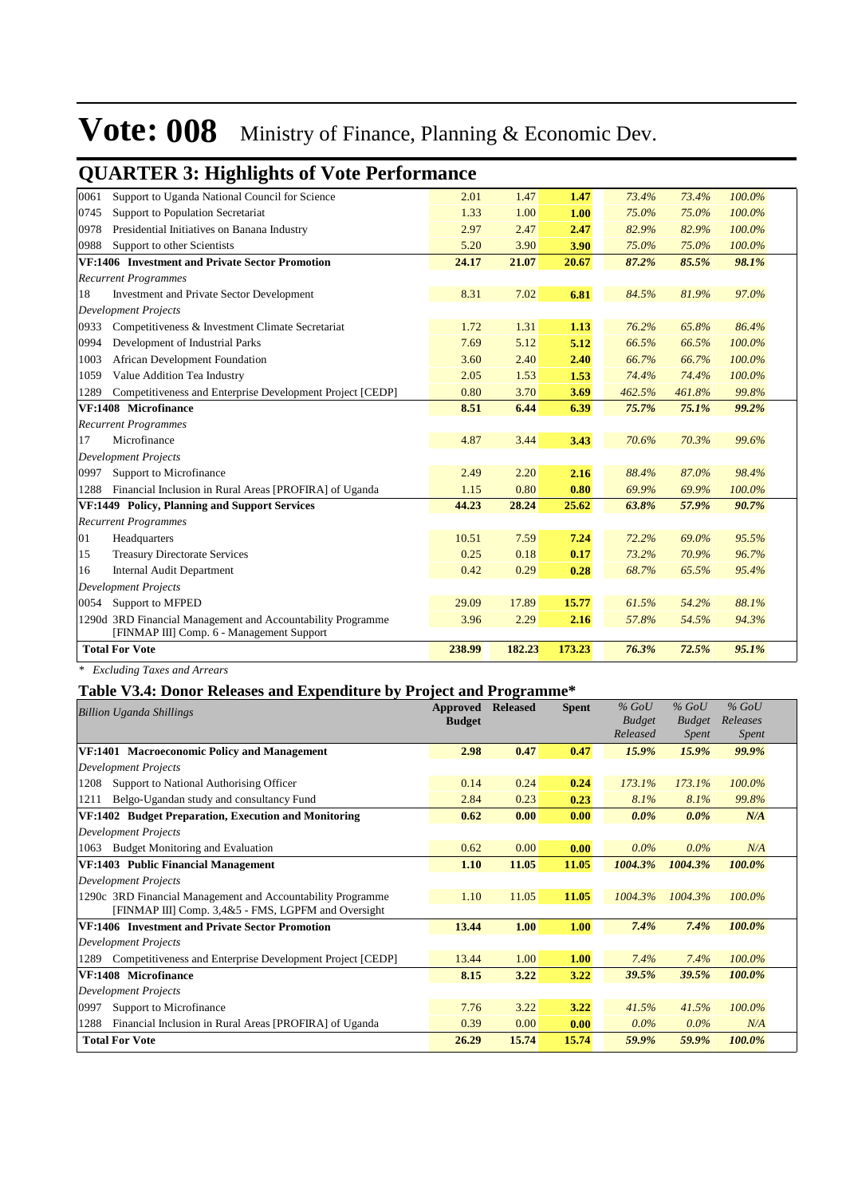# Vote: 008 Ministry of Finance, Planning & Economic Dev.

## QUARTER 3: Highlights of Vote Performance

| | | | | | | |
|---|---|---|---|---|---|---|
| 0061 Support to Uganda National Council for Science | 2.01 | 1.47 | **1.47** | *73.4%* | *73.4%* | *100.0%* |
| 0745 Support to Population Secretariat | 1.33 | 1.00 | **1.00** | *75.0%* | *75.0%* | *100.0%* |
| 0978 Presidential Initiatives on Banana Industry | 2.97 | 2.47 | **2.47** | *82.9%* | *82.9%* | *100.0%* |
| 0988 Support to other Scientists | 5.20 | 3.90 | **3.90** | *75.0%* | *75.0%* | *100.0%* |
| **VF:1406 Investment and Private Sector Promotion** | **24.17** | **21.07** | **20.67** | ***87.2%*** | ***85.5%*** | ***98.1%*** |
| *Recurrent Programmes* | | | | | | |
| 18 Investment and Private Sector Development | 8.31 | 7.02 | **6.81** | *84.5%* | *81.9%* | *97.0%* |
| *Development Projects* | | | | | | |
| 0933 Competitiveness & Investment Climate Secretariat | 1.72 | 1.31 | **1.13** | *76.2%* | *65.8%* | *86.4%* |
| 0994 Development of Industrial Parks | 7.69 | 5.12 | **5.12** | *66.5%* | *66.5%* | *100.0%* |
| 1003 African Development Foundation | 3.60 | 2.40 | **2.40** | *66.7%* | *66.7%* | *100.0%* |
| 1059 Value Addition Tea Industry | 2.05 | 1.53 | **1.53** | *74.4%* | *74.4%* | *100.0%* |
| 1289 Competitiveness and Enterprise Development Project [CEDP] | 0.80 | 3.70 | **3.69** | *462.5%* | *461.8%* | *99.8%* |
| **VF:1408 Microfinance** | **8.51** | **6.44** | **6.39** | ***75.7%*** | ***75.1%*** | ***99.2%*** |
| *Recurrent Programmes* | | | | | | |
| 17 Microfinance | 4.87 | 3.44 | **3.43** | *70.6%* | *70.3%* | *99.6%* |
| *Development Projects* | | | | | | |
| 0997 Support to Microfinance | 2.49 | 2.20 | **2.16** | *88.4%* | *87.0%* | *98.4%* |
| 1288 Financial Inclusion in Rural Areas [PROFIRA] of Uganda | 1.15 | 0.80 | **0.80** | *69.9%* | *69.9%* | *100.0%* |
| **VF:1449 Policy, Planning and Support Services** | **44.23** | **28.24** | **25.62** | ***63.8%*** | ***57.9%*** | ***90.7%*** |
| *Recurrent Programmes* | | | | | | |
| 01 Headquarters | 10.51 | 7.59 | **7.24** | *72.2%* | *69.0%* | *95.5%* |
| 15 Treasury Directorate Services | 0.25 | 0.18 | **0.17** | *73.2%* | *70.9%* | *96.7%* |
| 16 Internal Audit Department | 0.42 | 0.29 | **0.28** | *68.7%* | *65.5%* | *95.4%* |
| *Development Projects* | | | | | | |
| 0054 Support to MFPED | 29.09 | 17.89 | **15.77** | *61.5%* | *54.2%* | *88.1%* |
| 1290d 3RD Financial Management and Accountability Programme [FINMAP III] Comp. 6 - Management Support | 3.96 | 2.29 | **2.16** | *57.8%* | *54.5%* | *94.3%* |
| **Total For Vote** | **238.99** | **182.23** | **173.23** | ***76.3%*** | ***72.5%*** | ***95.1%*** |

*\* Excluding Taxes and Arrears*

### Table V3.4: Donor Releases and Expenditure by Project and Programme*

| *Billion Uganda Shillings* | Approved Budget | Released | Spent | *% GoU Budget Released* | *% GoU Budget Spent* | *% GoU Releases Spent* |
|---|---|---|---|---|---|---|
| **VF:1401 Macroeconomic Policy and Management** | **2.98** | **0.47** | **0.47** | ***15.9%*** | ***15.9%*** | ***99.9%*** |
| *Development Projects* | | | | | | |
| 1208 Support to National Authorising Officer | 0.14 | 0.24 | **0.24** | *173.1%* | *173.1%* | *100.0%* |
| 1211 Belgo-Ugandan study and consultancy Fund | 2.84 | 0.23 | **0.23** | *8.1%* | *8.1%* | *99.8%* |
| **VF:1402 Budget Preparation, Execution and Monitoring** | **0.62** | **0.00** | **0.00** | ***0.0%*** | ***0.0%*** | ***N/A*** |
| *Development Projects* | | | | | | |
| 1063 Budget Monitoring and Evaluation | 0.62 | 0.00 | **0.00** | *0.0%* | *0.0%* | *N/A* |
| **VF:1403 Public Financial Management** | **1.10** | **11.05** | **11.05** | ***1004.3%*** | ***1004.3%*** | ***100.0%*** |
| *Development Projects* | | | | | | |
| 1290c 3RD Financial Management and Accountability Programme [FINMAP III] Comp. 3,4&5 - FMS, LGPFM and Oversight | 1.10 | 11.05 | **11.05** | *1004.3%* | *1004.3%* | *100.0%* |
| **VF:1406 Investment and Private Sector Promotion** | **13.44** | **1.00** | **1.00** | ***7.4%*** | ***7.4%*** | ***100.0%*** |
| *Development Projects* | | | | | | |
| 1289 Competitiveness and Enterprise Development Project [CEDP] | 13.44 | 1.00 | **1.00** | *7.4%* | *7.4%* | *100.0%* |
| **VF:1408 Microfinance** | **8.15** | **3.22** | **3.22** | ***39.5%*** | ***39.5%*** | ***100.0%*** |
| *Development Projects* | | | | | | |
| 0997 Support to Microfinance | 7.76 | 3.22 | **3.22** | *41.5%* | *41.5%* | *100.0%* |
| 1288 Financial Inclusion in Rural Areas [PROFIRA] of Uganda | 0.39 | 0.00 | **0.00** | *0.0%* | *0.0%* | *N/A* |
| **Total For Vote** | **26.29** | **15.74** | **15.74** | ***59.9%*** | ***59.9%*** | ***100.0%*** |